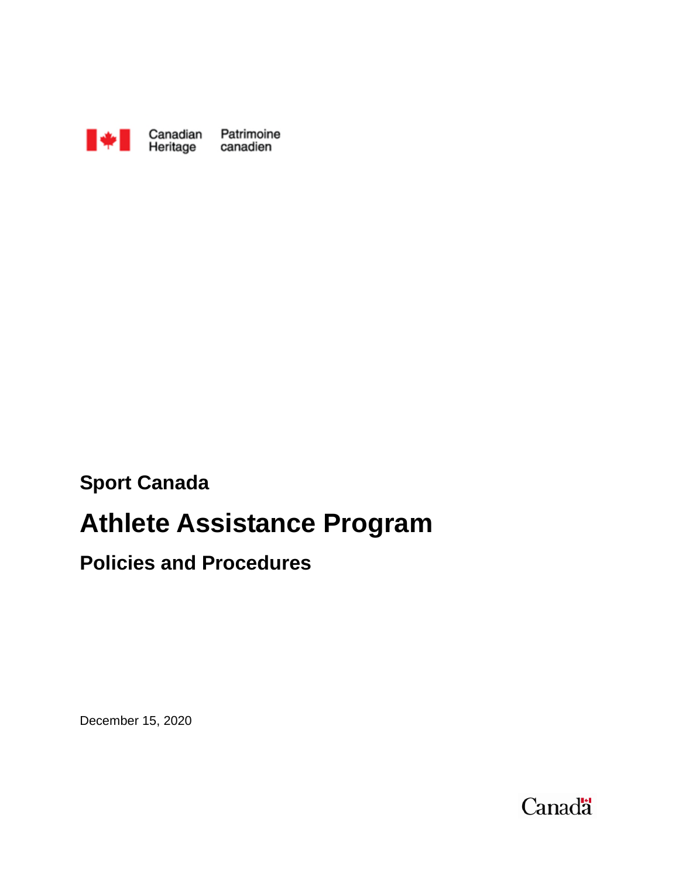Canadian Heritage Patrimoine canadien

**Sport Canada**

# Athlete Assistance Program

## Policies and Procedures

December 15, 2020

Canada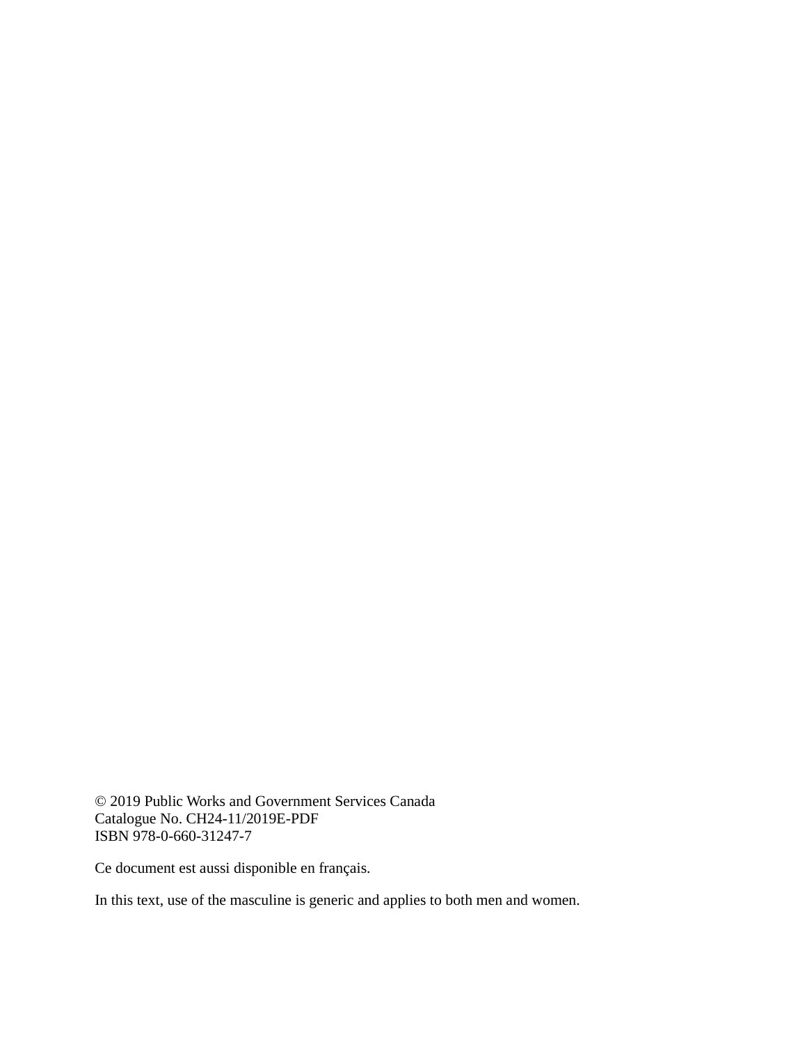© 2019 Public Works and Government Services Canada
Catalogue No. CH24-11/2019E-PDF
ISBN 978-0-660-31247-7

Ce document est aussi disponible en français.

In this text, use of the masculine is generic and applies to both men and women.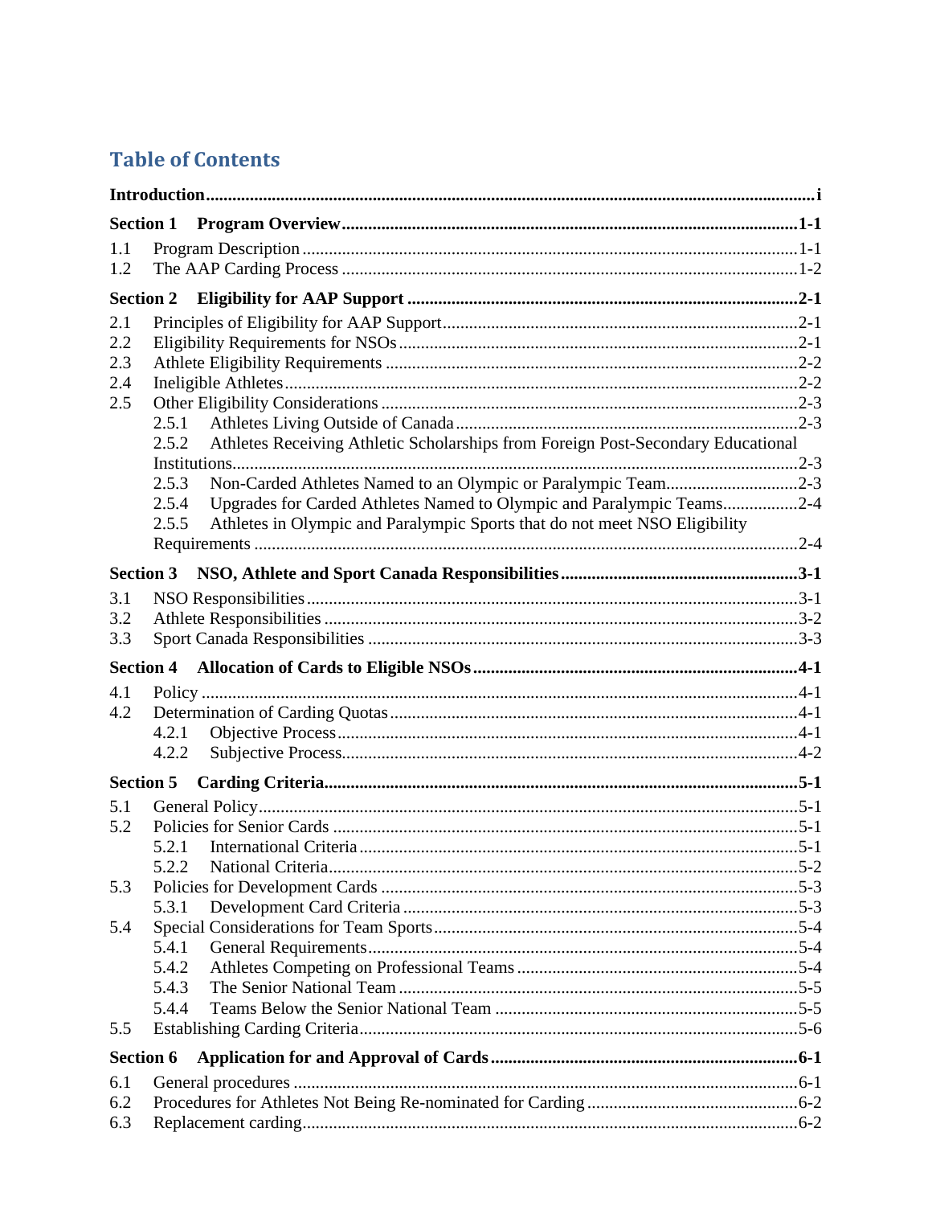# Table of Contents

**Introduction** ..... **i**

**Section 1 Program Overview** ..... **1-1**

1.1 Program Description ..... 1-1
1.2 The AAP Carding Process ..... 1-2

**Section 2 Eligibility for AAP Support** ..... **2-1**

2.1 Principles of Eligibility for AAP Support ..... 2-1
2.2 Eligibility Requirements for NSOs ..... 2-1
2.3 Athlete Eligibility Requirements ..... 2-2
2.4 Ineligible Athletes ..... 2-2
2.5 Other Eligibility Considerations ..... 2-3
 2.5.1 Athletes Living Outside of Canada ..... 2-3
 2.5.2 Athletes Receiving Athletic Scholarships from Foreign Post-Secondary Educational Institutions ..... 2-3
 2.5.3 Non-Carded Athletes Named to an Olympic or Paralympic Team ..... 2-3
 2.5.4 Upgrades for Carded Athletes Named to Olympic and Paralympic Teams ..... 2-4
 2.5.5 Athletes in Olympic and Paralympic Sports that do not meet NSO Eligibility Requirements ..... 2-4

**Section 3 NSO, Athlete and Sport Canada Responsibilities** ..... **3-1**

3.1 NSO Responsibilities ..... 3-1
3.2 Athlete Responsibilities ..... 3-2
3.3 Sport Canada Responsibilities ..... 3-3

**Section 4 Allocation of Cards to Eligible NSOs** ..... **4-1**

4.1 Policy ..... 4-1
4.2 Determination of Carding Quotas ..... 4-1
 4.2.1 Objective Process ..... 4-1
 4.2.2 Subjective Process ..... 4-2

**Section 5 Carding Criteria** ..... **5-1**

5.1 General Policy ..... 5-1
5.2 Policies for Senior Cards ..... 5-1
 5.2.1 International Criteria ..... 5-1
 5.2.2 National Criteria ..... 5-2
5.3 Policies for Development Cards ..... 5-3
 5.3.1 Development Card Criteria ..... 5-3
5.4 Special Considerations for Team Sports ..... 5-4
 5.4.1 General Requirements ..... 5-4
 5.4.2 Athletes Competing on Professional Teams ..... 5-4
 5.4.3 The Senior National Team ..... 5-5
 5.4.4 Teams Below the Senior National Team ..... 5-5
5.5 Establishing Carding Criteria ..... 5-6

**Section 6 Application for and Approval of Cards** ..... **6-1**

6.1 General procedures ..... 6-1
6.2 Procedures for Athletes Not Being Re-nominated for Carding ..... 6-2
6.3 Replacement carding ..... 6-2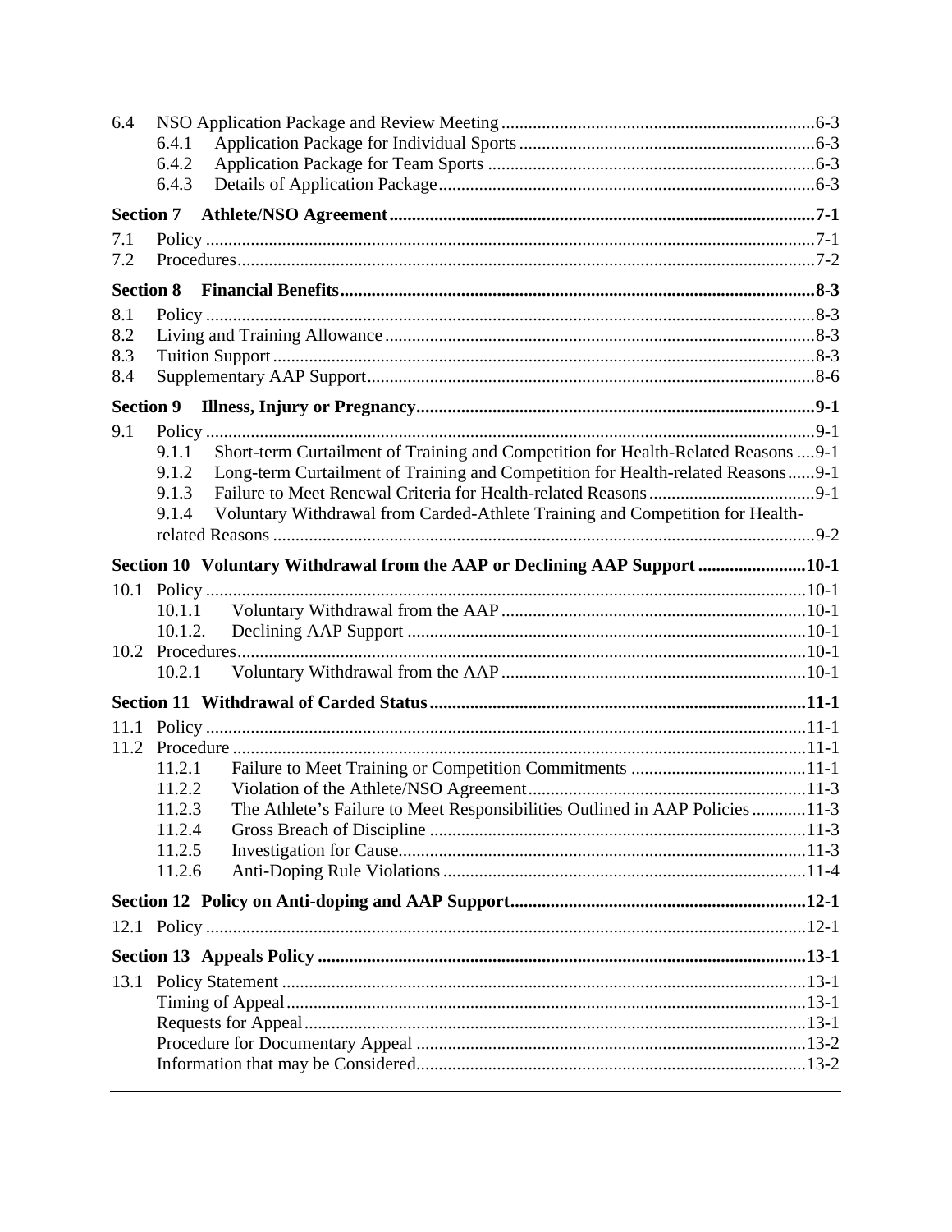6.4 NSO Application Package and Review Meeting ..... 6-3
- 6.4.1 Application Package for Individual Sports ..... 6-3
- 6.4.2 Application Package for Team Sports ..... 6-3
- 6.4.3 Details of Application Package ..... 6-3

**Section 7 Athlete/NSO Agreement ..... 7-1**

7.1 Policy ..... 7-1
7.2 Procedures ..... 7-2

**Section 8 Financial Benefits ..... 8-3**

8.1 Policy ..... 8-3
8.2 Living and Training Allowance ..... 8-3
8.3 Tuition Support ..... 8-3
8.4 Supplementary AAP Support ..... 8-6

**Section 9 Illness, Injury or Pregnancy ..... 9-1**

9.1 Policy ..... 9-1
- 9.1.1 Short-term Curtailment of Training and Competition for Health-Related Reasons ..... 9-1
- 9.1.2 Long-term Curtailment of Training and Competition for Health-related Reasons ..... 9-1
- 9.1.3 Failure to Meet Renewal Criteria for Health-related Reasons ..... 9-1
- 9.1.4 Voluntary Withdrawal from Carded-Athlete Training and Competition for Health-related Reasons ..... 9-2

**Section 10 Voluntary Withdrawal from the AAP or Declining AAP Support ..... 10-1**

10.1 Policy ..... 10-1
- 10.1.1 Voluntary Withdrawal from the AAP ..... 10-1
- 10.1.2. Declining AAP Support ..... 10-1

10.2 Procedures ..... 10-1
- 10.2.1 Voluntary Withdrawal from the AAP ..... 10-1

**Section 11 Withdrawal of Carded Status ..... 11-1**

11.1 Policy ..... 11-1
11.2 Procedure ..... 11-1
- 11.2.1 Failure to Meet Training or Competition Commitments ..... 11-1
- 11.2.2 Violation of the Athlete/NSO Agreement ..... 11-3
- 11.2.3 The Athlete's Failure to Meet Responsibilities Outlined in AAP Policies ..... 11-3
- 11.2.4 Gross Breach of Discipline ..... 11-3
- 11.2.5 Investigation for Cause ..... 11-3
- 11.2.6 Anti-Doping Rule Violations ..... 11-4

**Section 12 Policy on Anti-doping and AAP Support ..... 12-1**

12.1 Policy ..... 12-1

**Section 13 Appeals Policy ..... 13-1**

13.1 Policy Statement ..... 13-1
- Timing of Appeal ..... 13-1
- Requests for Appeal ..... 13-1
- Procedure for Documentary Appeal ..... 13-2
- Information that may be Considered ..... 13-2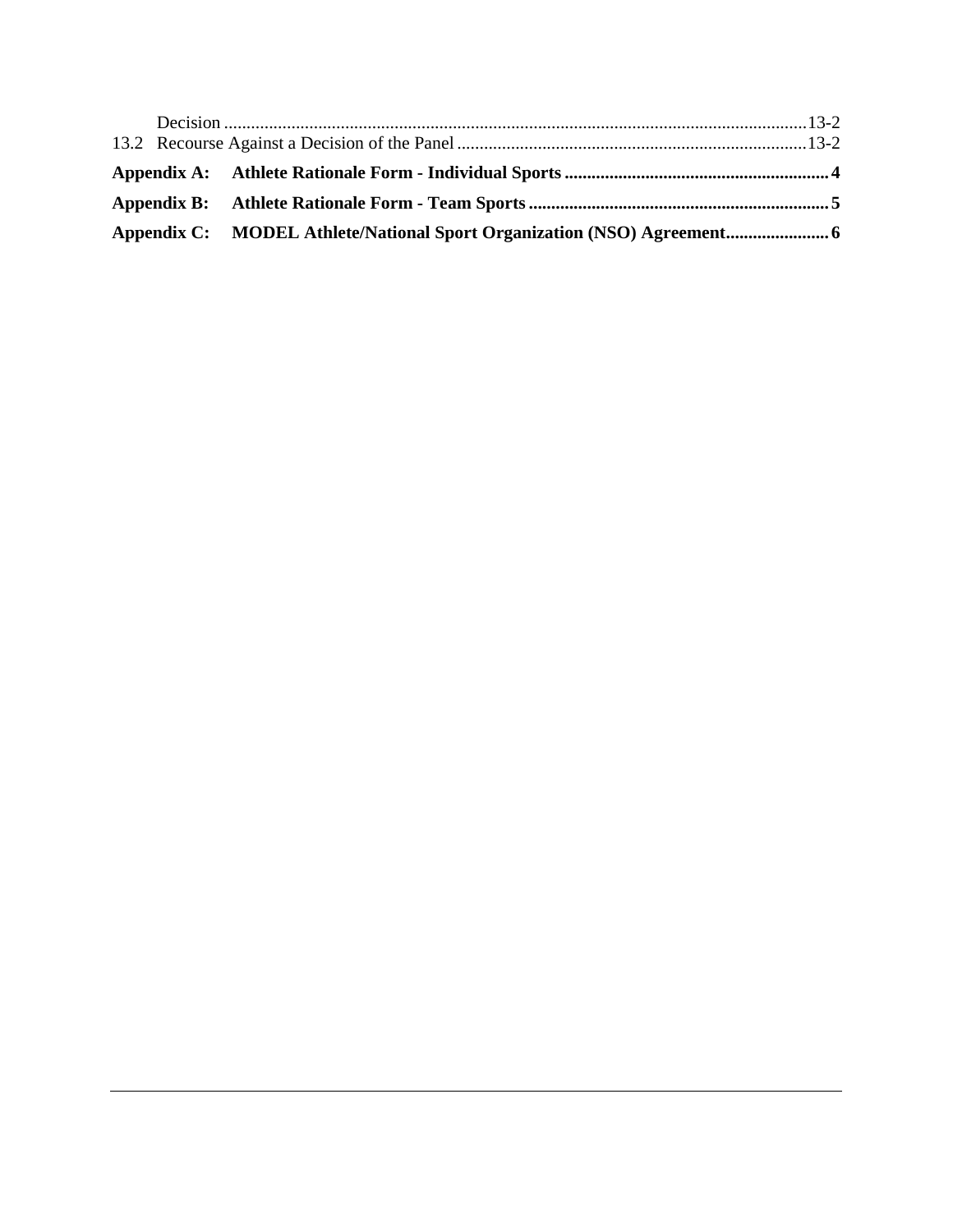Decision ..................................................................................................................................13-2
13.2 Recourse Against a Decision of the Panel ..............................................................................13-2

**Appendix A: Athlete Rationale Form - Individual Sports ........................................................... 4**

**Appendix B: Athlete Rationale Form - Team Sports .................................................................. 5**

**Appendix C: MODEL Athlete/National Sport Organization (NSO) Agreement....................... 6**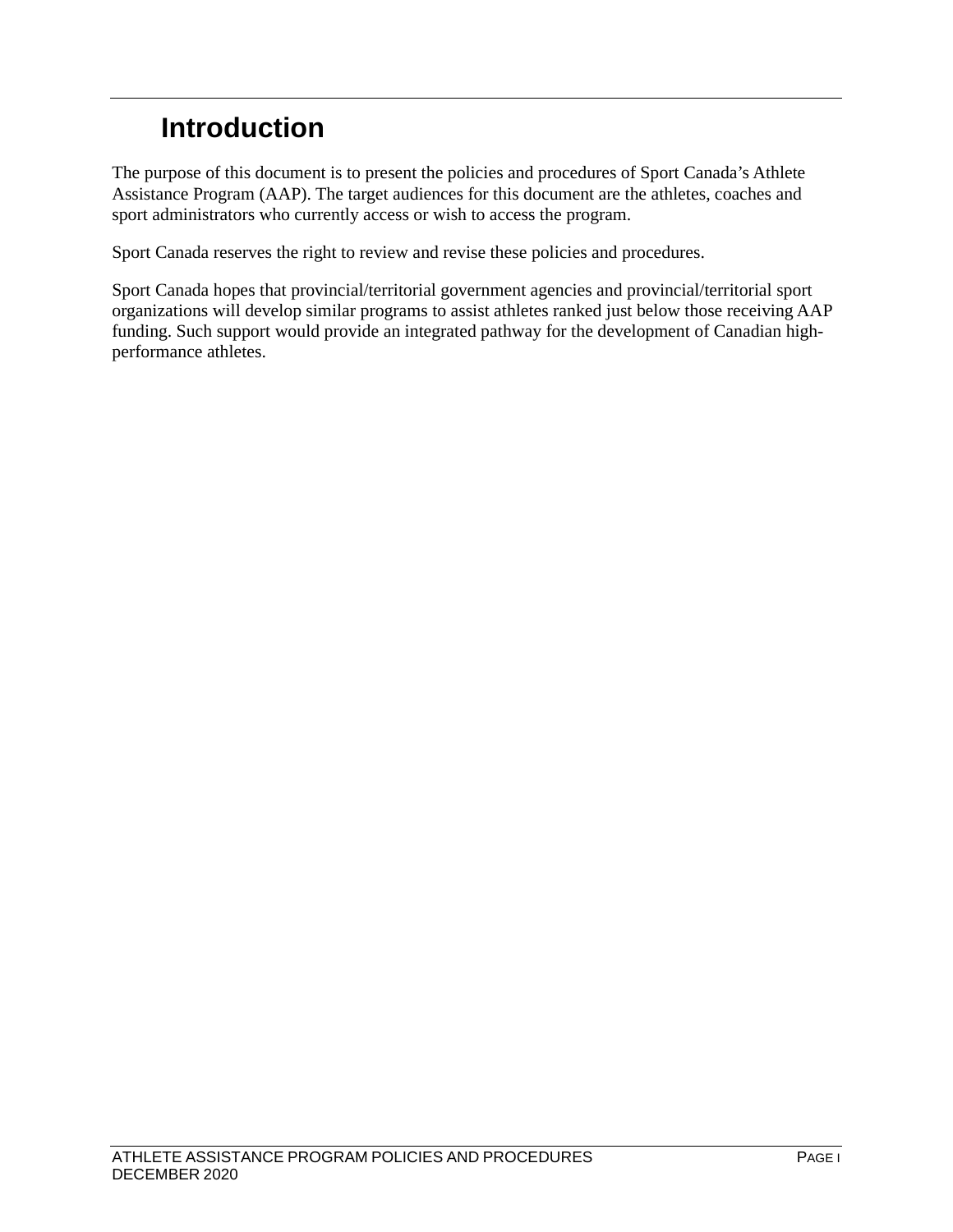# Introduction

The purpose of this document is to present the policies and procedures of Sport Canada's Athlete Assistance Program (AAP). The target audiences for this document are the athletes, coaches and sport administrators who currently access or wish to access the program.

Sport Canada reserves the right to review and revise these policies and procedures.

Sport Canada hopes that provincial/territorial government agencies and provincial/territorial sport organizations will develop similar programs to assist athletes ranked just below those receiving AAP funding. Such support would provide an integrated pathway for the development of Canadian high-performance athletes.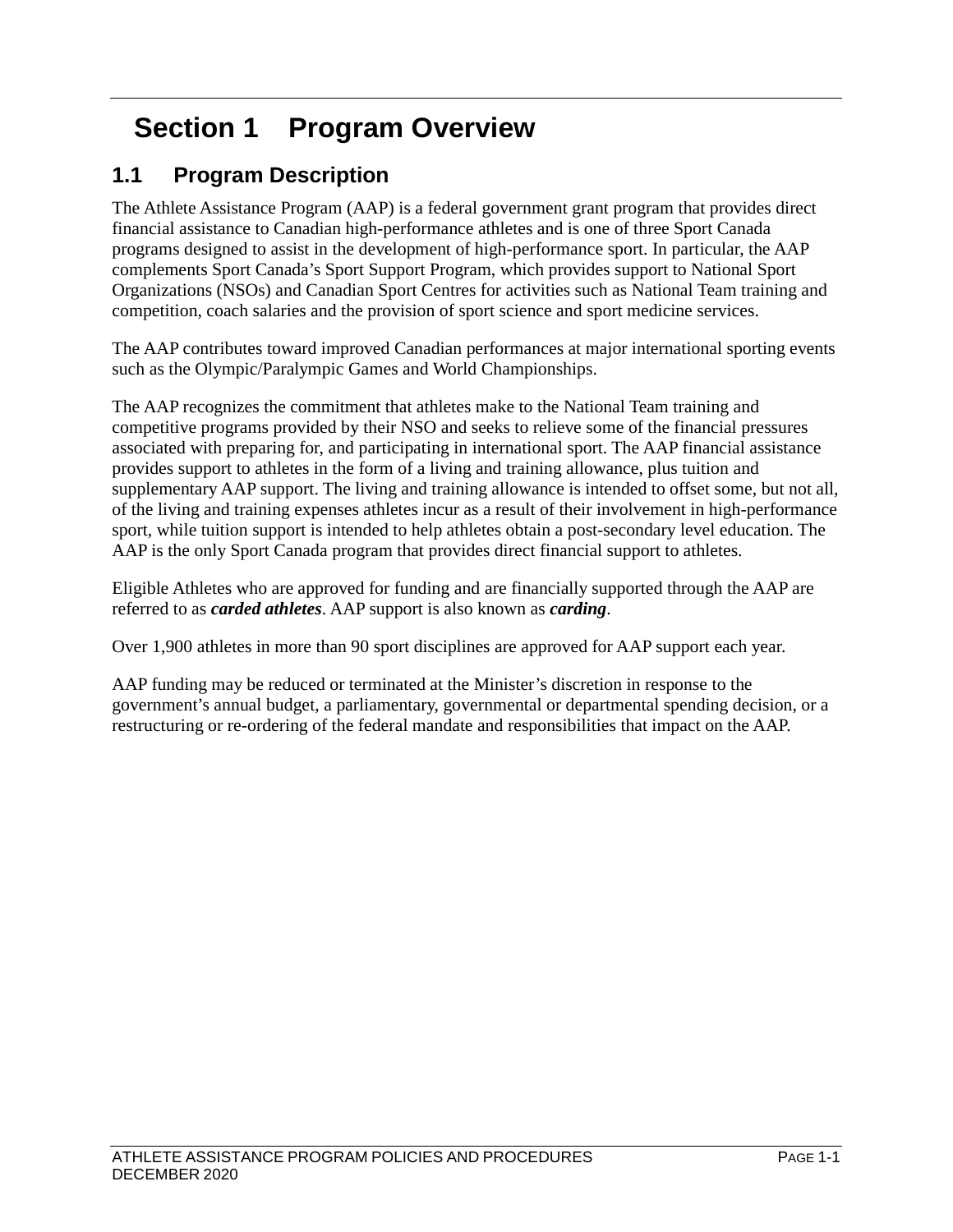# Section 1 Program Overview

## 1.1 Program Description

The Athlete Assistance Program (AAP) is a federal government grant program that provides direct financial assistance to Canadian high-performance athletes and is one of three Sport Canada programs designed to assist in the development of high-performance sport. In particular, the AAP complements Sport Canada's Sport Support Program, which provides support to National Sport Organizations (NSOs) and Canadian Sport Centres for activities such as National Team training and competition, coach salaries and the provision of sport science and sport medicine services.

The AAP contributes toward improved Canadian performances at major international sporting events such as the Olympic/Paralympic Games and World Championships.

The AAP recognizes the commitment that athletes make to the National Team training and competitive programs provided by their NSO and seeks to relieve some of the financial pressures associated with preparing for, and participating in international sport. The AAP financial assistance provides support to athletes in the form of a living and training allowance, plus tuition and supplementary AAP support. The living and training allowance is intended to offset some, but not all, of the living and training expenses athletes incur as a result of their involvement in high-performance sport, while tuition support is intended to help athletes obtain a post-secondary level education. The AAP is the only Sport Canada program that provides direct financial support to athletes.

Eligible Athletes who are approved for funding and are financially supported through the AAP are referred to as ***carded athletes***. AAP support is also known as ***carding***.

Over 1,900 athletes in more than 90 sport disciplines are approved for AAP support each year.

AAP funding may be reduced or terminated at the Minister's discretion in response to the government's annual budget, a parliamentary, governmental or departmental spending decision, or a restructuring or re-ordering of the federal mandate and responsibilities that impact on the AAP.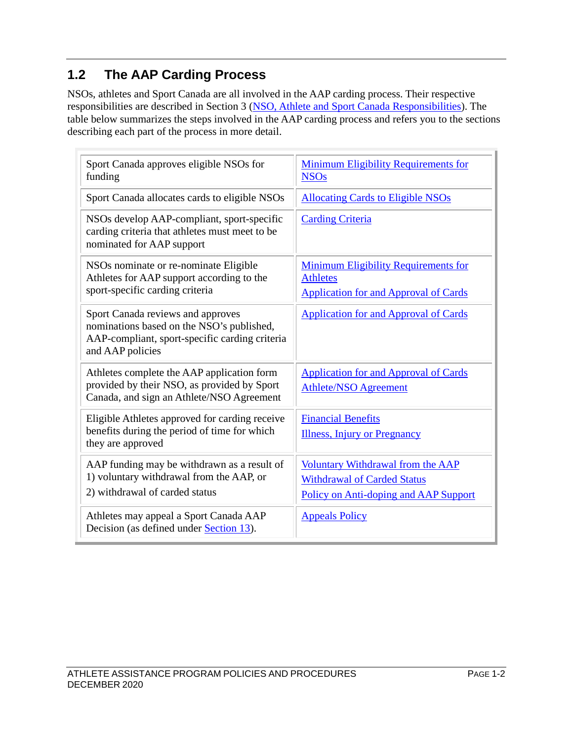## 1.2 The AAP Carding Process

NSOs, athletes and Sport Canada are all involved in the AAP carding process. Their respective responsibilities are described in Section 3 (NSO, Athlete and Sport Canada Responsibilities). The table below summarizes the steps involved in the AAP carding process and refers you to the sections describing each part of the process in more detail.

| Step | Section |
|---|---|
| Sport Canada approves eligible NSOs for funding | Minimum Eligibility Requirements for NSOs |
| Sport Canada allocates cards to eligible NSOs | Allocating Cards to Eligible NSOs |
| NSOs develop AAP-compliant, sport-specific carding criteria that athletes must meet to be nominated for AAP support | Carding Criteria |
| NSOs nominate or re-nominate Eligible Athletes for AAP support according to the sport-specific carding criteria | Minimum Eligibility Requirements for Athletes<br>Application for and Approval of Cards |
| Sport Canada reviews and approves nominations based on the NSO's published, AAP-compliant, sport-specific carding criteria and AAP policies | Application for and Approval of Cards |
| Athletes complete the AAP application form provided by their NSO, as provided by Sport Canada, and sign an Athlete/NSO Agreement | Application for and Approval of Cards<br>Athlete/NSO Agreement |
| Eligible Athletes approved for carding receive benefits during the period of time for which they are approved | Financial Benefits<br>Illness, Injury or Pregnancy |
| AAP funding may be withdrawn as a result of 1) voluntary withdrawal from the AAP, or 2) withdrawal of carded status | Voluntary Withdrawal from the AAP<br>Withdrawal of Carded Status<br>Policy on Anti-doping and AAP Support |
| Athletes may appeal a Sport Canada AAP Decision (as defined under Section 13). | Appeals Policy |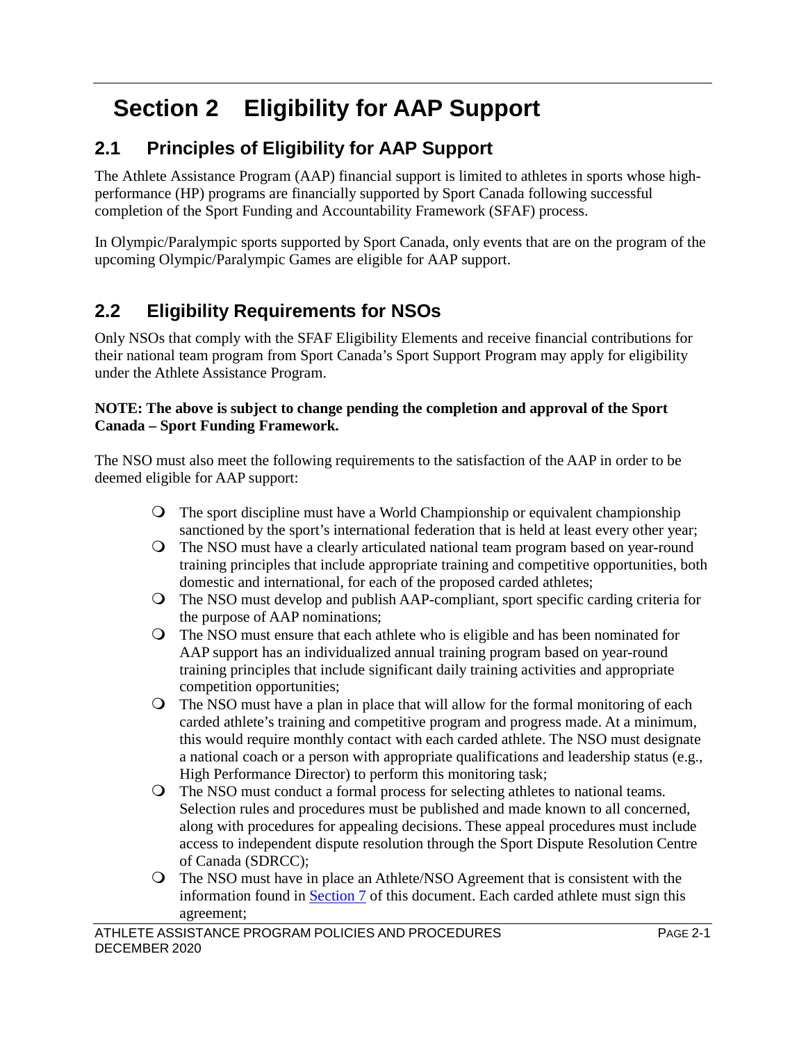# Section 2 Eligibility for AAP Support

## 2.1 Principles of Eligibility for AAP Support

The Athlete Assistance Program (AAP) financial support is limited to athletes in sports whose high-performance (HP) programs are financially supported by Sport Canada following successful completion of the Sport Funding and Accountability Framework (SFAF) process.

In Olympic/Paralympic sports supported by Sport Canada, only events that are on the program of the upcoming Olympic/Paralympic Games are eligible for AAP support.

## 2.2 Eligibility Requirements for NSOs

Only NSOs that comply with the SFAF Eligibility Elements and receive financial contributions for their national team program from Sport Canada's Sport Support Program may apply for eligibility under the Athlete Assistance Program.

**NOTE: The above is subject to change pending the completion and approval of the Sport Canada – Sport Funding Framework.**

The NSO must also meet the following requirements to the satisfaction of the AAP in order to be deemed eligible for AAP support:

- The sport discipline must have a World Championship or equivalent championship sanctioned by the sport's international federation that is held at least every other year;
- The NSO must have a clearly articulated national team program based on year-round training principles that include appropriate training and competitive opportunities, both domestic and international, for each of the proposed carded athletes;
- The NSO must develop and publish AAP-compliant, sport specific carding criteria for the purpose of AAP nominations;
- The NSO must ensure that each athlete who is eligible and has been nominated for AAP support has an individualized annual training program based on year-round training principles that include significant daily training activities and appropriate competition opportunities;
- The NSO must have a plan in place that will allow for the formal monitoring of each carded athlete's training and competitive program and progress made. At a minimum, this would require monthly contact with each carded athlete. The NSO must designate a national coach or a person with appropriate qualifications and leadership status (e.g., High Performance Director) to perform this monitoring task;
- The NSO must conduct a formal process for selecting athletes to national teams. Selection rules and procedures must be published and made known to all concerned, along with procedures for appealing decisions. These appeal procedures must include access to independent dispute resolution through the Sport Dispute Resolution Centre of Canada (SDRCC);
- The NSO must have in place an Athlete/NSO Agreement that is consistent with the information found in Section 7 of this document. Each carded athlete must sign this agreement;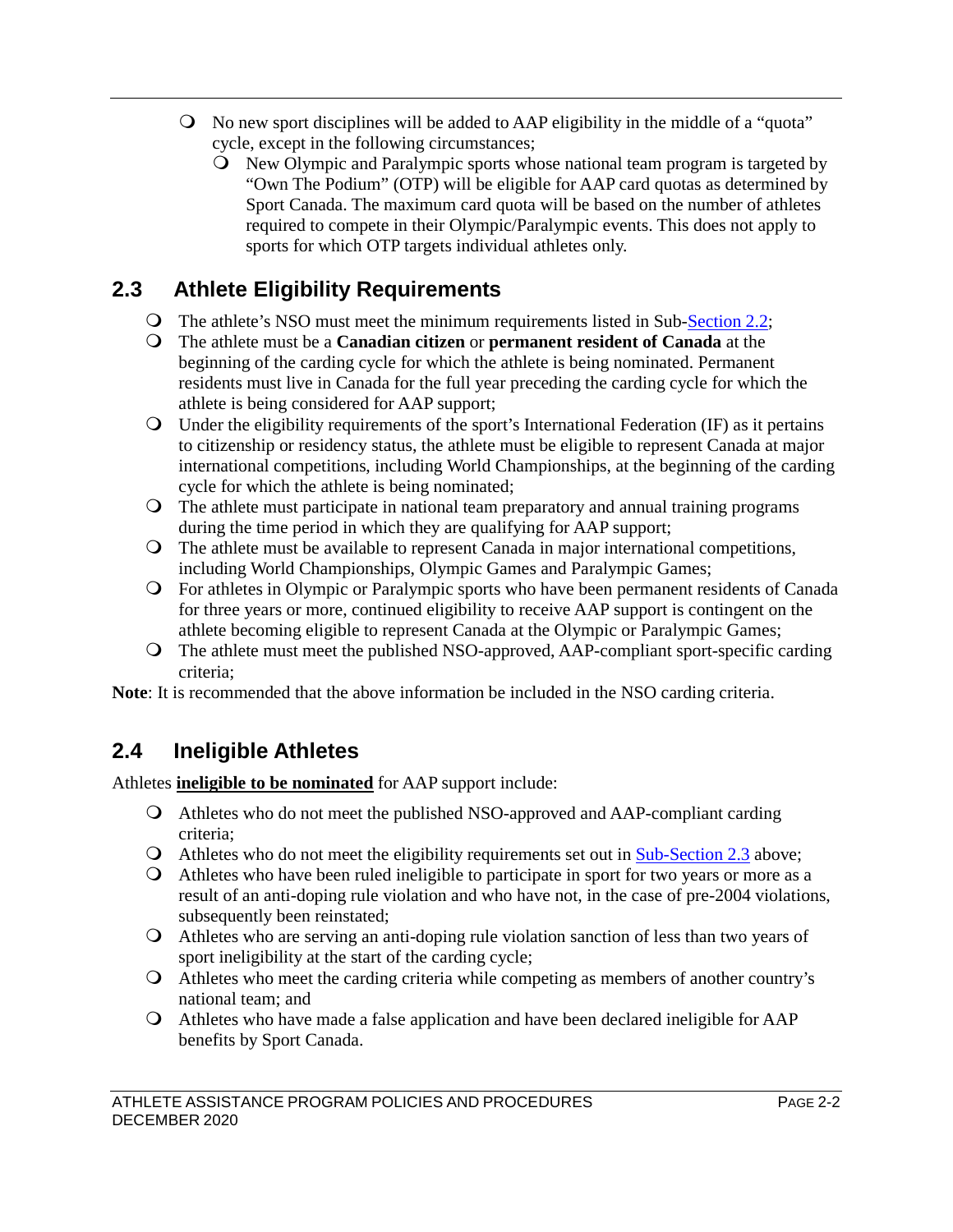- No new sport disciplines will be added to AAP eligibility in the middle of a "quota" cycle, except in the following circumstances;
  - New Olympic and Paralympic sports whose national team program is targeted by "Own The Podium" (OTP) will be eligible for AAP card quotas as determined by Sport Canada. The maximum card quota will be based on the number of athletes required to compete in their Olympic/Paralympic events. This does not apply to sports for which OTP targets individual athletes only.

## 2.3 Athlete Eligibility Requirements

- The athlete's NSO must meet the minimum requirements listed in Sub-Section 2.2;
- The athlete must be a **Canadian citizen** or **permanent resident of Canada** at the beginning of the carding cycle for which the athlete is being nominated. Permanent residents must live in Canada for the full year preceding the carding cycle for which the athlete is being considered for AAP support;
- Under the eligibility requirements of the sport's International Federation (IF) as it pertains to citizenship or residency status, the athlete must be eligible to represent Canada at major international competitions, including World Championships, at the beginning of the carding cycle for which the athlete is being nominated;
- The athlete must participate in national team preparatory and annual training programs during the time period in which they are qualifying for AAP support;
- The athlete must be available to represent Canada in major international competitions, including World Championships, Olympic Games and Paralympic Games;
- For athletes in Olympic or Paralympic sports who have been permanent residents of Canada for three years or more, continued eligibility to receive AAP support is contingent on the athlete becoming eligible to represent Canada at the Olympic or Paralympic Games;
- The athlete must meet the published NSO-approved, AAP-compliant sport-specific carding criteria;

**Note**: It is recommended that the above information be included in the NSO carding criteria.

## 2.4 Ineligible Athletes

Athletes **ineligible to be nominated** for AAP support include:

- Athletes who do not meet the published NSO-approved and AAP-compliant carding criteria;
- Athletes who do not meet the eligibility requirements set out in Sub-Section 2.3 above;
- Athletes who have been ruled ineligible to participate in sport for two years or more as a result of an anti-doping rule violation and who have not, in the case of pre-2004 violations, subsequently been reinstated;
- Athletes who are serving an anti-doping rule violation sanction of less than two years of sport ineligibility at the start of the carding cycle;
- Athletes who meet the carding criteria while competing as members of another country's national team; and
- Athletes who have made a false application and have been declared ineligible for AAP benefits by Sport Canada.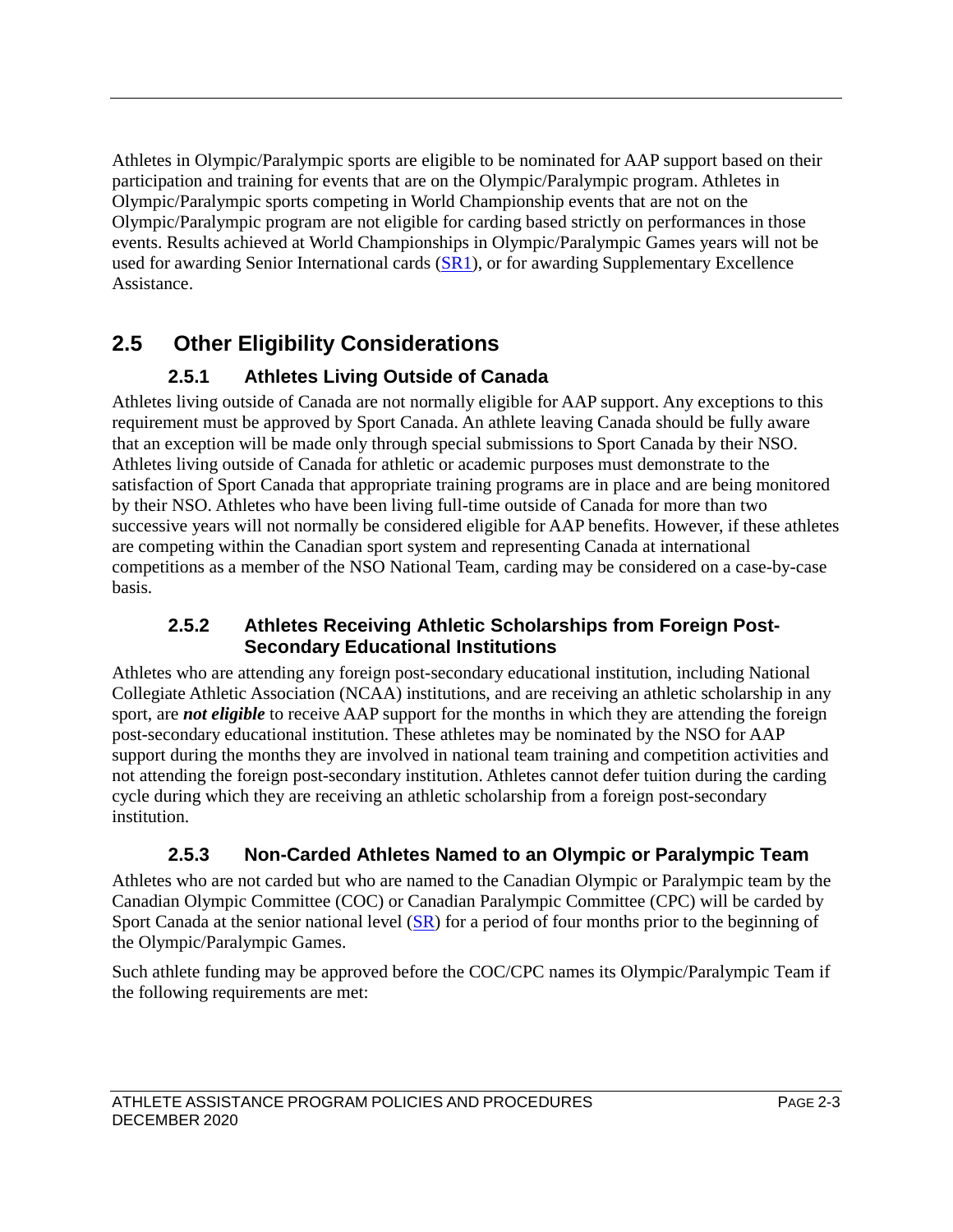Athletes in Olympic/Paralympic sports are eligible to be nominated for AAP support based on their participation and training for events that are on the Olympic/Paralympic program. Athletes in Olympic/Paralympic sports competing in World Championship events that are not on the Olympic/Paralympic program are not eligible for carding based strictly on performances in those events. Results achieved at World Championships in Olympic/Paralympic Games years will not be used for awarding Senior International cards (SR1), or for awarding Supplementary Excellence Assistance.

## 2.5 Other Eligibility Considerations

### 2.5.1 Athletes Living Outside of Canada

Athletes living outside of Canada are not normally eligible for AAP support. Any exceptions to this requirement must be approved by Sport Canada. An athlete leaving Canada should be fully aware that an exception will be made only through special submissions to Sport Canada by their NSO. Athletes living outside of Canada for athletic or academic purposes must demonstrate to the satisfaction of Sport Canada that appropriate training programs are in place and are being monitored by their NSO. Athletes who have been living full-time outside of Canada for more than two successive years will not normally be considered eligible for AAP benefits. However, if these athletes are competing within the Canadian sport system and representing Canada at international competitions as a member of the NSO National Team, carding may be considered on a case-by-case basis.

### 2.5.2 Athletes Receiving Athletic Scholarships from Foreign Post-Secondary Educational Institutions

Athletes who are attending any foreign post-secondary educational institution, including National Collegiate Athletic Association (NCAA) institutions, and are receiving an athletic scholarship in any sport, are ***not eligible*** to receive AAP support for the months in which they are attending the foreign post-secondary educational institution. These athletes may be nominated by the NSO for AAP support during the months they are involved in national team training and competition activities and not attending the foreign post-secondary institution. Athletes cannot defer tuition during the carding cycle during which they are receiving an athletic scholarship from a foreign post-secondary institution.

### 2.5.3 Non-Carded Athletes Named to an Olympic or Paralympic Team

Athletes who are not carded but who are named to the Canadian Olympic or Paralympic team by the Canadian Olympic Committee (COC) or Canadian Paralympic Committee (CPC) will be carded by Sport Canada at the senior national level (SR) for a period of four months prior to the beginning of the Olympic/Paralympic Games.

Such athlete funding may be approved before the COC/CPC names its Olympic/Paralympic Team if the following requirements are met: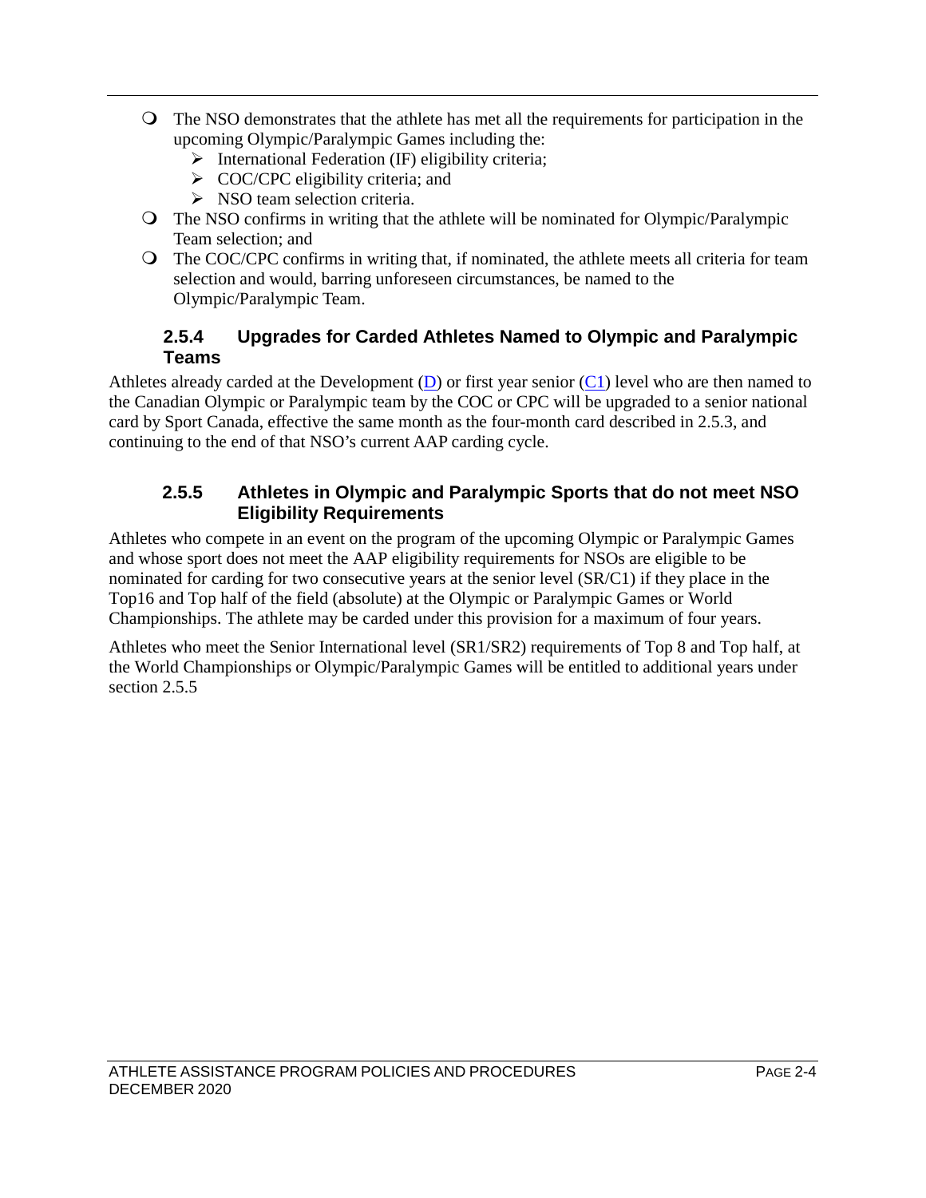- The NSO demonstrates that the athlete has met all the requirements for participation in the upcoming Olympic/Paralympic Games including the:
  - International Federation (IF) eligibility criteria;
  - COC/CPC eligibility criteria; and
  - NSO team selection criteria.
- The NSO confirms in writing that the athlete will be nominated for Olympic/Paralympic Team selection; and
- The COC/CPC confirms in writing that, if nominated, the athlete meets all criteria for team selection and would, barring unforeseen circumstances, be named to the Olympic/Paralympic Team.

### 2.5.4 Upgrades for Carded Athletes Named to Olympic and Paralympic Teams

Athletes already carded at the Development (D) or first year senior (C1) level who are then named to the Canadian Olympic or Paralympic team by the COC or CPC will be upgraded to a senior national card by Sport Canada, effective the same month as the four-month card described in 2.5.3, and continuing to the end of that NSO's current AAP carding cycle.

### 2.5.5 Athletes in Olympic and Paralympic Sports that do not meet NSO Eligibility Requirements

Athletes who compete in an event on the program of the upcoming Olympic or Paralympic Games and whose sport does not meet the AAP eligibility requirements for NSOs are eligible to be nominated for carding for two consecutive years at the senior level (SR/C1) if they place in the Top16 and Top half of the field (absolute) at the Olympic or Paralympic Games or World Championships. The athlete may be carded under this provision for a maximum of four years.

Athletes who meet the Senior International level (SR1/SR2) requirements of Top 8 and Top half, at the World Championships or Olympic/Paralympic Games will be entitled to additional years under section 2.5.5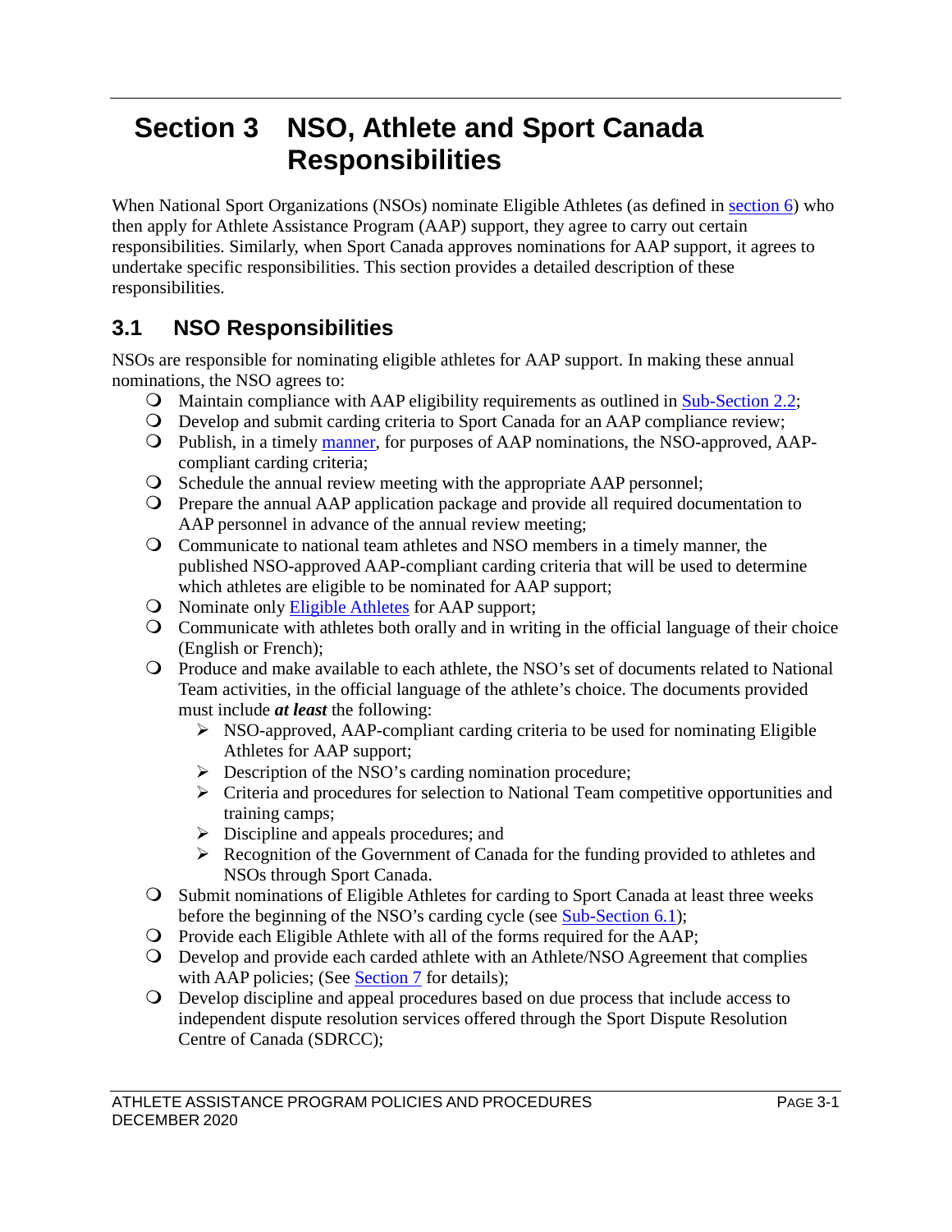# Section 3 NSO, Athlete and Sport Canada Responsibilities

When National Sport Organizations (NSOs) nominate Eligible Athletes (as defined in section 6) who then apply for Athlete Assistance Program (AAP) support, they agree to carry out certain responsibilities. Similarly, when Sport Canada approves nominations for AAP support, it agrees to undertake specific responsibilities. This section provides a detailed description of these responsibilities.

## 3.1 NSO Responsibilities

NSOs are responsible for nominating eligible athletes for AAP support. In making these annual nominations, the NSO agrees to:

- Maintain compliance with AAP eligibility requirements as outlined in Sub-Section 2.2;
- Develop and submit carding criteria to Sport Canada for an AAP compliance review;
- Publish, in a timely manner, for purposes of AAP nominations, the NSO-approved, AAP-compliant carding criteria;
- Schedule the annual review meeting with the appropriate AAP personnel;
- Prepare the annual AAP application package and provide all required documentation to AAP personnel in advance of the annual review meeting;
- Communicate to national team athletes and NSO members in a timely manner, the published NSO-approved AAP-compliant carding criteria that will be used to determine which athletes are eligible to be nominated for AAP support;
- Nominate only Eligible Athletes for AAP support;
- Communicate with athletes both orally and in writing in the official language of their choice (English or French);
- Produce and make available to each athlete, the NSO's set of documents related to National Team activities, in the official language of the athlete's choice. The documents provided must include ***at least*** the following:
  - NSO-approved, AAP-compliant carding criteria to be used for nominating Eligible Athletes for AAP support;
  - Description of the NSO's carding nomination procedure;
  - Criteria and procedures for selection to National Team competitive opportunities and training camps;
  - Discipline and appeals procedures; and
  - Recognition of the Government of Canada for the funding provided to athletes and NSOs through Sport Canada.
- Submit nominations of Eligible Athletes for carding to Sport Canada at least three weeks before the beginning of the NSO's carding cycle (see Sub-Section 6.1);
- Provide each Eligible Athlete with all of the forms required for the AAP;
- Develop and provide each carded athlete with an Athlete/NSO Agreement that complies with AAP policies; (See Section 7 for details);
- Develop discipline and appeal procedures based on due process that include access to independent dispute resolution services offered through the Sport Dispute Resolution Centre of Canada (SDRCC);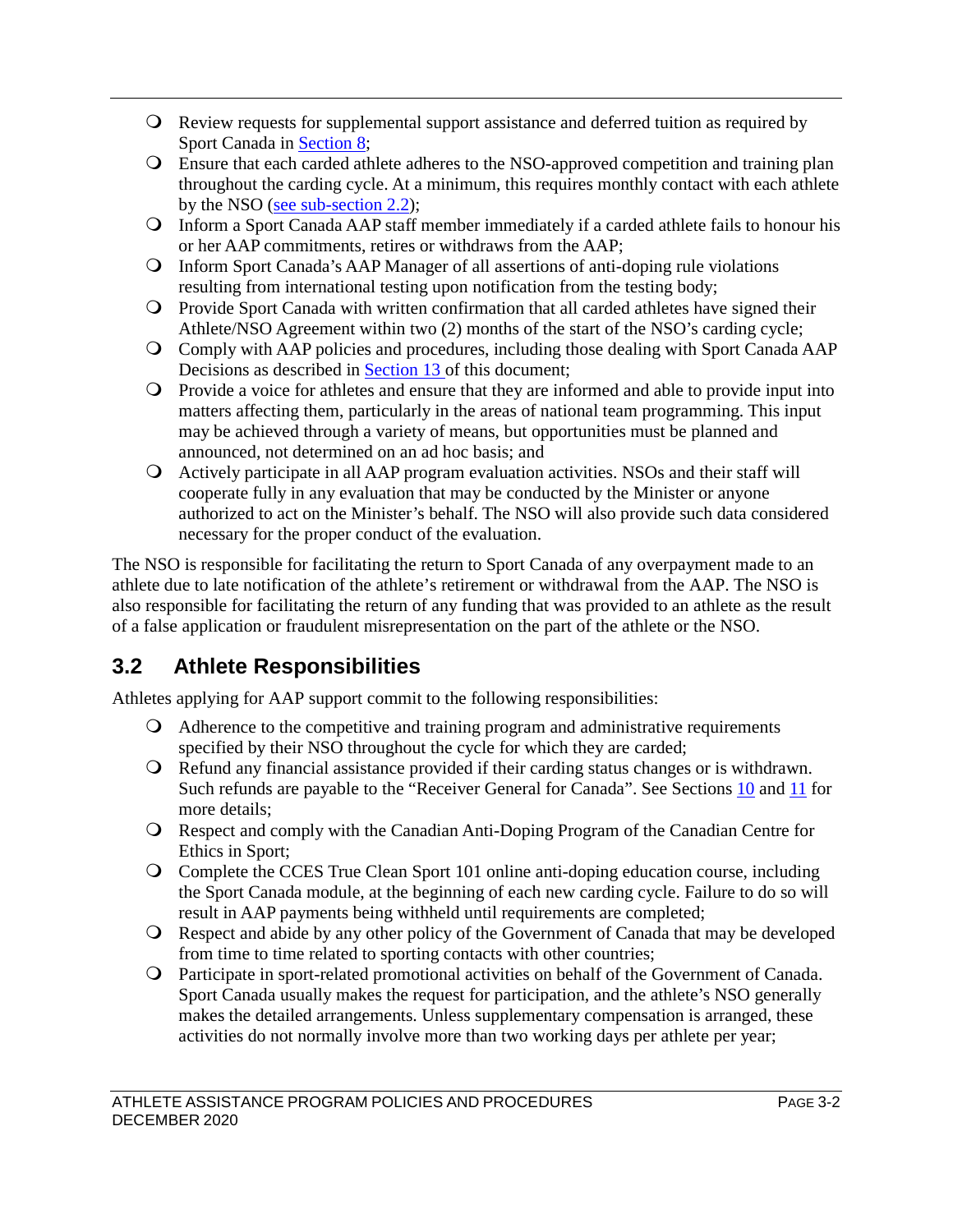- Review requests for supplemental support assistance and deferred tuition as required by Sport Canada in Section 8;
- Ensure that each carded athlete adheres to the NSO-approved competition and training plan throughout the carding cycle. At a minimum, this requires monthly contact with each athlete by the NSO (see sub-section 2.2);
- Inform a Sport Canada AAP staff member immediately if a carded athlete fails to honour his or her AAP commitments, retires or withdraws from the AAP;
- Inform Sport Canada's AAP Manager of all assertions of anti-doping rule violations resulting from international testing upon notification from the testing body;
- Provide Sport Canada with written confirmation that all carded athletes have signed their Athlete/NSO Agreement within two (2) months of the start of the NSO's carding cycle;
- Comply with AAP policies and procedures, including those dealing with Sport Canada AAP Decisions as described in Section 13 of this document;
- Provide a voice for athletes and ensure that they are informed and able to provide input into matters affecting them, particularly in the areas of national team programming. This input may be achieved through a variety of means, but opportunities must be planned and announced, not determined on an ad hoc basis; and
- Actively participate in all AAP program evaluation activities. NSOs and their staff will cooperate fully in any evaluation that may be conducted by the Minister or anyone authorized to act on the Minister's behalf. The NSO will also provide such data considered necessary for the proper conduct of the evaluation.

The NSO is responsible for facilitating the return to Sport Canada of any overpayment made to an athlete due to late notification of the athlete's retirement or withdrawal from the AAP. The NSO is also responsible for facilitating the return of any funding that was provided to an athlete as the result of a false application or fraudulent misrepresentation on the part of the athlete or the NSO.

## 3.2 Athlete Responsibilities

Athletes applying for AAP support commit to the following responsibilities:

- Adherence to the competitive and training program and administrative requirements specified by their NSO throughout the cycle for which they are carded;
- Refund any financial assistance provided if their carding status changes or is withdrawn. Such refunds are payable to the "Receiver General for Canada". See Sections 10 and 11 for more details;
- Respect and comply with the Canadian Anti-Doping Program of the Canadian Centre for Ethics in Sport;
- Complete the CCES True Clean Sport 101 online anti-doping education course, including the Sport Canada module, at the beginning of each new carding cycle. Failure to do so will result in AAP payments being withheld until requirements are completed;
- Respect and abide by any other policy of the Government of Canada that may be developed from time to time related to sporting contacts with other countries;
- Participate in sport-related promotional activities on behalf of the Government of Canada. Sport Canada usually makes the request for participation, and the athlete's NSO generally makes the detailed arrangements. Unless supplementary compensation is arranged, these activities do not normally involve more than two working days per athlete per year;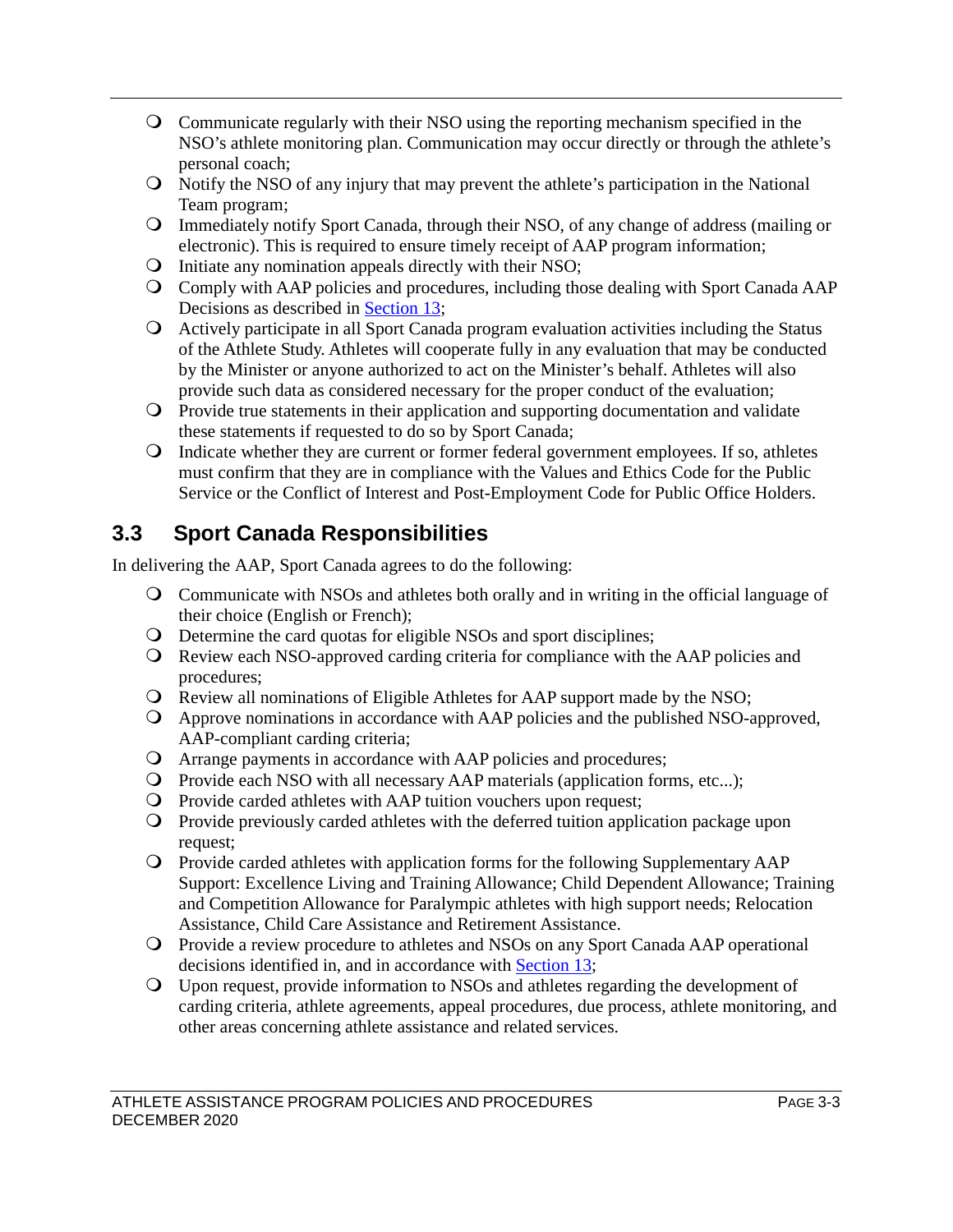- Communicate regularly with their NSO using the reporting mechanism specified in the NSO's athlete monitoring plan. Communication may occur directly or through the athlete's personal coach;
- Notify the NSO of any injury that may prevent the athlete's participation in the National Team program;
- Immediately notify Sport Canada, through their NSO, of any change of address (mailing or electronic). This is required to ensure timely receipt of AAP program information;
- Initiate any nomination appeals directly with their NSO;
- Comply with AAP policies and procedures, including those dealing with Sport Canada AAP Decisions as described in Section 13;
- Actively participate in all Sport Canada program evaluation activities including the Status of the Athlete Study. Athletes will cooperate fully in any evaluation that may be conducted by the Minister or anyone authorized to act on the Minister's behalf. Athletes will also provide such data as considered necessary for the proper conduct of the evaluation;
- Provide true statements in their application and supporting documentation and validate these statements if requested to do so by Sport Canada;
- Indicate whether they are current or former federal government employees. If so, athletes must confirm that they are in compliance with the Values and Ethics Code for the Public Service or the Conflict of Interest and Post-Employment Code for Public Office Holders.

## 3.3 Sport Canada Responsibilities

In delivering the AAP, Sport Canada agrees to do the following:

- Communicate with NSOs and athletes both orally and in writing in the official language of their choice (English or French);
- Determine the card quotas for eligible NSOs and sport disciplines;
- Review each NSO-approved carding criteria for compliance with the AAP policies and procedures;
- Review all nominations of Eligible Athletes for AAP support made by the NSO;
- Approve nominations in accordance with AAP policies and the published NSO-approved, AAP-compliant carding criteria;
- Arrange payments in accordance with AAP policies and procedures;
- Provide each NSO with all necessary AAP materials (application forms, etc...);
- Provide carded athletes with AAP tuition vouchers upon request;
- Provide previously carded athletes with the deferred tuition application package upon request;
- Provide carded athletes with application forms for the following Supplementary AAP Support: Excellence Living and Training Allowance; Child Dependent Allowance; Training and Competition Allowance for Paralympic athletes with high support needs; Relocation Assistance, Child Care Assistance and Retirement Assistance.
- Provide a review procedure to athletes and NSOs on any Sport Canada AAP operational decisions identified in, and in accordance with Section 13;
- Upon request, provide information to NSOs and athletes regarding the development of carding criteria, athlete agreements, appeal procedures, due process, athlete monitoring, and other areas concerning athlete assistance and related services.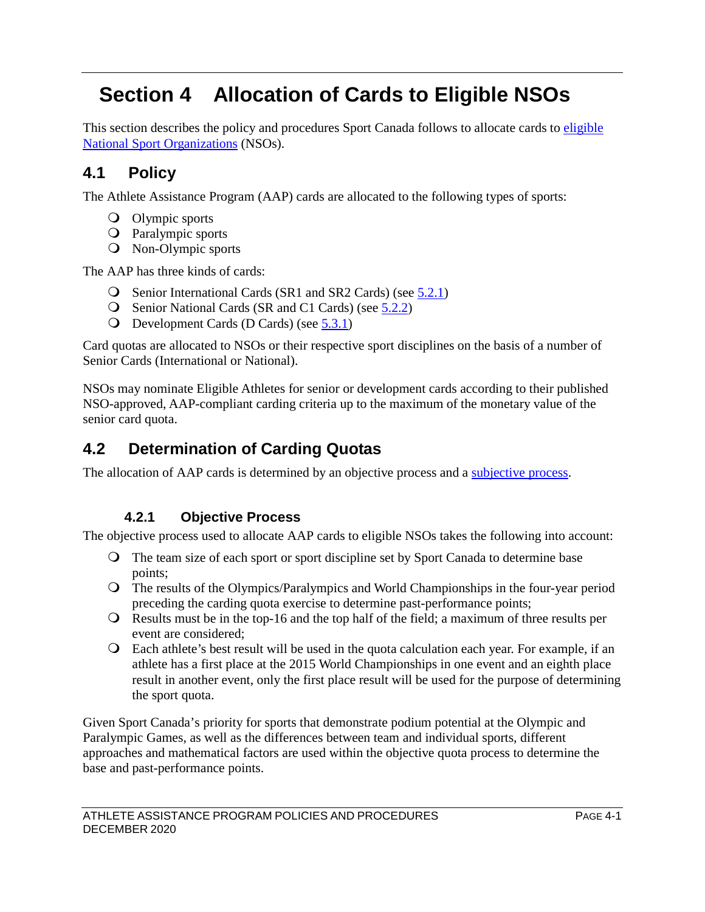# Section 4 Allocation of Cards to Eligible NSOs

This section describes the policy and procedures Sport Canada follows to allocate cards to eligible National Sport Organizations (NSOs).

## 4.1 Policy

The Athlete Assistance Program (AAP) cards are allocated to the following types of sports:

- Olympic sports
- Paralympic sports
- Non-Olympic sports

The AAP has three kinds of cards:

- Senior International Cards (SR1 and SR2 Cards) (see 5.2.1)
- Senior National Cards (SR and C1 Cards) (see 5.2.2)
- Development Cards (D Cards) (see 5.3.1)

Card quotas are allocated to NSOs or their respective sport disciplines on the basis of a number of Senior Cards (International or National).

NSOs may nominate Eligible Athletes for senior or development cards according to their published NSO-approved, AAP-compliant carding criteria up to the maximum of the monetary value of the senior card quota.

## 4.2 Determination of Carding Quotas

The allocation of AAP cards is determined by an objective process and a subjective process.

### 4.2.1 Objective Process

The objective process used to allocate AAP cards to eligible NSOs takes the following into account:

- The team size of each sport or sport discipline set by Sport Canada to determine base points;
- The results of the Olympics/Paralympics and World Championships in the four-year period preceding the carding quota exercise to determine past-performance points;
- Results must be in the top-16 and the top half of the field; a maximum of three results per event are considered;
- Each athlete's best result will be used in the quota calculation each year. For example, if an athlete has a first place at the 2015 World Championships in one event and an eighth place result in another event, only the first place result will be used for the purpose of determining the sport quota.

Given Sport Canada's priority for sports that demonstrate podium potential at the Olympic and Paralympic Games, as well as the differences between team and individual sports, different approaches and mathematical factors are used within the objective quota process to determine the base and past-performance points.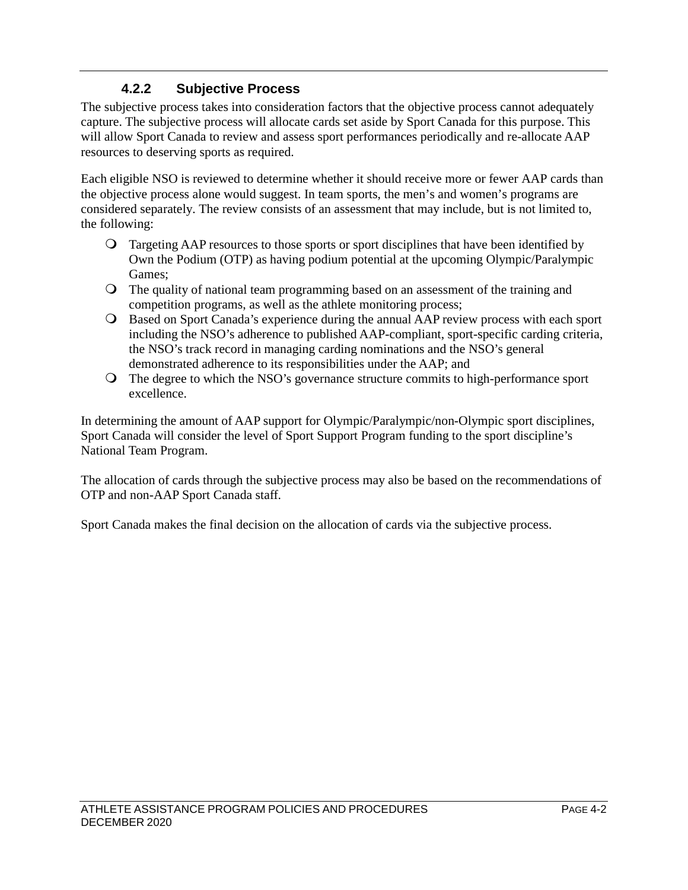### 4.2.2 Subjective Process

The subjective process takes into consideration factors that the objective process cannot adequately capture. The subjective process will allocate cards set aside by Sport Canada for this purpose. This will allow Sport Canada to review and assess sport performances periodically and re-allocate AAP resources to deserving sports as required.

Each eligible NSO is reviewed to determine whether it should receive more or fewer AAP cards than the objective process alone would suggest. In team sports, the men's and women's programs are considered separately. The review consists of an assessment that may include, but is not limited to, the following:

- Targeting AAP resources to those sports or sport disciplines that have been identified by Own the Podium (OTP) as having podium potential at the upcoming Olympic/Paralympic Games;
- The quality of national team programming based on an assessment of the training and competition programs, as well as the athlete monitoring process;
- Based on Sport Canada's experience during the annual AAP review process with each sport including the NSO's adherence to published AAP-compliant, sport-specific carding criteria, the NSO's track record in managing carding nominations and the NSO's general demonstrated adherence to its responsibilities under the AAP; and
- The degree to which the NSO's governance structure commits to high-performance sport excellence.

In determining the amount of AAP support for Olympic/Paralympic/non-Olympic sport disciplines, Sport Canada will consider the level of Sport Support Program funding to the sport discipline's National Team Program.

The allocation of cards through the subjective process may also be based on the recommendations of OTP and non-AAP Sport Canada staff.

Sport Canada makes the final decision on the allocation of cards via the subjective process.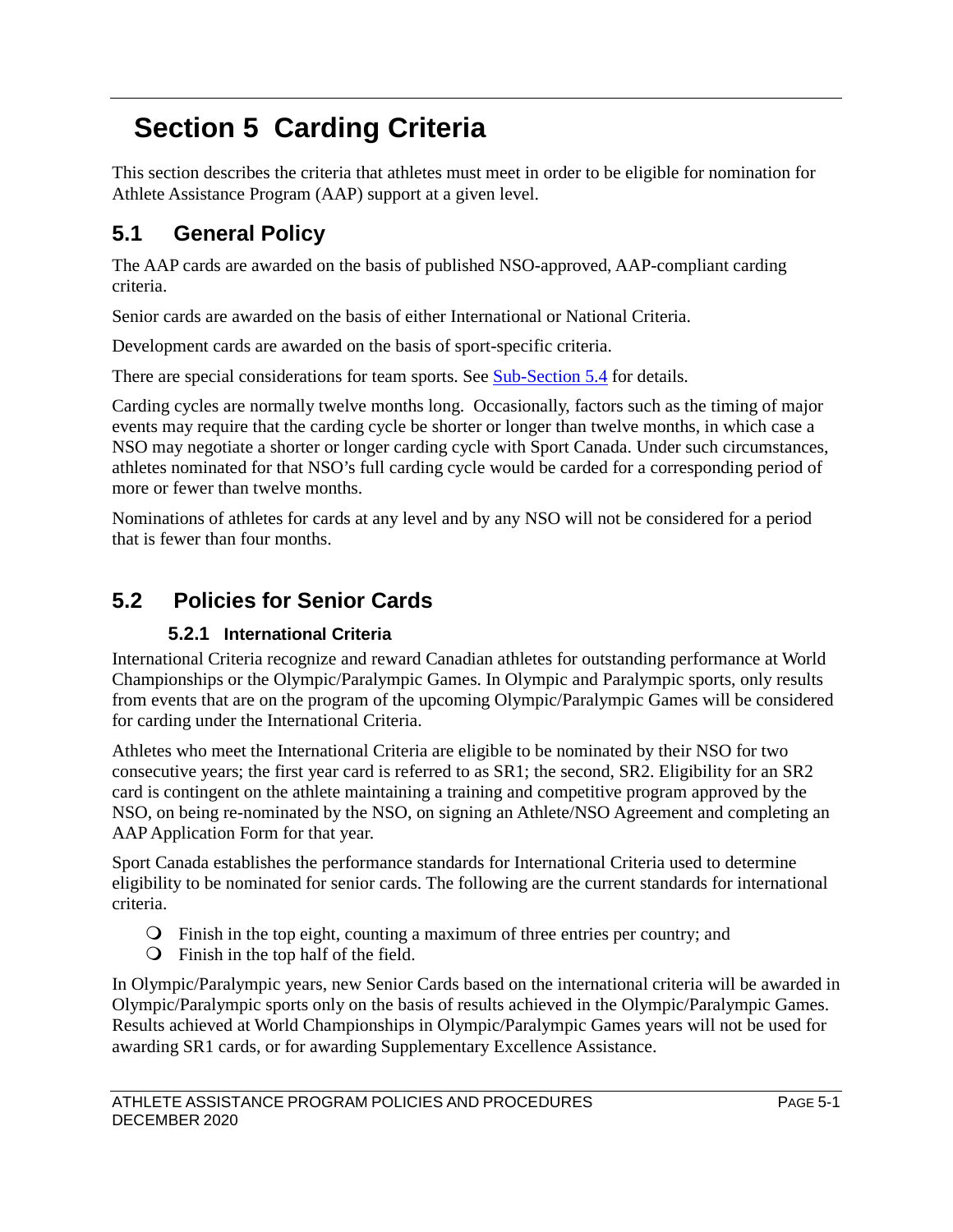# Section 5 Carding Criteria

This section describes the criteria that athletes must meet in order to be eligible for nomination for Athlete Assistance Program (AAP) support at a given level.

## 5.1 General Policy

The AAP cards are awarded on the basis of published NSO-approved, AAP-compliant carding criteria.

Senior cards are awarded on the basis of either International or National Criteria.

Development cards are awarded on the basis of sport-specific criteria.

There are special considerations for team sports. See Sub-Section 5.4 for details.

Carding cycles are normally twelve months long. Occasionally, factors such as the timing of major events may require that the carding cycle be shorter or longer than twelve months, in which case a NSO may negotiate a shorter or longer carding cycle with Sport Canada. Under such circumstances, athletes nominated for that NSO's full carding cycle would be carded for a corresponding period of more or fewer than twelve months.

Nominations of athletes for cards at any level and by any NSO will not be considered for a period that is fewer than four months.

## 5.2 Policies for Senior Cards

### 5.2.1 International Criteria

International Criteria recognize and reward Canadian athletes for outstanding performance at World Championships or the Olympic/Paralympic Games. In Olympic and Paralympic sports, only results from events that are on the program of the upcoming Olympic/Paralympic Games will be considered for carding under the International Criteria.

Athletes who meet the International Criteria are eligible to be nominated by their NSO for two consecutive years; the first year card is referred to as SR1; the second, SR2. Eligibility for an SR2 card is contingent on the athlete maintaining a training and competitive program approved by the NSO, on being re-nominated by the NSO, on signing an Athlete/NSO Agreement and completing an AAP Application Form for that year.

Sport Canada establishes the performance standards for International Criteria used to determine eligibility to be nominated for senior cards. The following are the current standards for international criteria.

- Finish in the top eight, counting a maximum of three entries per country; and
- Finish in the top half of the field.

In Olympic/Paralympic years, new Senior Cards based on the international criteria will be awarded in Olympic/Paralympic sports only on the basis of results achieved in the Olympic/Paralympic Games. Results achieved at World Championships in Olympic/Paralympic Games years will not be used for awarding SR1 cards, or for awarding Supplementary Excellence Assistance.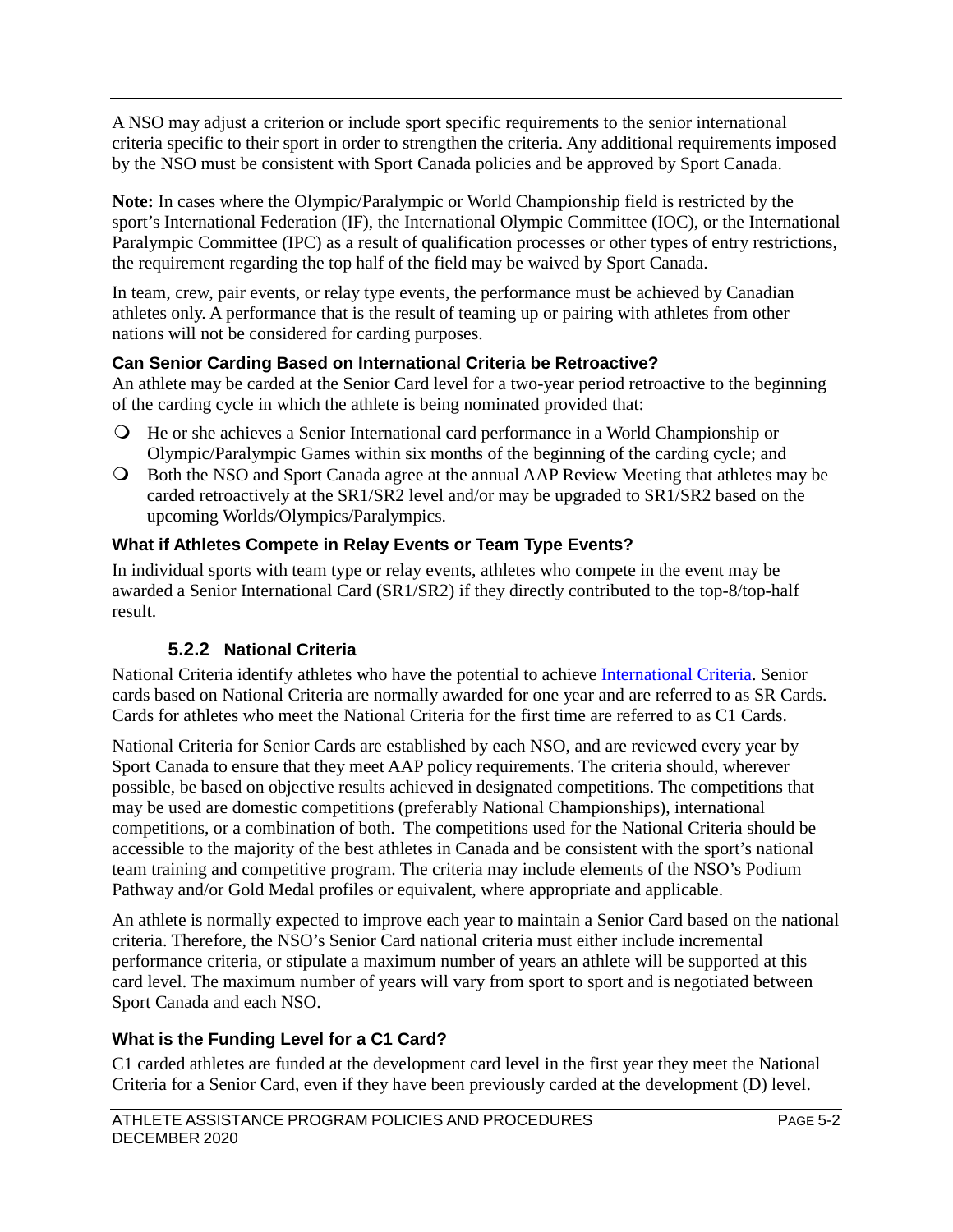A NSO may adjust a criterion or include sport specific requirements to the senior international criteria specific to their sport in order to strengthen the criteria. Any additional requirements imposed by the NSO must be consistent with Sport Canada policies and be approved by Sport Canada.

**Note:** In cases where the Olympic/Paralympic or World Championship field is restricted by the sport's International Federation (IF), the International Olympic Committee (IOC), or the International Paralympic Committee (IPC) as a result of qualification processes or other types of entry restrictions, the requirement regarding the top half of the field may be waived by Sport Canada.

In team, crew, pair events, or relay type events, the performance must be achieved by Canadian athletes only. A performance that is the result of teaming up or pairing with athletes from other nations will not be considered for carding purposes.

#### Can Senior Carding Based on International Criteria be Retroactive?

An athlete may be carded at the Senior Card level for a two-year period retroactive to the beginning of the carding cycle in which the athlete is being nominated provided that:

- He or she achieves a Senior International card performance in a World Championship or Olympic/Paralympic Games within six months of the beginning of the carding cycle; and
- Both the NSO and Sport Canada agree at the annual AAP Review Meeting that athletes may be carded retroactively at the SR1/SR2 level and/or may be upgraded to SR1/SR2 based on the upcoming Worlds/Olympics/Paralympics.

#### What if Athletes Compete in Relay Events or Team Type Events?

In individual sports with team type or relay events, athletes who compete in the event may be awarded a Senior International Card (SR1/SR2) if they directly contributed to the top-8/top-half result.

### 5.2.2 National Criteria

National Criteria identify athletes who have the potential to achieve International Criteria. Senior cards based on National Criteria are normally awarded for one year and are referred to as SR Cards. Cards for athletes who meet the National Criteria for the first time are referred to as C1 Cards.

National Criteria for Senior Cards are established by each NSO, and are reviewed every year by Sport Canada to ensure that they meet AAP policy requirements. The criteria should, wherever possible, be based on objective results achieved in designated competitions. The competitions that may be used are domestic competitions (preferably National Championships), international competitions, or a combination of both. The competitions used for the National Criteria should be accessible to the majority of the best athletes in Canada and be consistent with the sport's national team training and competitive program. The criteria may include elements of the NSO's Podium Pathway and/or Gold Medal profiles or equivalent, where appropriate and applicable.

An athlete is normally expected to improve each year to maintain a Senior Card based on the national criteria. Therefore, the NSO's Senior Card national criteria must either include incremental performance criteria, or stipulate a maximum number of years an athlete will be supported at this card level. The maximum number of years will vary from sport to sport and is negotiated between Sport Canada and each NSO.

#### What is the Funding Level for a C1 Card?

C1 carded athletes are funded at the development card level in the first year they meet the National Criteria for a Senior Card, even if they have been previously carded at the development (D) level.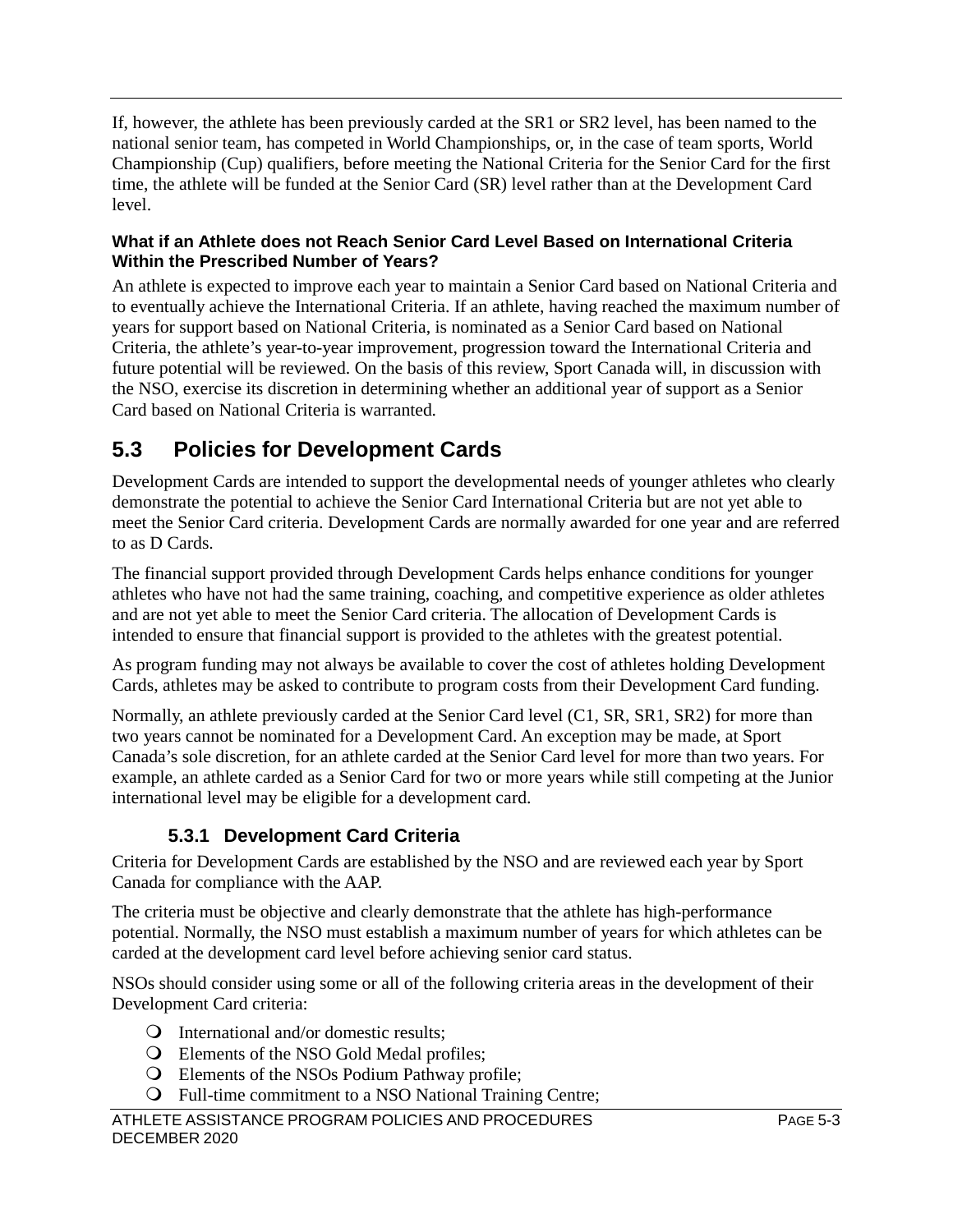If, however, the athlete has been previously carded at the SR1 or SR2 level, has been named to the national senior team, has competed in World Championships, or, in the case of team sports, World Championship (Cup) qualifiers, before meeting the National Criteria for the Senior Card for the first time, the athlete will be funded at the Senior Card (SR) level rather than at the Development Card level.

**What if an Athlete does not Reach Senior Card Level Based on International Criteria Within the Prescribed Number of Years?**

An athlete is expected to improve each year to maintain a Senior Card based on National Criteria and to eventually achieve the International Criteria. If an athlete, having reached the maximum number of years for support based on National Criteria, is nominated as a Senior Card based on National Criteria, the athlete's year-to-year improvement, progression toward the International Criteria and future potential will be reviewed. On the basis of this review, Sport Canada will, in discussion with the NSO, exercise its discretion in determining whether an additional year of support as a Senior Card based on National Criteria is warranted.

## 5.3 Policies for Development Cards

Development Cards are intended to support the developmental needs of younger athletes who clearly demonstrate the potential to achieve the Senior Card International Criteria but are not yet able to meet the Senior Card criteria. Development Cards are normally awarded for one year and are referred to as D Cards.

The financial support provided through Development Cards helps enhance conditions for younger athletes who have not had the same training, coaching, and competitive experience as older athletes and are not yet able to meet the Senior Card criteria. The allocation of Development Cards is intended to ensure that financial support is provided to the athletes with the greatest potential.

As program funding may not always be available to cover the cost of athletes holding Development Cards, athletes may be asked to contribute to program costs from their Development Card funding.

Normally, an athlete previously carded at the Senior Card level (C1, SR, SR1, SR2) for more than two years cannot be nominated for a Development Card. An exception may be made, at Sport Canada's sole discretion, for an athlete carded at the Senior Card level for more than two years. For example, an athlete carded as a Senior Card for two or more years while still competing at the Junior international level may be eligible for a development card.

### 5.3.1 Development Card Criteria

Criteria for Development Cards are established by the NSO and are reviewed each year by Sport Canada for compliance with the AAP.

The criteria must be objective and clearly demonstrate that the athlete has high-performance potential. Normally, the NSO must establish a maximum number of years for which athletes can be carded at the development card level before achieving senior card status.

NSOs should consider using some or all of the following criteria areas in the development of their Development Card criteria:

- International and/or domestic results;
- Elements of the NSO Gold Medal profiles;
- Elements of the NSOs Podium Pathway profile;
- Full-time commitment to a NSO National Training Centre;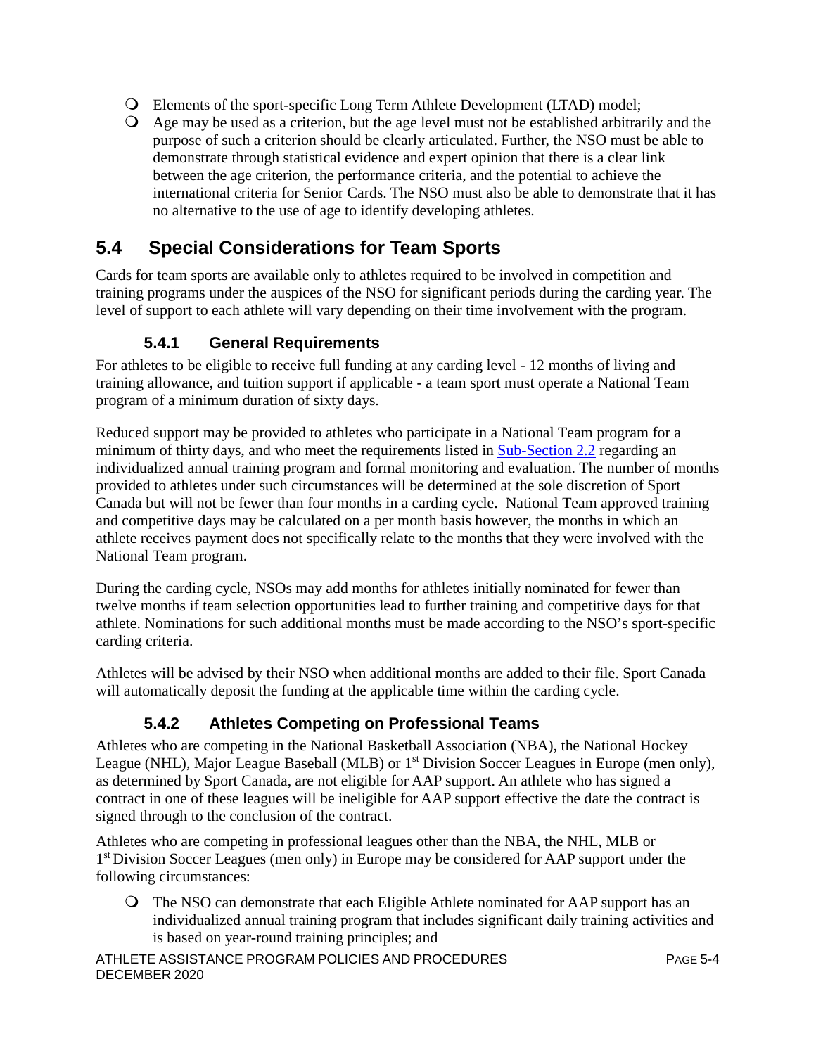- Elements of the sport-specific Long Term Athlete Development (LTAD) model;
- Age may be used as a criterion, but the age level must not be established arbitrarily and the purpose of such a criterion should be clearly articulated. Further, the NSO must be able to demonstrate through statistical evidence and expert opinion that there is a clear link between the age criterion, the performance criteria, and the potential to achieve the international criteria for Senior Cards. The NSO must also be able to demonstrate that it has no alternative to the use of age to identify developing athletes.

## 5.4 Special Considerations for Team Sports

Cards for team sports are available only to athletes required to be involved in competition and training programs under the auspices of the NSO for significant periods during the carding year. The level of support to each athlete will vary depending on their time involvement with the program.

### 5.4.1 General Requirements

For athletes to be eligible to receive full funding at any carding level - 12 months of living and training allowance, and tuition support if applicable - a team sport must operate a National Team program of a minimum duration of sixty days.

Reduced support may be provided to athletes who participate in a National Team program for a minimum of thirty days, and who meet the requirements listed in Sub-Section 2.2 regarding an individualized annual training program and formal monitoring and evaluation. The number of months provided to athletes under such circumstances will be determined at the sole discretion of Sport Canada but will not be fewer than four months in a carding cycle. National Team approved training and competitive days may be calculated on a per month basis however, the months in which an athlete receives payment does not specifically relate to the months that they were involved with the National Team program.

During the carding cycle, NSOs may add months for athletes initially nominated for fewer than twelve months if team selection opportunities lead to further training and competitive days for that athlete. Nominations for such additional months must be made according to the NSO's sport-specific carding criteria.

Athletes will be advised by their NSO when additional months are added to their file. Sport Canada will automatically deposit the funding at the applicable time within the carding cycle.

### 5.4.2 Athletes Competing on Professional Teams

Athletes who are competing in the National Basketball Association (NBA), the National Hockey League (NHL), Major League Baseball (MLB) or 1st Division Soccer Leagues in Europe (men only), as determined by Sport Canada, are not eligible for AAP support. An athlete who has signed a contract in one of these leagues will be ineligible for AAP support effective the date the contract is signed through to the conclusion of the contract.

Athletes who are competing in professional leagues other than the NBA, the NHL, MLB or 1st Division Soccer Leagues (men only) in Europe may be considered for AAP support under the following circumstances:

- The NSO can demonstrate that each Eligible Athlete nominated for AAP support has an individualized annual training program that includes significant daily training activities and is based on year-round training principles; and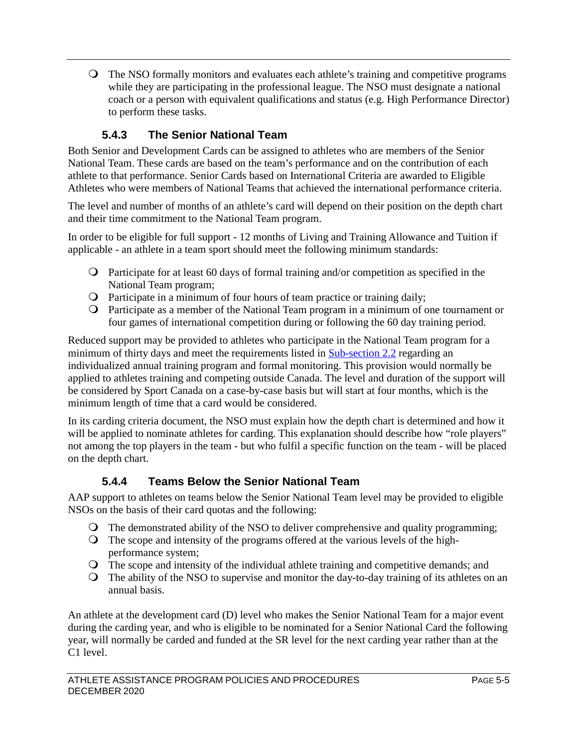- The NSO formally monitors and evaluates each athlete's training and competitive programs while they are participating in the professional league. The NSO must designate a national coach or a person with equivalent qualifications and status (e.g. High Performance Director) to perform these tasks.

### 5.4.3 The Senior National Team

Both Senior and Development Cards can be assigned to athletes who are members of the Senior National Team. These cards are based on the team's performance and on the contribution of each athlete to that performance. Senior Cards based on International Criteria are awarded to Eligible Athletes who were members of National Teams that achieved the international performance criteria.

The level and number of months of an athlete's card will depend on their position on the depth chart and their time commitment to the National Team program.

In order to be eligible for full support - 12 months of Living and Training Allowance and Tuition if applicable - an athlete in a team sport should meet the following minimum standards:

- Participate for at least 60 days of formal training and/or competition as specified in the National Team program;
- Participate in a minimum of four hours of team practice or training daily;
- Participate as a member of the National Team program in a minimum of one tournament or four games of international competition during or following the 60 day training period.

Reduced support may be provided to athletes who participate in the National Team program for a minimum of thirty days and meet the requirements listed in [Sub-section 2.2](#) regarding an individualized annual training program and formal monitoring. This provision would normally be applied to athletes training and competing outside Canada. The level and duration of the support will be considered by Sport Canada on a case-by-case basis but will start at four months, which is the minimum length of time that a card would be considered.

In its carding criteria document, the NSO must explain how the depth chart is determined and how it will be applied to nominate athletes for carding. This explanation should describe how "role players" not among the top players in the team - but who fulfil a specific function on the team - will be placed on the depth chart.

### 5.4.4 Teams Below the Senior National Team

AAP support to athletes on teams below the Senior National Team level may be provided to eligible NSOs on the basis of their card quotas and the following:

- The demonstrated ability of the NSO to deliver comprehensive and quality programming;
- The scope and intensity of the programs offered at the various levels of the high-performance system;
- The scope and intensity of the individual athlete training and competitive demands; and
- The ability of the NSO to supervise and monitor the day-to-day training of its athletes on an annual basis.

An athlete at the development card (D) level who makes the Senior National Team for a major event during the carding year, and who is eligible to be nominated for a Senior National Card the following year, will normally be carded and funded at the SR level for the next carding year rather than at the C1 level.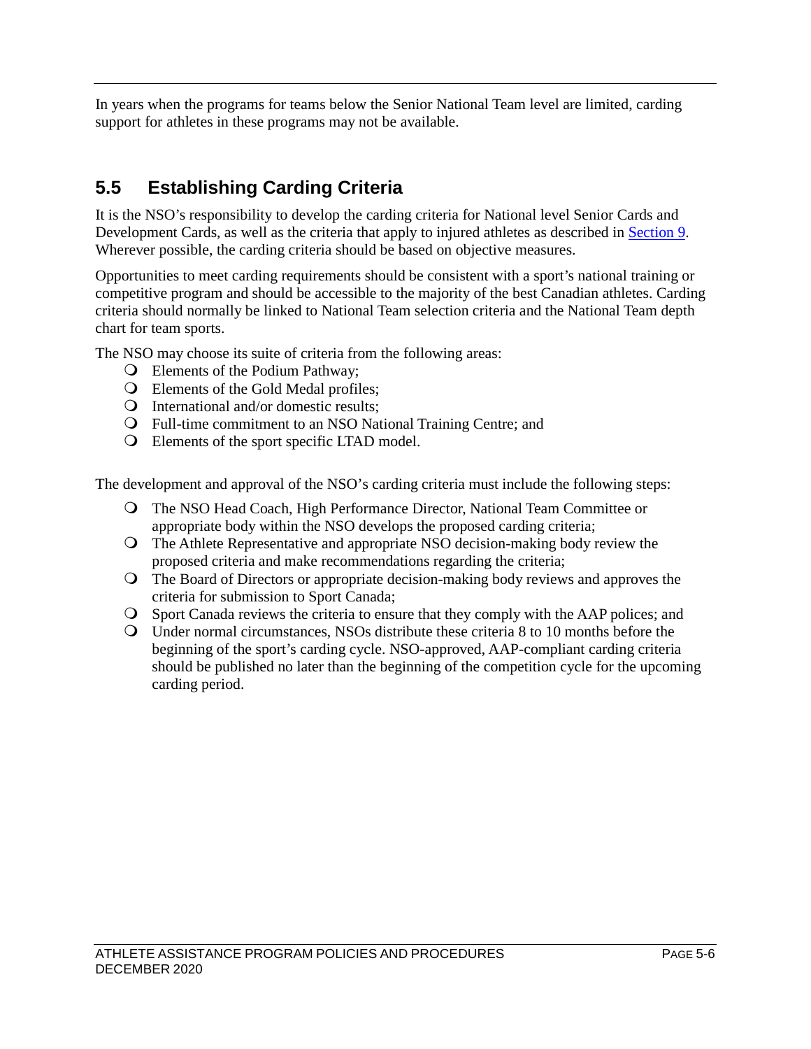In years when the programs for teams below the Senior National Team level are limited, carding support for athletes in these programs may not be available.

## 5.5 Establishing Carding Criteria

It is the NSO's responsibility to develop the carding criteria for National level Senior Cards and Development Cards, as well as the criteria that apply to injured athletes as described in Section 9. Wherever possible, the carding criteria should be based on objective measures.

Opportunities to meet carding requirements should be consistent with a sport's national training or competitive program and should be accessible to the majority of the best Canadian athletes. Carding criteria should normally be linked to National Team selection criteria and the National Team depth chart for team sports.

The NSO may choose its suite of criteria from the following areas:

- Elements of the Podium Pathway;
- Elements of the Gold Medal profiles;
- International and/or domestic results;
- Full-time commitment to an NSO National Training Centre; and
- Elements of the sport specific LTAD model.

The development and approval of the NSO's carding criteria must include the following steps:

- The NSO Head Coach, High Performance Director, National Team Committee or appropriate body within the NSO develops the proposed carding criteria;
- The Athlete Representative and appropriate NSO decision-making body review the proposed criteria and make recommendations regarding the criteria;
- The Board of Directors or appropriate decision-making body reviews and approves the criteria for submission to Sport Canada;
- Sport Canada reviews the criteria to ensure that they comply with the AAP polices; and
- Under normal circumstances, NSOs distribute these criteria 8 to 10 months before the beginning of the sport's carding cycle. NSO-approved, AAP-compliant carding criteria should be published no later than the beginning of the competition cycle for the upcoming carding period.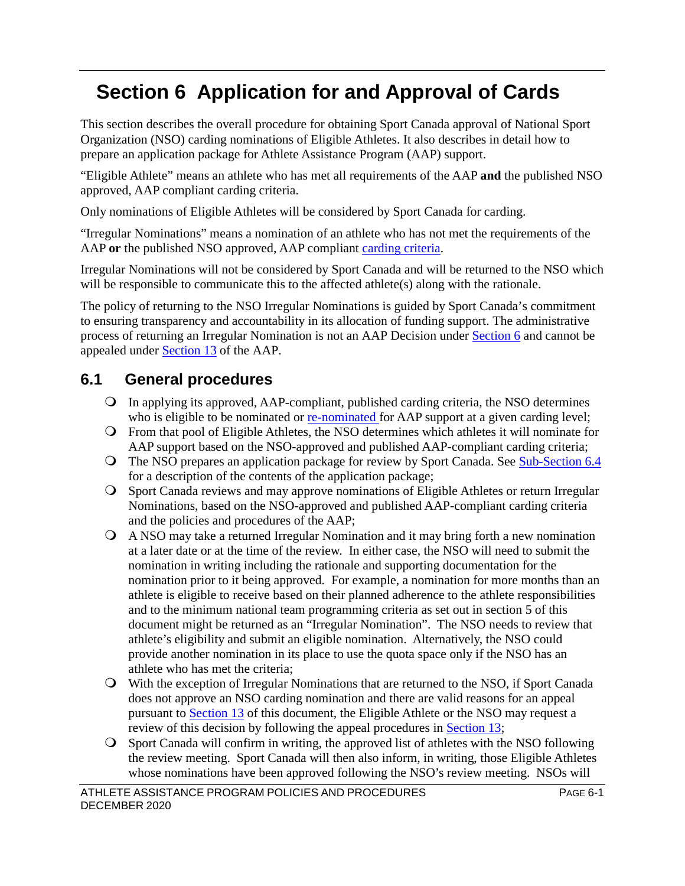# Section 6 Application for and Approval of Cards

This section describes the overall procedure for obtaining Sport Canada approval of National Sport Organization (NSO) carding nominations of Eligible Athletes. It also describes in detail how to prepare an application package for Athlete Assistance Program (AAP) support.

“Eligible Athlete” means an athlete who has met all requirements of the AAP **and** the published NSO approved, AAP compliant carding criteria.

Only nominations of Eligible Athletes will be considered by Sport Canada for carding.

“Irregular Nominations” means a nomination of an athlete who has not met the requirements of the AAP **or** the published NSO approved, AAP compliant carding criteria.

Irregular Nominations will not be considered by Sport Canada and will be returned to the NSO which will be responsible to communicate this to the affected athlete(s) along with the rationale.

The policy of returning to the NSO Irregular Nominations is guided by Sport Canada’s commitment to ensuring transparency and accountability in its allocation of funding support. The administrative process of returning an Irregular Nomination is not an AAP Decision under Section 6 and cannot be appealed under Section 13 of the AAP.

## 6.1 General procedures

- In applying its approved, AAP-compliant, published carding criteria, the NSO determines who is eligible to be nominated or re-nominated for AAP support at a given carding level;
- From that pool of Eligible Athletes, the NSO determines which athletes it will nominate for AAP support based on the NSO-approved and published AAP-compliant carding criteria;
- The NSO prepares an application package for review by Sport Canada. See Sub-Section 6.4 for a description of the contents of the application package;
- Sport Canada reviews and may approve nominations of Eligible Athletes or return Irregular Nominations, based on the NSO-approved and published AAP-compliant carding criteria and the policies and procedures of the AAP;
- A NSO may take a returned Irregular Nomination and it may bring forth a new nomination at a later date or at the time of the review. In either case, the NSO will need to submit the nomination in writing including the rationale and supporting documentation for the nomination prior to it being approved. For example, a nomination for more months than an athlete is eligible to receive based on their planned adherence to the athlete responsibilities and to the minimum national team programming criteria as set out in section 5 of this document might be returned as an “Irregular Nomination”. The NSO needs to review that athlete’s eligibility and submit an eligible nomination. Alternatively, the NSO could provide another nomination in its place to use the quota space only if the NSO has an athlete who has met the criteria;
- With the exception of Irregular Nominations that are returned to the NSO, if Sport Canada does not approve an NSO carding nomination and there are valid reasons for an appeal pursuant to Section 13 of this document, the Eligible Athlete or the NSO may request a review of this decision by following the appeal procedures in Section 13;
- Sport Canada will confirm in writing, the approved list of athletes with the NSO following the review meeting. Sport Canada will then also inform, in writing, those Eligible Athletes whose nominations have been approved following the NSO’s review meeting. NSOs will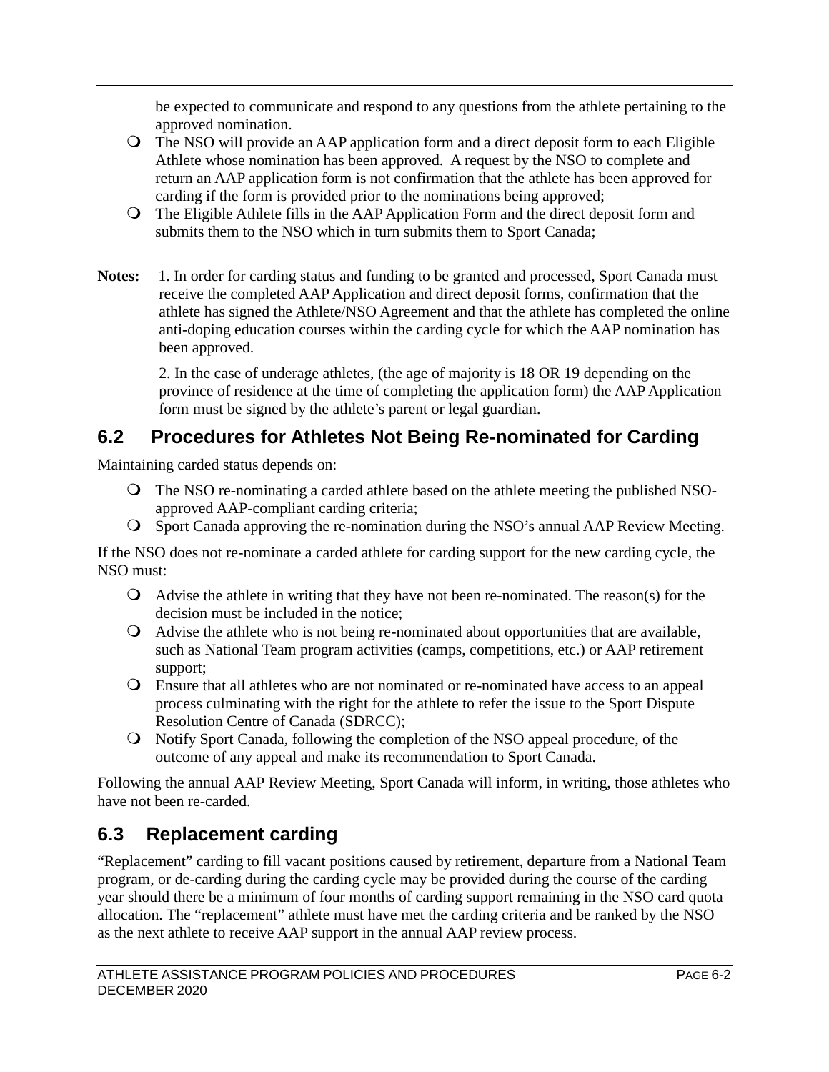be expected to communicate and respond to any questions from the athlete pertaining to the approved nomination.

- The NSO will provide an AAP application form and a direct deposit form to each Eligible Athlete whose nomination has been approved. A request by the NSO to complete and return an AAP application form is not confirmation that the athlete has been approved for carding if the form is provided prior to the nominations being approved;
- The Eligible Athlete fills in the AAP Application Form and the direct deposit form and submits them to the NSO which in turn submits them to Sport Canada;

**Notes:** 1. In order for carding status and funding to be granted and processed, Sport Canada must receive the completed AAP Application and direct deposit forms, confirmation that the athlete has signed the Athlete/NSO Agreement and that the athlete has completed the online anti-doping education courses within the carding cycle for which the AAP nomination has been approved.

2. In the case of underage athletes, (the age of majority is 18 OR 19 depending on the province of residence at the time of completing the application form) the AAP Application form must be signed by the athlete's parent or legal guardian.

## 6.2 Procedures for Athletes Not Being Re-nominated for Carding

Maintaining carded status depends on:

- The NSO re-nominating a carded athlete based on the athlete meeting the published NSO-approved AAP-compliant carding criteria;
- Sport Canada approving the re-nomination during the NSO's annual AAP Review Meeting.

If the NSO does not re-nominate a carded athlete for carding support for the new carding cycle, the NSO must:

- Advise the athlete in writing that they have not been re-nominated. The reason(s) for the decision must be included in the notice;
- Advise the athlete who is not being re-nominated about opportunities that are available, such as National Team program activities (camps, competitions, etc.) or AAP retirement support;
- Ensure that all athletes who are not nominated or re-nominated have access to an appeal process culminating with the right for the athlete to refer the issue to the Sport Dispute Resolution Centre of Canada (SDRCC);
- Notify Sport Canada, following the completion of the NSO appeal procedure, of the outcome of any appeal and make its recommendation to Sport Canada.

Following the annual AAP Review Meeting, Sport Canada will inform, in writing, those athletes who have not been re-carded.

## 6.3 Replacement carding

"Replacement" carding to fill vacant positions caused by retirement, departure from a National Team program, or de-carding during the carding cycle may be provided during the course of the carding year should there be a minimum of four months of carding support remaining in the NSO card quota allocation. The "replacement" athlete must have met the carding criteria and be ranked by the NSO as the next athlete to receive AAP support in the annual AAP review process.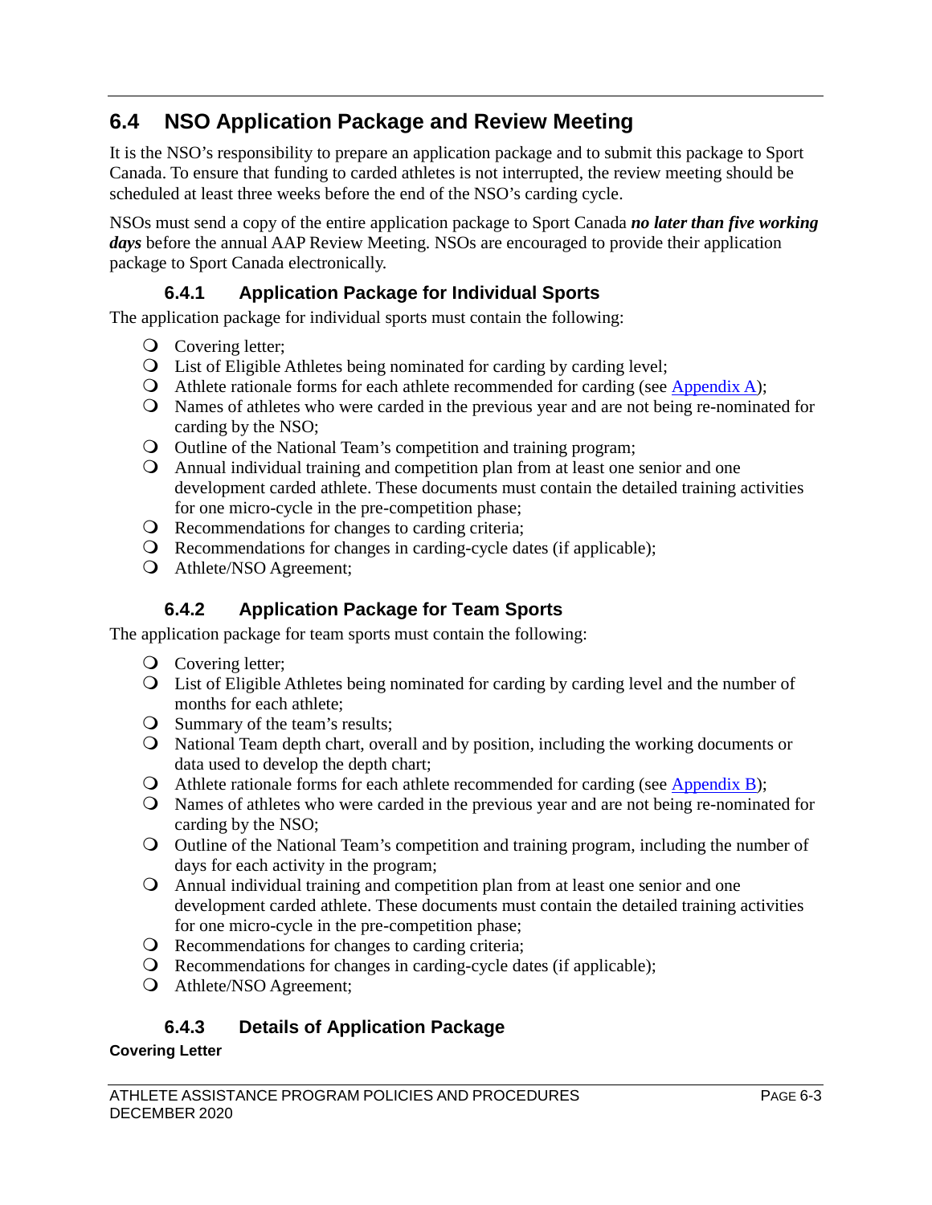## 6.4 NSO Application Package and Review Meeting

It is the NSO's responsibility to prepare an application package and to submit this package to Sport Canada. To ensure that funding to carded athletes is not interrupted, the review meeting should be scheduled at least three weeks before the end of the NSO's carding cycle.

NSOs must send a copy of the entire application package to Sport Canada ***no later than five working days*** before the annual AAP Review Meeting. NSOs are encouraged to provide their application package to Sport Canada electronically.

### 6.4.1 Application Package for Individual Sports

The application package for individual sports must contain the following:

- Covering letter;
- List of Eligible Athletes being nominated for carding by carding level;
- Athlete rationale forms for each athlete recommended for carding (see Appendix A);
- Names of athletes who were carded in the previous year and are not being re-nominated for carding by the NSO;
- Outline of the National Team's competition and training program;
- Annual individual training and competition plan from at least one senior and one development carded athlete. These documents must contain the detailed training activities for one micro-cycle in the pre-competition phase;
- Recommendations for changes to carding criteria;
- Recommendations for changes in carding-cycle dates (if applicable);
- Athlete/NSO Agreement;

### 6.4.2 Application Package for Team Sports

The application package for team sports must contain the following:

- Covering letter;
- List of Eligible Athletes being nominated for carding by carding level and the number of months for each athlete;
- Summary of the team's results;
- National Team depth chart, overall and by position, including the working documents or data used to develop the depth chart;
- Athlete rationale forms for each athlete recommended for carding (see Appendix B);
- Names of athletes who were carded in the previous year and are not being re-nominated for carding by the NSO;
- Outline of the National Team's competition and training program, including the number of days for each activity in the program;
- Annual individual training and competition plan from at least one senior and one development carded athlete. These documents must contain the detailed training activities for one micro-cycle in the pre-competition phase;
- Recommendations for changes to carding criteria;
- Recommendations for changes in carding-cycle dates (if applicable);
- Athlete/NSO Agreement;

### 6.4.3 Details of Application Package

**Covering Letter**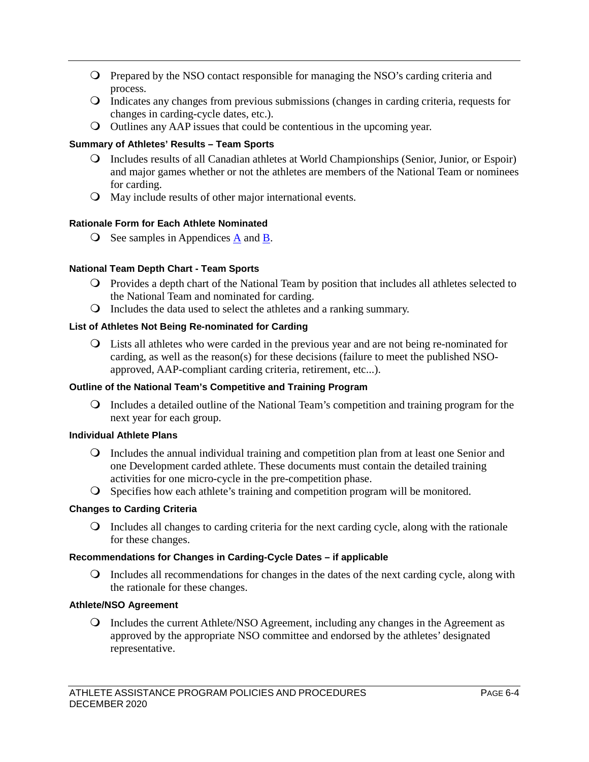- Prepared by the NSO contact responsible for managing the NSO's carding criteria and process.
- Indicates any changes from previous submissions (changes in carding criteria, requests for changes in carding-cycle dates, etc.).
- Outlines any AAP issues that could be contentious in the upcoming year.

**Summary of Athletes' Results – Team Sports**

- Includes results of all Canadian athletes at World Championships (Senior, Junior, or Espoir) and major games whether or not the athletes are members of the National Team or nominees for carding.
- May include results of other major international events.

**Rationale Form for Each Athlete Nominated**

- See samples in Appendices A and B.

**National Team Depth Chart - Team Sports**

- Provides a depth chart of the National Team by position that includes all athletes selected to the National Team and nominated for carding.
- Includes the data used to select the athletes and a ranking summary.

**List of Athletes Not Being Re-nominated for Carding**

- Lists all athletes who were carded in the previous year and are not being re-nominated for carding, as well as the reason(s) for these decisions (failure to meet the published NSO-approved, AAP-compliant carding criteria, retirement, etc...).

**Outline of the National Team's Competitive and Training Program**

- Includes a detailed outline of the National Team's competition and training program for the next year for each group.

**Individual Athlete Plans**

- Includes the annual individual training and competition plan from at least one Senior and one Development carded athlete. These documents must contain the detailed training activities for one micro-cycle in the pre-competition phase.
- Specifies how each athlete's training and competition program will be monitored.

**Changes to Carding Criteria**

- Includes all changes to carding criteria for the next carding cycle, along with the rationale for these changes.

**Recommendations for Changes in Carding-Cycle Dates – if applicable**

- Includes all recommendations for changes in the dates of the next carding cycle, along with the rationale for these changes.

**Athlete/NSO Agreement**

- Includes the current Athlete/NSO Agreement, including any changes in the Agreement as approved by the appropriate NSO committee and endorsed by the athletes' designated representative.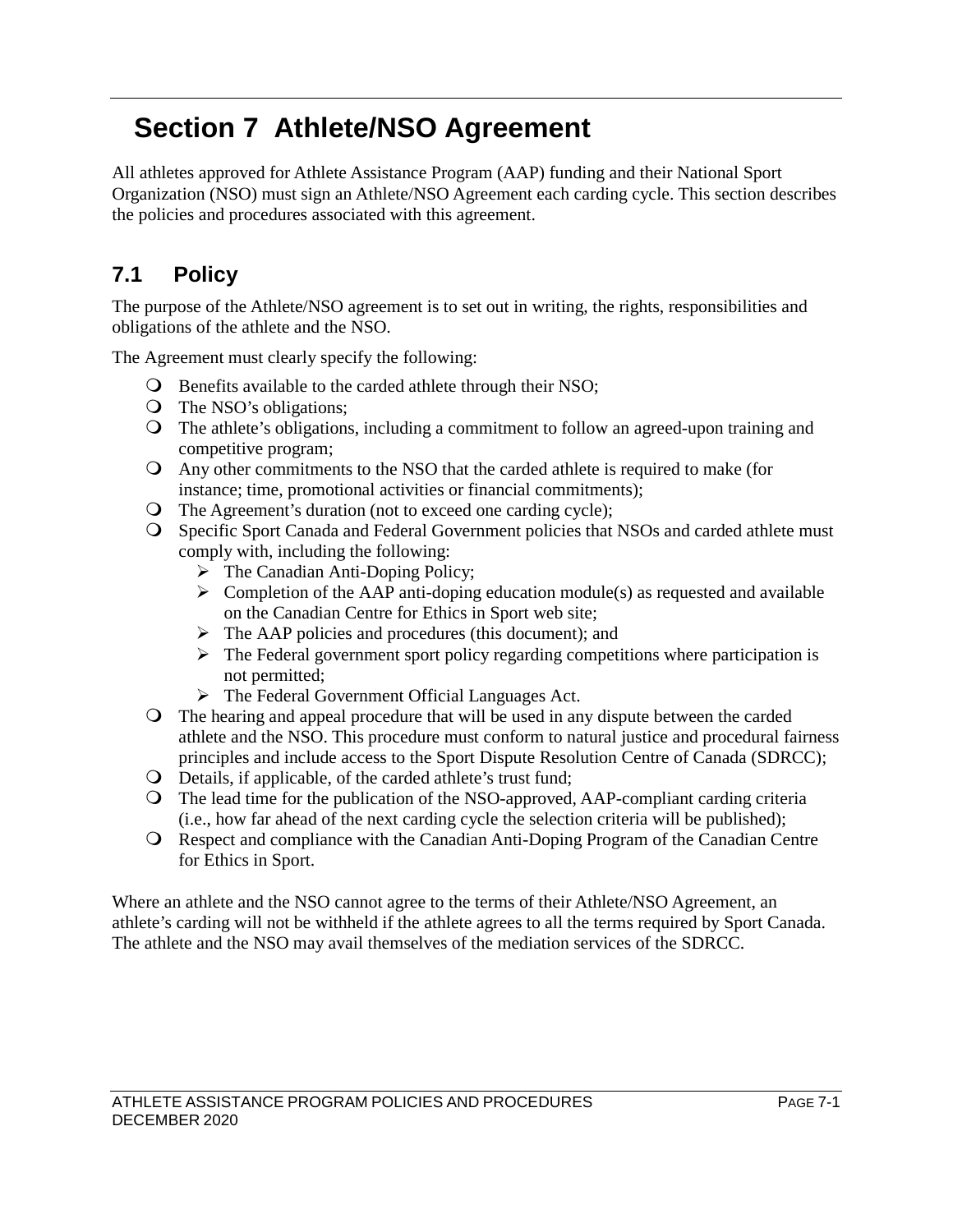# Section 7 Athlete/NSO Agreement

All athletes approved for Athlete Assistance Program (AAP) funding and their National Sport Organization (NSO) must sign an Athlete/NSO Agreement each carding cycle. This section describes the policies and procedures associated with this agreement.

## 7.1 Policy

The purpose of the Athlete/NSO agreement is to set out in writing, the rights, responsibilities and obligations of the athlete and the NSO.

The Agreement must clearly specify the following:

- Benefits available to the carded athlete through their NSO;
- The NSO's obligations;
- The athlete's obligations, including a commitment to follow an agreed-upon training and competitive program;
- Any other commitments to the NSO that the carded athlete is required to make (for instance; time, promotional activities or financial commitments);
- The Agreement's duration (not to exceed one carding cycle);
- Specific Sport Canada and Federal Government policies that NSOs and carded athlete must comply with, including the following:
  - The Canadian Anti-Doping Policy;
  - Completion of the AAP anti-doping education module(s) as requested and available on the Canadian Centre for Ethics in Sport web site;
  - The AAP policies and procedures (this document); and
  - The Federal government sport policy regarding competitions where participation is not permitted;
  - The Federal Government Official Languages Act.
- The hearing and appeal procedure that will be used in any dispute between the carded athlete and the NSO. This procedure must conform to natural justice and procedural fairness principles and include access to the Sport Dispute Resolution Centre of Canada (SDRCC);
- Details, if applicable, of the carded athlete's trust fund;
- The lead time for the publication of the NSO-approved, AAP-compliant carding criteria (i.e., how far ahead of the next carding cycle the selection criteria will be published);
- Respect and compliance with the Canadian Anti-Doping Program of the Canadian Centre for Ethics in Sport.

Where an athlete and the NSO cannot agree to the terms of their Athlete/NSO Agreement, an athlete's carding will not be withheld if the athlete agrees to all the terms required by Sport Canada. The athlete and the NSO may avail themselves of the mediation services of the SDRCC.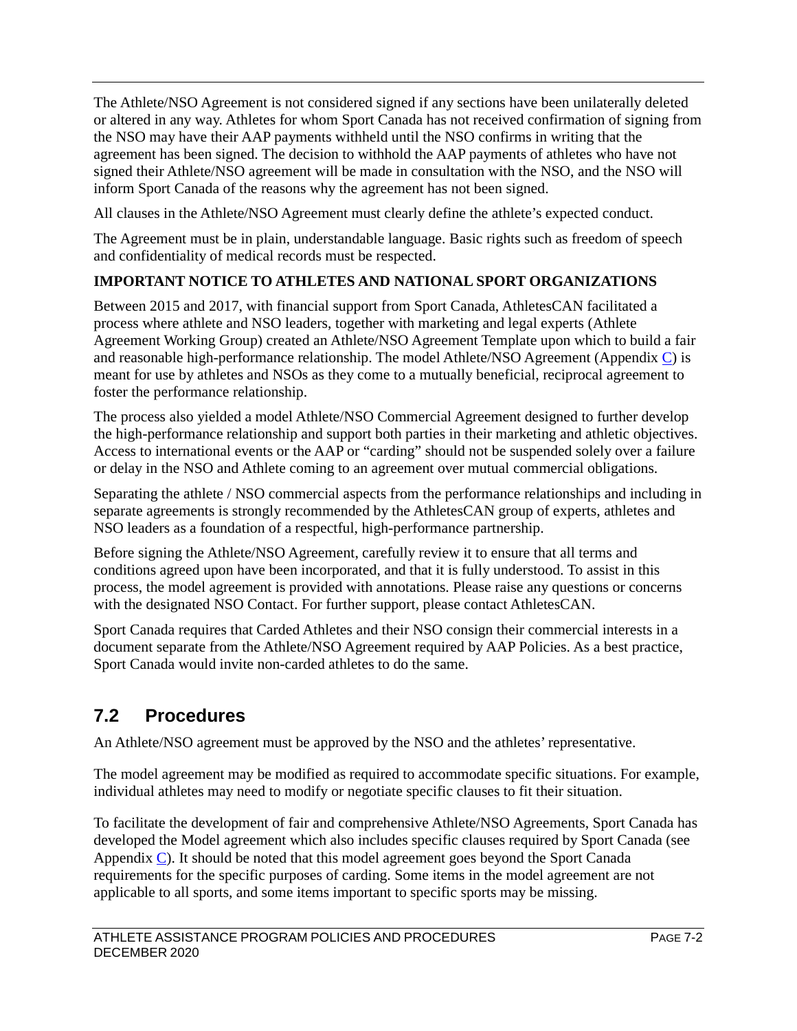The Athlete/NSO Agreement is not considered signed if any sections have been unilaterally deleted or altered in any way. Athletes for whom Sport Canada has not received confirmation of signing from the NSO may have their AAP payments withheld until the NSO confirms in writing that the agreement has been signed. The decision to withhold the AAP payments of athletes who have not signed their Athlete/NSO agreement will be made in consultation with the NSO, and the NSO will inform Sport Canada of the reasons why the agreement has not been signed.

All clauses in the Athlete/NSO Agreement must clearly define the athlete's expected conduct.

The Agreement must be in plain, understandable language. Basic rights such as freedom of speech and confidentiality of medical records must be respected.

**IMPORTANT NOTICE TO ATHLETES AND NATIONAL SPORT ORGANIZATIONS**

Between 2015 and 2017, with financial support from Sport Canada, AthletesCAN facilitated a process where athlete and NSO leaders, together with marketing and legal experts (Athlete Agreement Working Group) created an Athlete/NSO Agreement Template upon which to build a fair and reasonable high-performance relationship. The model Athlete/NSO Agreement (Appendix C) is meant for use by athletes and NSOs as they come to a mutually beneficial, reciprocal agreement to foster the performance relationship.

The process also yielded a model Athlete/NSO Commercial Agreement designed to further develop the high-performance relationship and support both parties in their marketing and athletic objectives. Access to international events or the AAP or "carding" should not be suspended solely over a failure or delay in the NSO and Athlete coming to an agreement over mutual commercial obligations.

Separating the athlete / NSO commercial aspects from the performance relationships and including in separate agreements is strongly recommended by the AthletesCAN group of experts, athletes and NSO leaders as a foundation of a respectful, high-performance partnership.

Before signing the Athlete/NSO Agreement, carefully review it to ensure that all terms and conditions agreed upon have been incorporated, and that it is fully understood. To assist in this process, the model agreement is provided with annotations. Please raise any questions or concerns with the designated NSO Contact. For further support, please contact AthletesCAN.

Sport Canada requires that Carded Athletes and their NSO consign their commercial interests in a document separate from the Athlete/NSO Agreement required by AAP Policies. As a best practice, Sport Canada would invite non-carded athletes to do the same.

## 7.2 Procedures

An Athlete/NSO agreement must be approved by the NSO and the athletes' representative.

The model agreement may be modified as required to accommodate specific situations. For example, individual athletes may need to modify or negotiate specific clauses to fit their situation.

To facilitate the development of fair and comprehensive Athlete/NSO Agreements, Sport Canada has developed the Model agreement which also includes specific clauses required by Sport Canada (see Appendix C). It should be noted that this model agreement goes beyond the Sport Canada requirements for the specific purposes of carding. Some items in the model agreement are not applicable to all sports, and some items important to specific sports may be missing.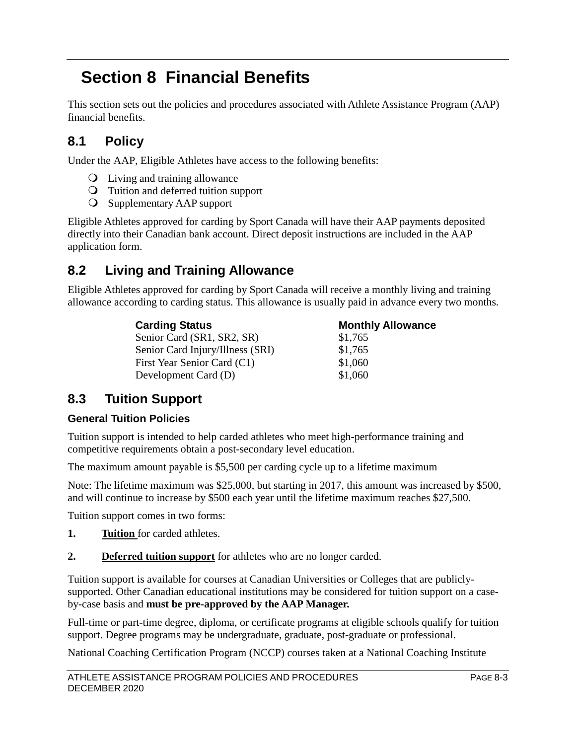# Section 8 Financial Benefits

This section sets out the policies and procedures associated with Athlete Assistance Program (AAP) financial benefits.

## 8.1 Policy

Under the AAP, Eligible Athletes have access to the following benefits:

- Living and training allowance
- Tuition and deferred tuition support
- Supplementary AAP support

Eligible Athletes approved for carding by Sport Canada will have their AAP payments deposited directly into their Canadian bank account. Direct deposit instructions are included in the AAP application form.

## 8.2 Living and Training Allowance

Eligible Athletes approved for carding by Sport Canada will receive a monthly living and training allowance according to carding status. This allowance is usually paid in advance every two months.

| Carding Status | Monthly Allowance |
| --- | --- |
| Senior Card (SR1, SR2, SR) | $1,765 |
| Senior Card Injury/Illness (SRI) | $1,765 |
| First Year Senior Card (C1) | $1,060 |
| Development Card (D) | $1,060 |

## 8.3 Tuition Support

### General Tuition Policies

Tuition support is intended to help carded athletes who meet high-performance training and competitive requirements obtain a post-secondary level education.

The maximum amount payable is $5,500 per carding cycle up to a lifetime maximum

Note: The lifetime maximum was $25,000, but starting in 2017, this amount was increased by $500, and will continue to increase by $500 each year until the lifetime maximum reaches $27,500.

Tuition support comes in two forms:

1. **Tuition** for carded athletes.
2. **Deferred tuition support** for athletes who are no longer carded.

Tuition support is available for courses at Canadian Universities or Colleges that are publicly-supported. Other Canadian educational institutions may be considered for tuition support on a case-by-case basis and **must be pre-approved by the AAP Manager.**

Full-time or part-time degree, diploma, or certificate programs at eligible schools qualify for tuition support. Degree programs may be undergraduate, graduate, post-graduate or professional.

National Coaching Certification Program (NCCP) courses taken at a National Coaching Institute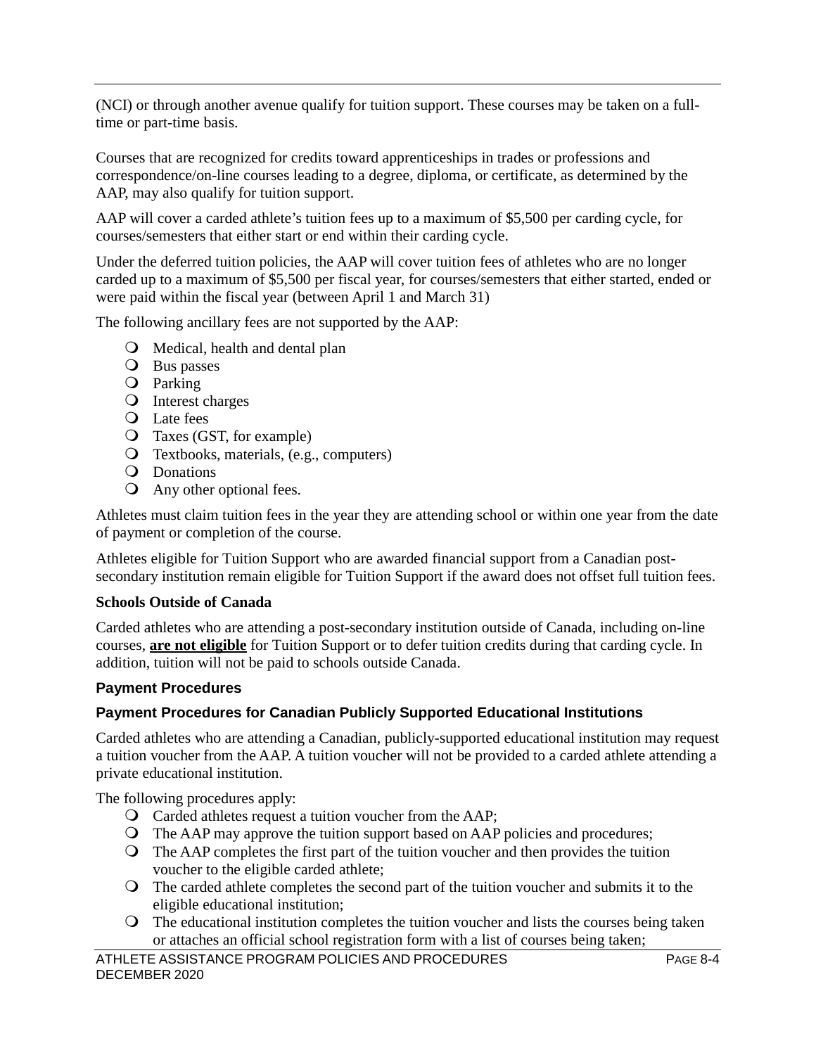(NCI) or through another avenue qualify for tuition support. These courses may be taken on a full-time or part-time basis.

Courses that are recognized for credits toward apprenticeships in trades or professions and correspondence/on-line courses leading to a degree, diploma, or certificate, as determined by the AAP, may also qualify for tuition support.

AAP will cover a carded athlete's tuition fees up to a maximum of $5,500 per carding cycle, for courses/semesters that either start or end within their carding cycle.

Under the deferred tuition policies, the AAP will cover tuition fees of athletes who are no longer carded up to a maximum of $5,500 per fiscal year, for courses/semesters that either started, ended or were paid within the fiscal year (between April 1 and March 31)

The following ancillary fees are not supported by the AAP:

- Medical, health and dental plan
- Bus passes
- Parking
- Interest charges
- Late fees
- Taxes (GST, for example)
- Textbooks, materials, (e.g., computers)
- Donations
- Any other optional fees.

Athletes must claim tuition fees in the year they are attending school or within one year from the date of payment or completion of the course.

Athletes eligible for Tuition Support who are awarded financial support from a Canadian post-secondary institution remain eligible for Tuition Support if the award does not offset full tuition fees.

**Schools Outside of Canada**

Carded athletes who are attending a post-secondary institution outside of Canada, including on-line courses, **are not eligible** for Tuition Support or to defer tuition credits during that carding cycle. In addition, tuition will not be paid to schools outside Canada.

### Payment Procedures

### Payment Procedures for Canadian Publicly Supported Educational Institutions

Carded athletes who are attending a Canadian, publicly-supported educational institution may request a tuition voucher from the AAP. A tuition voucher will not be provided to a carded athlete attending a private educational institution.

The following procedures apply:

- Carded athletes request a tuition voucher from the AAP;
- The AAP may approve the tuition support based on AAP policies and procedures;
- The AAP completes the first part of the tuition voucher and then provides the tuition voucher to the eligible carded athlete;
- The carded athlete completes the second part of the tuition voucher and submits it to the eligible educational institution;
- The educational institution completes the tuition voucher and lists the courses being taken or attaches an official school registration form with a list of courses being taken;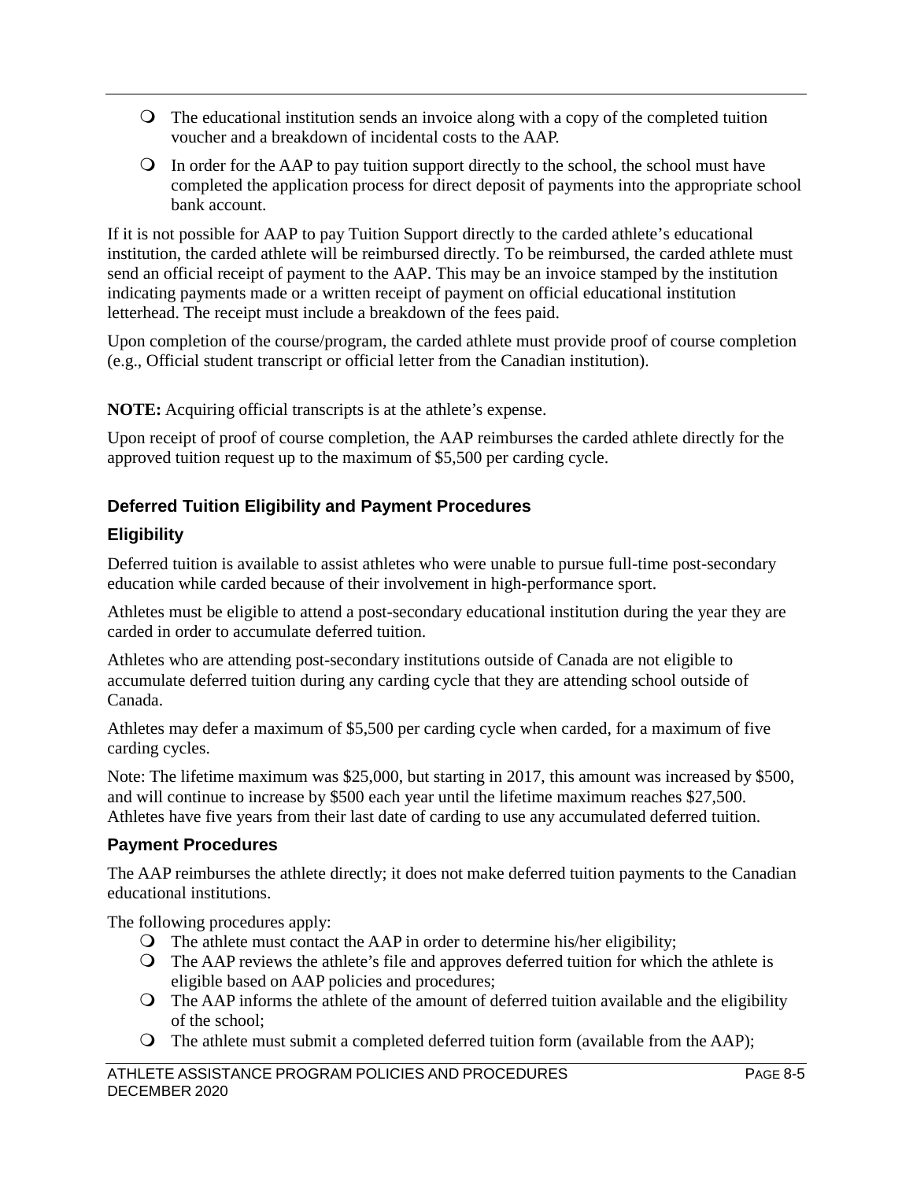- The educational institution sends an invoice along with a copy of the completed tuition voucher and a breakdown of incidental costs to the AAP.
- In order for the AAP to pay tuition support directly to the school, the school must have completed the application process for direct deposit of payments into the appropriate school bank account.

If it is not possible for AAP to pay Tuition Support directly to the carded athlete's educational institution, the carded athlete will be reimbursed directly. To be reimbursed, the carded athlete must send an official receipt of payment to the AAP. This may be an invoice stamped by the institution indicating payments made or a written receipt of payment on official educational institution letterhead. The receipt must include a breakdown of the fees paid.

Upon completion of the course/program, the carded athlete must provide proof of course completion (e.g., Official student transcript or official letter from the Canadian institution).

**NOTE:** Acquiring official transcripts is at the athlete's expense.

Upon receipt of proof of course completion, the AAP reimburses the carded athlete directly for the approved tuition request up to the maximum of $5,500 per carding cycle.

### Deferred Tuition Eligibility and Payment Procedures

### Eligibility

Deferred tuition is available to assist athletes who were unable to pursue full-time post-secondary education while carded because of their involvement in high-performance sport.

Athletes must be eligible to attend a post-secondary educational institution during the year they are carded in order to accumulate deferred tuition.

Athletes who are attending post-secondary institutions outside of Canada are not eligible to accumulate deferred tuition during any carding cycle that they are attending school outside of Canada.

Athletes may defer a maximum of $5,500 per carding cycle when carded, for a maximum of five carding cycles.

Note: The lifetime maximum was $25,000, but starting in 2017, this amount was increased by $500, and will continue to increase by $500 each year until the lifetime maximum reaches $27,500. Athletes have five years from their last date of carding to use any accumulated deferred tuition.

### Payment Procedures

The AAP reimburses the athlete directly; it does not make deferred tuition payments to the Canadian educational institutions.

The following procedures apply:

- The athlete must contact the AAP in order to determine his/her eligibility;
- The AAP reviews the athlete's file and approves deferred tuition for which the athlete is eligible based on AAP policies and procedures;
- The AAP informs the athlete of the amount of deferred tuition available and the eligibility of the school;
- The athlete must submit a completed deferred tuition form (available from the AAP);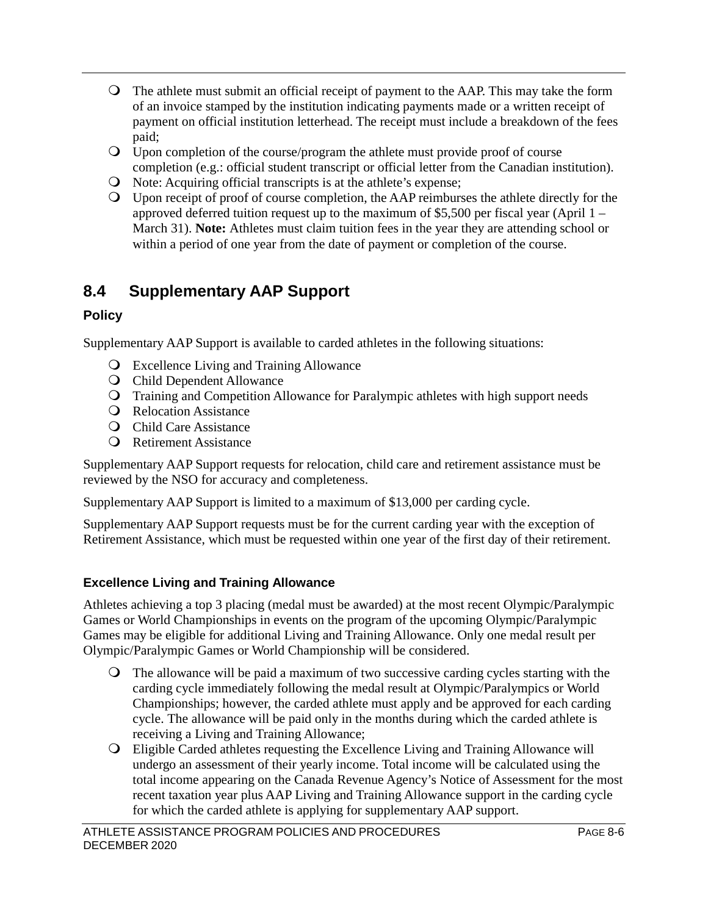- The athlete must submit an official receipt of payment to the AAP. This may take the form of an invoice stamped by the institution indicating payments made or a written receipt of payment on official institution letterhead. The receipt must include a breakdown of the fees paid;
- Upon completion of the course/program the athlete must provide proof of course completion (e.g.: official student transcript or official letter from the Canadian institution).
- Note: Acquiring official transcripts is at the athlete's expense;
- Upon receipt of proof of course completion, the AAP reimburses the athlete directly for the approved deferred tuition request up to the maximum of $5,500 per fiscal year (April 1 – March 31). **Note:** Athletes must claim tuition fees in the year they are attending school or within a period of one year from the date of payment or completion of the course.

## 8.4 Supplementary AAP Support

### Policy

Supplementary AAP Support is available to carded athletes in the following situations:

- Excellence Living and Training Allowance
- Child Dependent Allowance
- Training and Competition Allowance for Paralympic athletes with high support needs
- Relocation Assistance
- Child Care Assistance
- Retirement Assistance

Supplementary AAP Support requests for relocation, child care and retirement assistance must be reviewed by the NSO for accuracy and completeness.

Supplementary AAP Support is limited to a maximum of $13,000 per carding cycle.

Supplementary AAP Support requests must be for the current carding year with the exception of Retirement Assistance, which must be requested within one year of the first day of their retirement.

### Excellence Living and Training Allowance

Athletes achieving a top 3 placing (medal must be awarded) at the most recent Olympic/Paralympic Games or World Championships in events on the program of the upcoming Olympic/Paralympic Games may be eligible for additional Living and Training Allowance. Only one medal result per Olympic/Paralympic Games or World Championship will be considered.

- The allowance will be paid a maximum of two successive carding cycles starting with the carding cycle immediately following the medal result at Olympic/Paralympics or World Championships; however, the carded athlete must apply and be approved for each carding cycle. The allowance will be paid only in the months during which the carded athlete is receiving a Living and Training Allowance;
- Eligible Carded athletes requesting the Excellence Living and Training Allowance will undergo an assessment of their yearly income. Total income will be calculated using the total income appearing on the Canada Revenue Agency's Notice of Assessment for the most recent taxation year plus AAP Living and Training Allowance support in the carding cycle for which the carded athlete is applying for supplementary AAP support.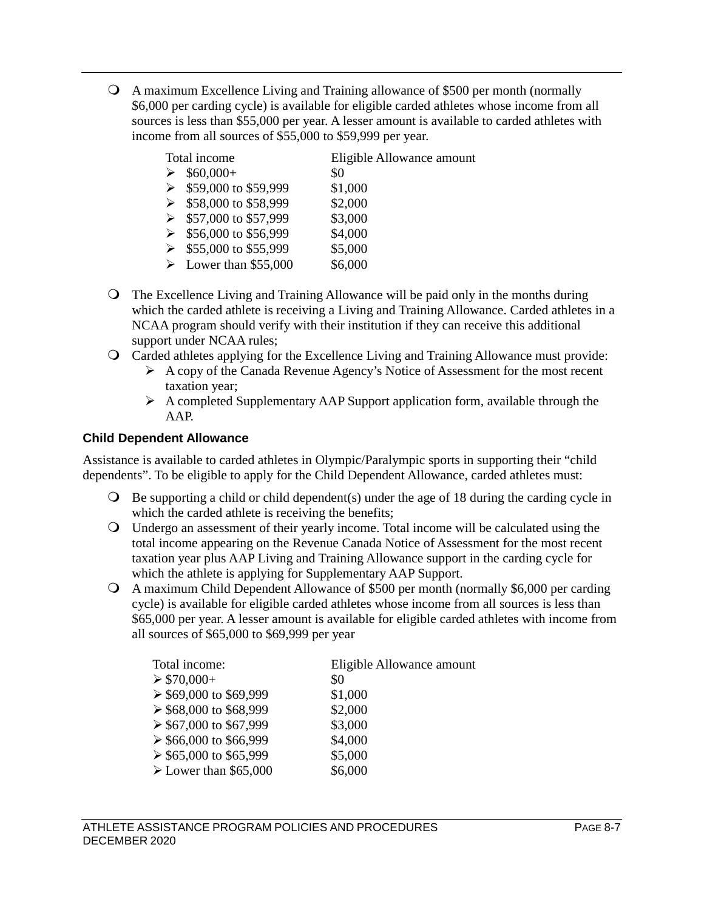- A maximum Excellence Living and Training allowance of $500 per month (normally $6,000 per carding cycle) is available for eligible carded athletes whose income from all sources is less than $55,000 per year. A lesser amount is available to carded athletes with income from all sources of $55,000 to $59,999 per year.

| Total income | Eligible Allowance amount |
| --- | --- |
| $60,000+ | $0 |
| $59,000 to $59,999 | $1,000 |
| $58,000 to $58,999 | $2,000 |
| $57,000 to $57,999 | $3,000 |
| $56,000 to $56,999 | $4,000 |
| $55,000 to $55,999 | $5,000 |
| Lower than $55,000 | $6,000 |

- The Excellence Living and Training Allowance will be paid only in the months during which the carded athlete is receiving a Living and Training Allowance. Carded athletes in a NCAA program should verify with their institution if they can receive this additional support under NCAA rules;
- Carded athletes applying for the Excellence Living and Training Allowance must provide:
  - A copy of the Canada Revenue Agency's Notice of Assessment for the most recent taxation year;
  - A completed Supplementary AAP Support application form, available through the AAP.

### Child Dependent Allowance

Assistance is available to carded athletes in Olympic/Paralympic sports in supporting their "child dependents". To be eligible to apply for the Child Dependent Allowance, carded athletes must:

- Be supporting a child or child dependent(s) under the age of 18 during the carding cycle in which the carded athlete is receiving the benefits;
- Undergo an assessment of their yearly income. Total income will be calculated using the total income appearing on the Revenue Canada Notice of Assessment for the most recent taxation year plus AAP Living and Training Allowance support in the carding cycle for which the athlete is applying for Supplementary AAP Support.
- A maximum Child Dependent Allowance of $500 per month (normally $6,000 per carding cycle) is available for eligible carded athletes whose income from all sources is less than $65,000 per year. A lesser amount is available for eligible carded athletes with income from all sources of $65,000 to $69,999 per year

| Total income: | Eligible Allowance amount |
| --- | --- |
| $70,000+ | $0 |
| $69,000 to $69,999 | $1,000 |
| $68,000 to $68,999 | $2,000 |
| $67,000 to $67,999 | $3,000 |
| $66,000 to $66,999 | $4,000 |
| $65,000 to $65,999 | $5,000 |
| Lower than $65,000 | $6,000 |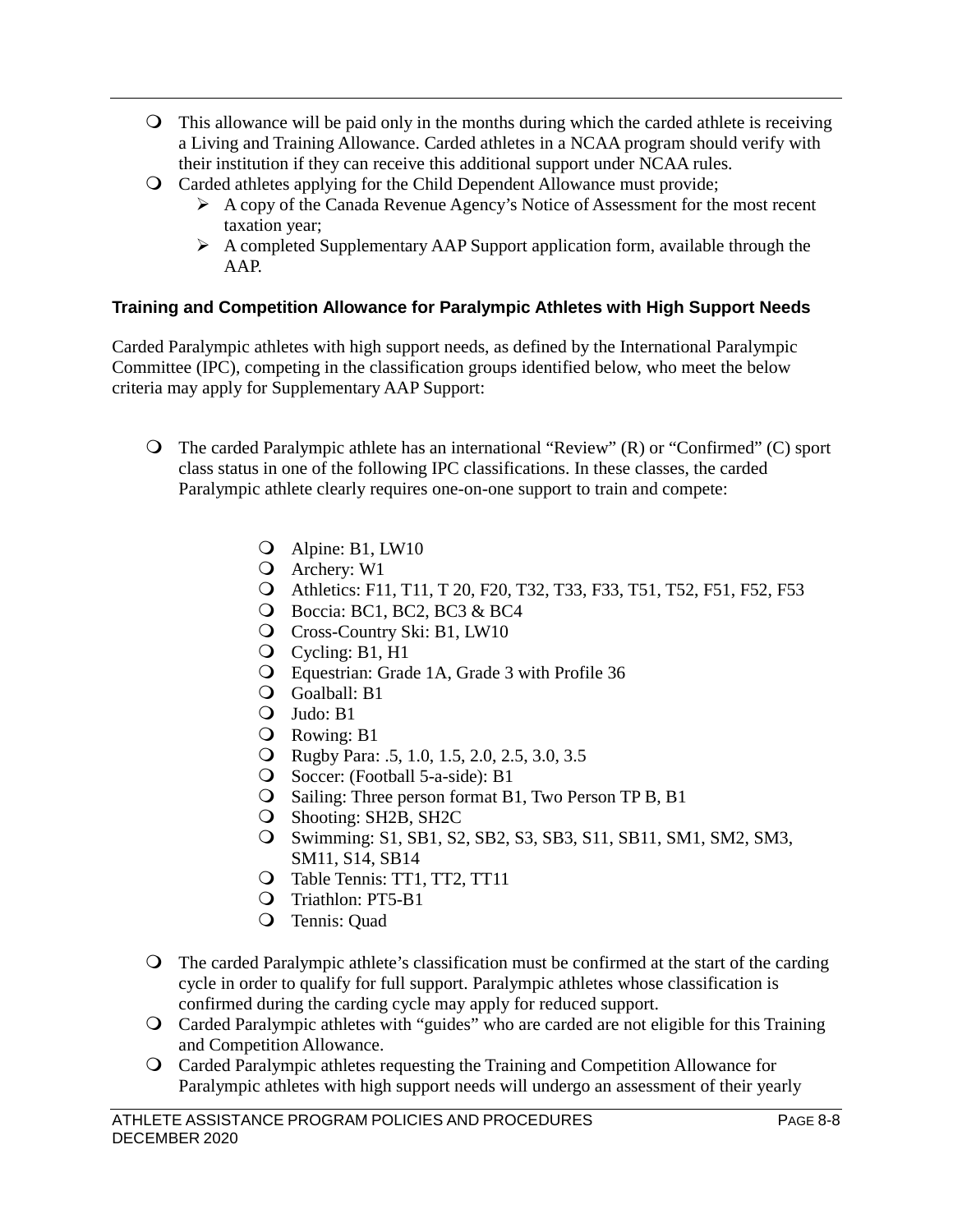- This allowance will be paid only in the months during which the carded athlete is receiving a Living and Training Allowance. Carded athletes in a NCAA program should verify with their institution if they can receive this additional support under NCAA rules.
- Carded athletes applying for the Child Dependent Allowance must provide;
  - A copy of the Canada Revenue Agency's Notice of Assessment for the most recent taxation year;
  - A completed Supplementary AAP Support application form, available through the AAP.

**Training and Competition Allowance for Paralympic Athletes with High Support Needs**

Carded Paralympic athletes with high support needs, as defined by the International Paralympic Committee (IPC), competing in the classification groups identified below, who meet the below criteria may apply for Supplementary AAP Support:

- The carded Paralympic athlete has an international "Review" (R) or "Confirmed" (C) sport class status in one of the following IPC classifications. In these classes, the carded Paralympic athlete clearly requires one-on-one support to train and compete:
  - Alpine: B1, LW10
  - Archery: W1
  - Athletics: F11, T11, T 20, F20, T32, T33, F33, T51, T52, F51, F52, F53
  - Boccia: BC1, BC2, BC3 & BC4
  - Cross-Country Ski: B1, LW10
  - Cycling: B1, H1
  - Equestrian: Grade 1A, Grade 3 with Profile 36
  - Goalball: B1
  - Judo: B1
  - Rowing: B1
  - Rugby Para: .5, 1.0, 1.5, 2.0, 2.5, 3.0, 3.5
  - Soccer: (Football 5-a-side): B1
  - Sailing: Three person format B1, Two Person TP B, B1
  - Shooting: SH2B, SH2C
  - Swimming: S1, SB1, S2, SB2, S3, SB3, S11, SB11, SM1, SM2, SM3, SM11, S14, SB14
  - Table Tennis: TT1, TT2, TT11
  - Triathlon: PT5-B1
  - Tennis: Quad
- The carded Paralympic athlete's classification must be confirmed at the start of the carding cycle in order to qualify for full support. Paralympic athletes whose classification is confirmed during the carding cycle may apply for reduced support.
- Carded Paralympic athletes with "guides" who are carded are not eligible for this Training and Competition Allowance.
- Carded Paralympic athletes requesting the Training and Competition Allowance for Paralympic athletes with high support needs will undergo an assessment of their yearly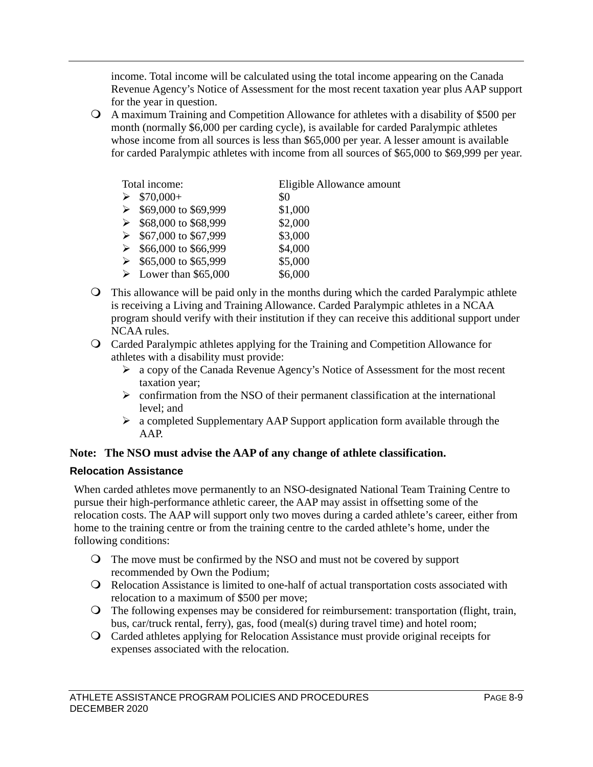income. Total income will be calculated using the total income appearing on the Canada Revenue Agency's Notice of Assessment for the most recent taxation year plus AAP support for the year in question.

- A maximum Training and Competition Allowance for athletes with a disability of $500 per month (normally $6,000 per carding cycle), is available for carded Paralympic athletes whose income from all sources is less than $65,000 per year. A lesser amount is available for carded Paralympic athletes with income from all sources of $65,000 to $69,999 per year.

| Total income: | Eligible Allowance amount |
| --- | --- |
| $70,000+ | $0 |
| $69,000 to $69,999 | $1,000 |
| $68,000 to $68,999 | $2,000 |
| $67,000 to $67,999 | $3,000 |
| $66,000 to $66,999 | $4,000 |
| $65,000 to $65,999 | $5,000 |
| Lower than $65,000 | $6,000 |

- This allowance will be paid only in the months during which the carded Paralympic athlete is receiving a Living and Training Allowance. Carded Paralympic athletes in a NCAA program should verify with their institution if they can receive this additional support under NCAA rules.
- Carded Paralympic athletes applying for the Training and Competition Allowance for athletes with a disability must provide:
  - a copy of the Canada Revenue Agency's Notice of Assessment for the most recent taxation year;
  - confirmation from the NSO of their permanent classification at the international level; and
  - a completed Supplementary AAP Support application form available through the AAP.

**Note: The NSO must advise the AAP of any change of athlete classification.**

#### Relocation Assistance

When carded athletes move permanently to an NSO-designated National Team Training Centre to pursue their high-performance athletic career, the AAP may assist in offsetting some of the relocation costs. The AAP will support only two moves during a carded athlete's career, either from home to the training centre or from the training centre to the carded athlete's home, under the following conditions:

- The move must be confirmed by the NSO and must not be covered by support recommended by Own the Podium;
- Relocation Assistance is limited to one-half of actual transportation costs associated with relocation to a maximum of $500 per move;
- The following expenses may be considered for reimbursement: transportation (flight, train, bus, car/truck rental, ferry), gas, food (meal(s) during travel time) and hotel room;
- Carded athletes applying for Relocation Assistance must provide original receipts for expenses associated with the relocation.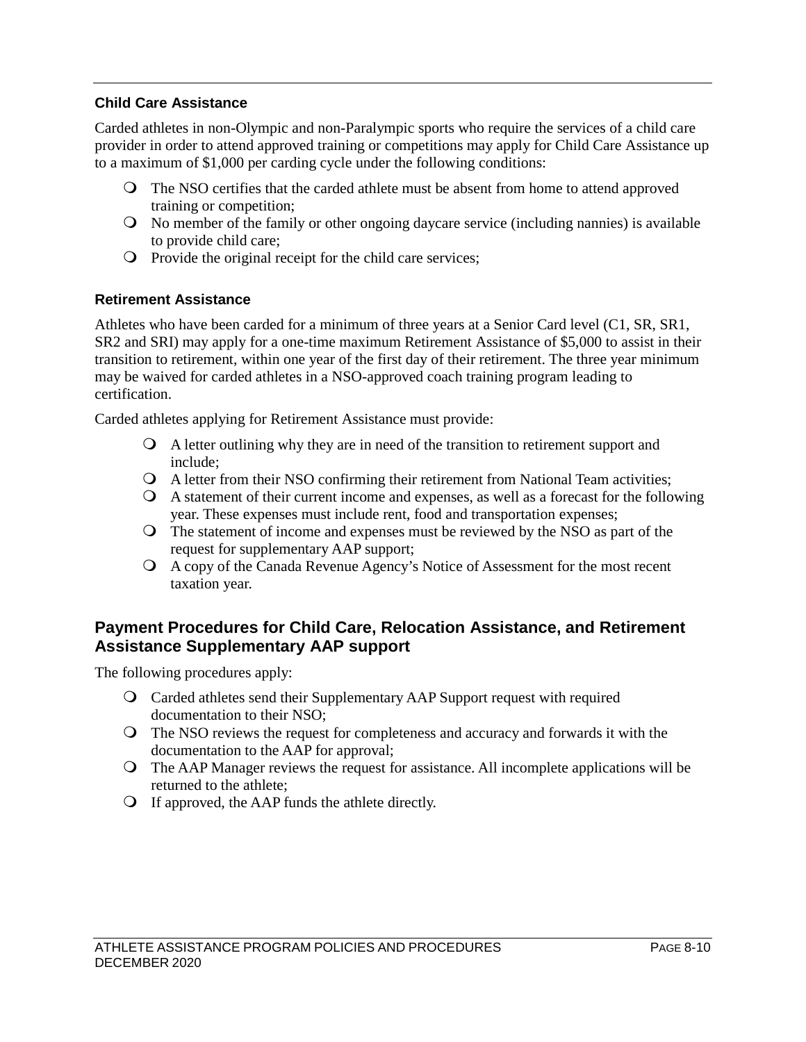### Child Care Assistance

Carded athletes in non-Olympic and non-Paralympic sports who require the services of a child care provider in order to attend approved training or competitions may apply for Child Care Assistance up to a maximum of $1,000 per carding cycle under the following conditions:

- The NSO certifies that the carded athlete must be absent from home to attend approved training or competition;
- No member of the family or other ongoing daycare service (including nannies) is available to provide child care;
- Provide the original receipt for the child care services;

### Retirement Assistance

Athletes who have been carded for a minimum of three years at a Senior Card level (C1, SR, SR1, SR2 and SRI) may apply for a one-time maximum Retirement Assistance of $5,000 to assist in their transition to retirement, within one year of the first day of their retirement. The three year minimum may be waived for carded athletes in a NSO-approved coach training program leading to certification.

Carded athletes applying for Retirement Assistance must provide:

- A letter outlining why they are in need of the transition to retirement support and include;
- A letter from their NSO confirming their retirement from National Team activities;
- A statement of their current income and expenses, as well as a forecast for the following year. These expenses must include rent, food and transportation expenses;
- The statement of income and expenses must be reviewed by the NSO as part of the request for supplementary AAP support;
- A copy of the Canada Revenue Agency's Notice of Assessment for the most recent taxation year.

## Payment Procedures for Child Care, Relocation Assistance, and Retirement Assistance Supplementary AAP support

The following procedures apply:

- Carded athletes send their Supplementary AAP Support request with required documentation to their NSO;
- The NSO reviews the request for completeness and accuracy and forwards it with the documentation to the AAP for approval;
- The AAP Manager reviews the request for assistance. All incomplete applications will be returned to the athlete;
- If approved, the AAP funds the athlete directly.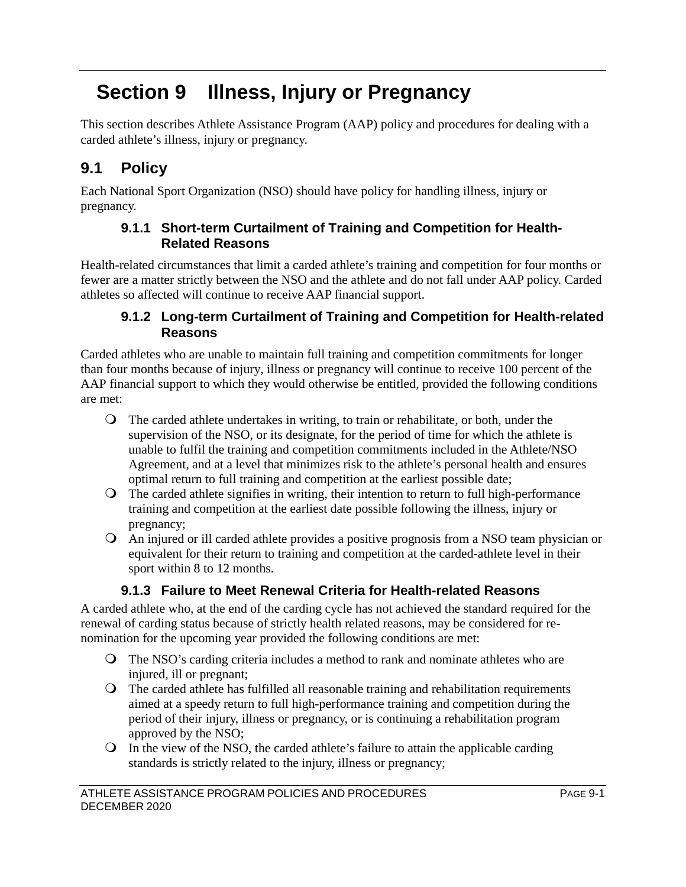# Section 9 Illness, Injury or Pregnancy

This section describes Athlete Assistance Program (AAP) policy and procedures for dealing with a carded athlete's illness, injury or pregnancy.

## 9.1 Policy

Each National Sport Organization (NSO) should have policy for handling illness, injury or pregnancy.

### 9.1.1 Short-term Curtailment of Training and Competition for Health-Related Reasons

Health-related circumstances that limit a carded athlete's training and competition for four months or fewer are a matter strictly between the NSO and the athlete and do not fall under AAP policy. Carded athletes so affected will continue to receive AAP financial support.

### 9.1.2 Long-term Curtailment of Training and Competition for Health-related Reasons

Carded athletes who are unable to maintain full training and competition commitments for longer than four months because of injury, illness or pregnancy will continue to receive 100 percent of the AAP financial support to which they would otherwise be entitled, provided the following conditions are met:

- The carded athlete undertakes in writing, to train or rehabilitate, or both, under the supervision of the NSO, or its designate, for the period of time for which the athlete is unable to fulfil the training and competition commitments included in the Athlete/NSO Agreement, and at a level that minimizes risk to the athlete's personal health and ensures optimal return to full training and competition at the earliest possible date;
- The carded athlete signifies in writing, their intention to return to full high-performance training and competition at the earliest date possible following the illness, injury or pregnancy;
- An injured or ill carded athlete provides a positive prognosis from a NSO team physician or equivalent for their return to training and competition at the carded-athlete level in their sport within 8 to 12 months.

### 9.1.3 Failure to Meet Renewal Criteria for Health-related Reasons

A carded athlete who, at the end of the carding cycle has not achieved the standard required for the renewal of carding status because of strictly health related reasons, may be considered for re-nomination for the upcoming year provided the following conditions are met:

- The NSO's carding criteria includes a method to rank and nominate athletes who are injured, ill or pregnant;
- The carded athlete has fulfilled all reasonable training and rehabilitation requirements aimed at a speedy return to full high-performance training and competition during the period of their injury, illness or pregnancy, or is continuing a rehabilitation program approved by the NSO;
- In the view of the NSO, the carded athlete's failure to attain the applicable carding standards is strictly related to the injury, illness or pregnancy;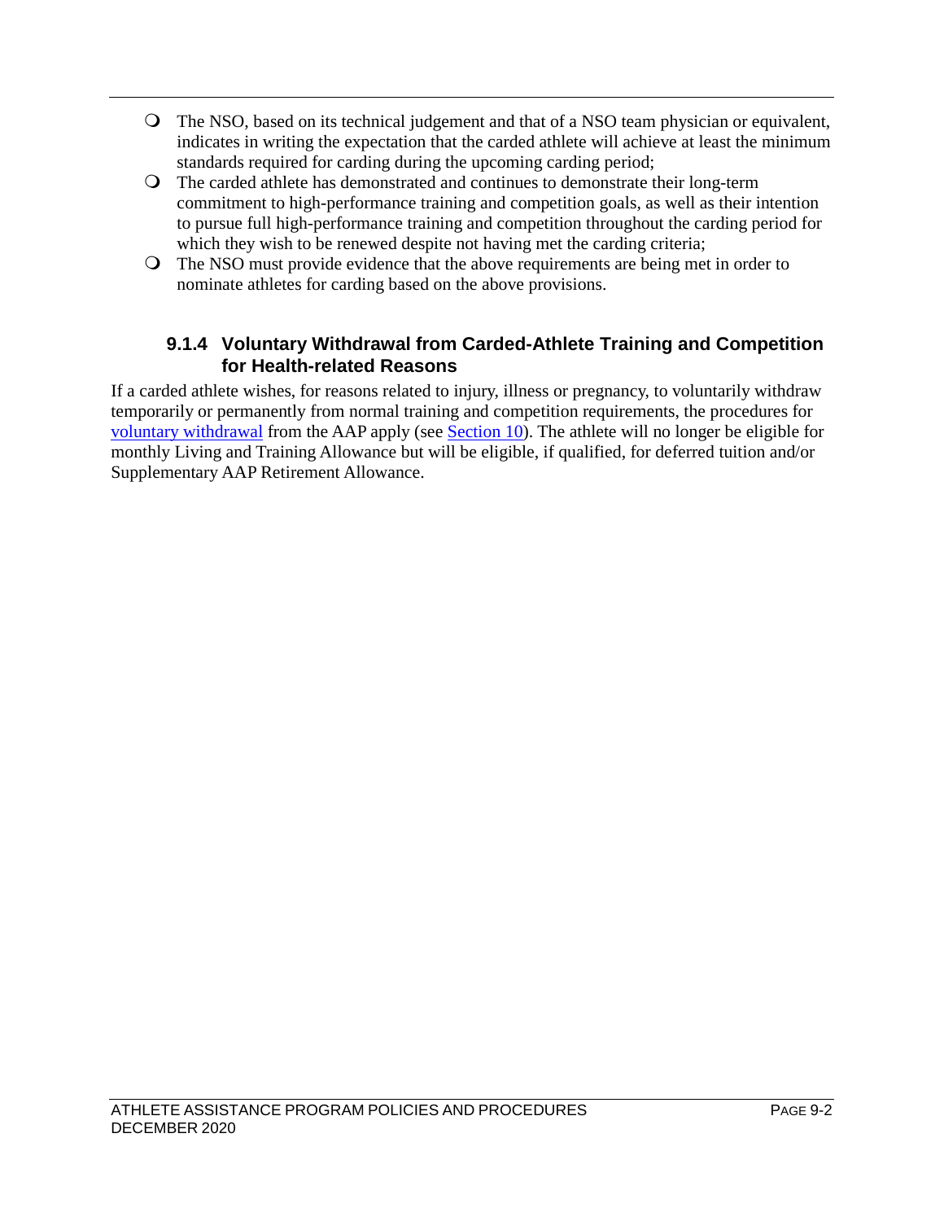- The NSO, based on its technical judgement and that of a NSO team physician or equivalent, indicates in writing the expectation that the carded athlete will achieve at least the minimum standards required for carding during the upcoming carding period;
- The carded athlete has demonstrated and continues to demonstrate their long-term commitment to high-performance training and competition goals, as well as their intention to pursue full high-performance training and competition throughout the carding period for which they wish to be renewed despite not having met the carding criteria;
- The NSO must provide evidence that the above requirements are being met in order to nominate athletes for carding based on the above provisions.

#### 9.1.4 Voluntary Withdrawal from Carded-Athlete Training and Competition for Health-related Reasons

If a carded athlete wishes, for reasons related to injury, illness or pregnancy, to voluntarily withdraw temporarily or permanently from normal training and competition requirements, the procedures for voluntary withdrawal from the AAP apply (see Section 10). The athlete will no longer be eligible for monthly Living and Training Allowance but will be eligible, if qualified, for deferred tuition and/or Supplementary AAP Retirement Allowance.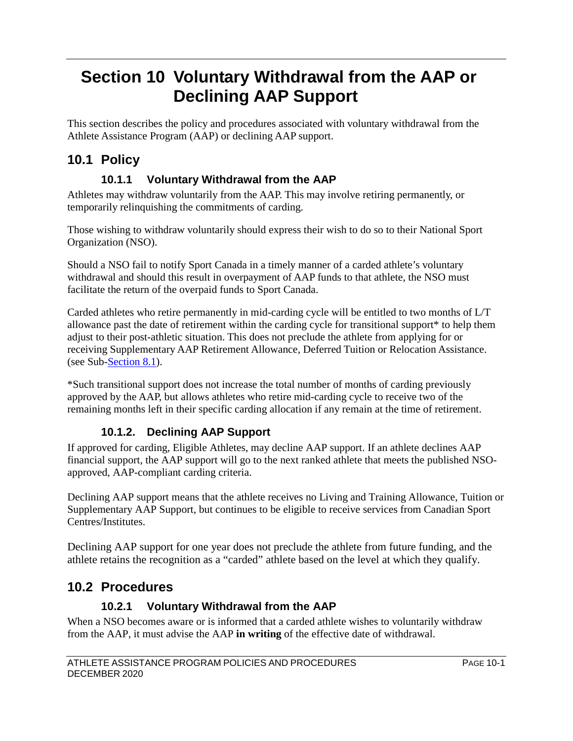# Section 10 Voluntary Withdrawal from the AAP or Declining AAP Support

This section describes the policy and procedures associated with voluntary withdrawal from the Athlete Assistance Program (AAP) or declining AAP support.

## 10.1 Policy

### 10.1.1 Voluntary Withdrawal from the AAP

Athletes may withdraw voluntarily from the AAP. This may involve retiring permanently, or temporarily relinquishing the commitments of carding.

Those wishing to withdraw voluntarily should express their wish to do so to their National Sport Organization (NSO).

Should a NSO fail to notify Sport Canada in a timely manner of a carded athlete's voluntary withdrawal and should this result in overpayment of AAP funds to that athlete, the NSO must facilitate the return of the overpaid funds to Sport Canada.

Carded athletes who retire permanently in mid-carding cycle will be entitled to two months of L/T allowance past the date of retirement within the carding cycle for transitional support* to help them adjust to their post-athletic situation. This does not preclude the athlete from applying for or receiving Supplementary AAP Retirement Allowance, Deferred Tuition or Relocation Assistance. (see Sub-Section 8.1).

*Such transitional support does not increase the total number of months of carding previously approved by the AAP, but allows athletes who retire mid-carding cycle to receive two of the remaining months left in their specific carding allocation if any remain at the time of retirement.

### 10.1.2. Declining AAP Support

If approved for carding, Eligible Athletes, may decline AAP support. If an athlete declines AAP financial support, the AAP support will go to the next ranked athlete that meets the published NSO-approved, AAP-compliant carding criteria.

Declining AAP support means that the athlete receives no Living and Training Allowance, Tuition or Supplementary AAP Support, but continues to be eligible to receive services from Canadian Sport Centres/Institutes.

Declining AAP support for one year does not preclude the athlete from future funding, and the athlete retains the recognition as a "carded" athlete based on the level at which they qualify.

## 10.2 Procedures

### 10.2.1 Voluntary Withdrawal from the AAP

When a NSO becomes aware or is informed that a carded athlete wishes to voluntarily withdraw from the AAP, it must advise the AAP **in writing** of the effective date of withdrawal.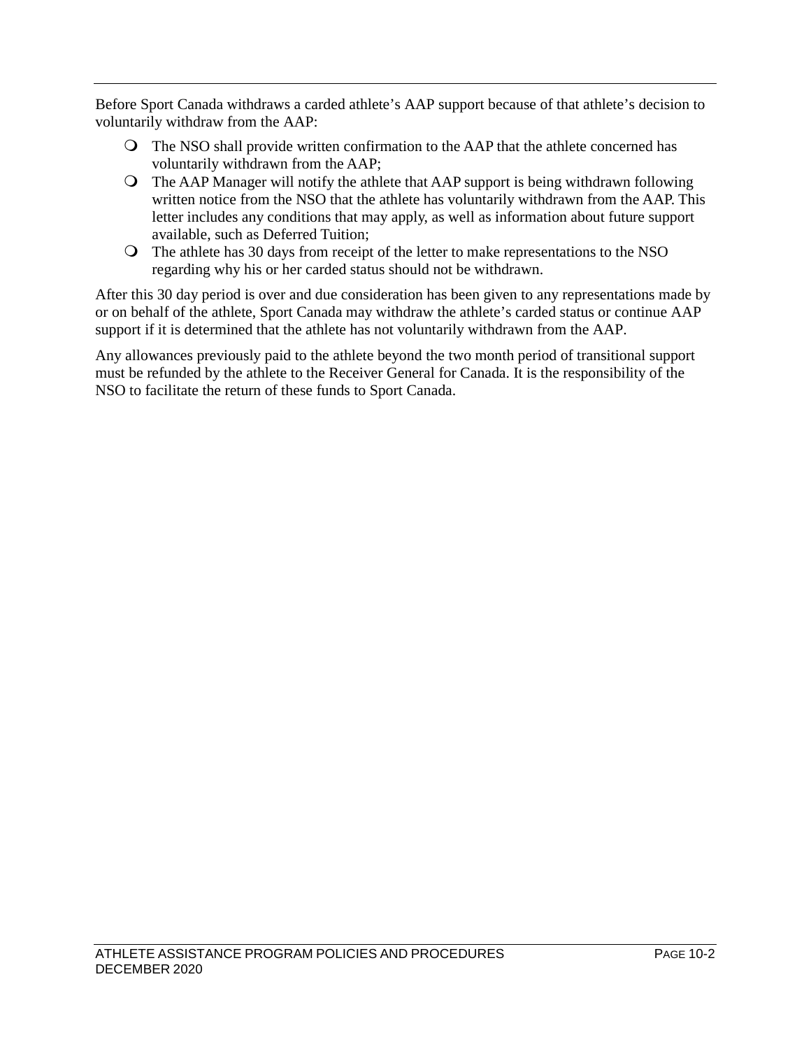Before Sport Canada withdraws a carded athlete's AAP support because of that athlete's decision to voluntarily withdraw from the AAP:

- The NSO shall provide written confirmation to the AAP that the athlete concerned has voluntarily withdrawn from the AAP;
- The AAP Manager will notify the athlete that AAP support is being withdrawn following written notice from the NSO that the athlete has voluntarily withdrawn from the AAP. This letter includes any conditions that may apply, as well as information about future support available, such as Deferred Tuition;
- The athlete has 30 days from receipt of the letter to make representations to the NSO regarding why his or her carded status should not be withdrawn.

After this 30 day period is over and due consideration has been given to any representations made by or on behalf of the athlete, Sport Canada may withdraw the athlete's carded status or continue AAP support if it is determined that the athlete has not voluntarily withdrawn from the AAP.

Any allowances previously paid to the athlete beyond the two month period of transitional support must be refunded by the athlete to the Receiver General for Canada. It is the responsibility of the NSO to facilitate the return of these funds to Sport Canada.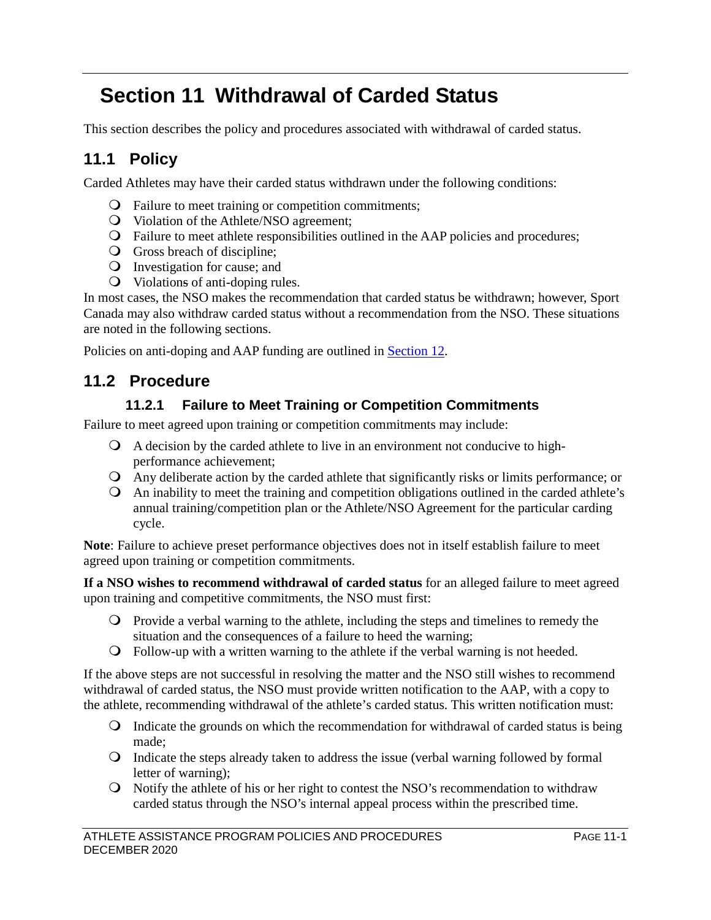# Section 11 Withdrawal of Carded Status

This section describes the policy and procedures associated with withdrawal of carded status.

## 11.1 Policy

Carded Athletes may have their carded status withdrawn under the following conditions:

- Failure to meet training or competition commitments;
- Violation of the Athlete/NSO agreement;
- Failure to meet athlete responsibilities outlined in the AAP policies and procedures;
- Gross breach of discipline;
- Investigation for cause; and
- Violations of anti-doping rules.

In most cases, the NSO makes the recommendation that carded status be withdrawn; however, Sport Canada may also withdraw carded status without a recommendation from the NSO. These situations are noted in the following sections.

Policies on anti-doping and AAP funding are outlined in Section 12.

## 11.2 Procedure

### 11.2.1 Failure to Meet Training or Competition Commitments

Failure to meet agreed upon training or competition commitments may include:

- A decision by the carded athlete to live in an environment not conducive to high-performance achievement;
- Any deliberate action by the carded athlete that significantly risks or limits performance; or
- An inability to meet the training and competition obligations outlined in the carded athlete's annual training/competition plan or the Athlete/NSO Agreement for the particular carding cycle.

**Note**: Failure to achieve preset performance objectives does not in itself establish failure to meet agreed upon training or competition commitments.

**If a NSO wishes to recommend withdrawal of carded status** for an alleged failure to meet agreed upon training and competitive commitments, the NSO must first:

- Provide a verbal warning to the athlete, including the steps and timelines to remedy the situation and the consequences of a failure to heed the warning;
- Follow-up with a written warning to the athlete if the verbal warning is not heeded.

If the above steps are not successful in resolving the matter and the NSO still wishes to recommend withdrawal of carded status, the NSO must provide written notification to the AAP, with a copy to the athlete, recommending withdrawal of the athlete's carded status. This written notification must:

- Indicate the grounds on which the recommendation for withdrawal of carded status is being made;
- Indicate the steps already taken to address the issue (verbal warning followed by formal letter of warning);
- Notify the athlete of his or her right to contest the NSO's recommendation to withdraw carded status through the NSO's internal appeal process within the prescribed time.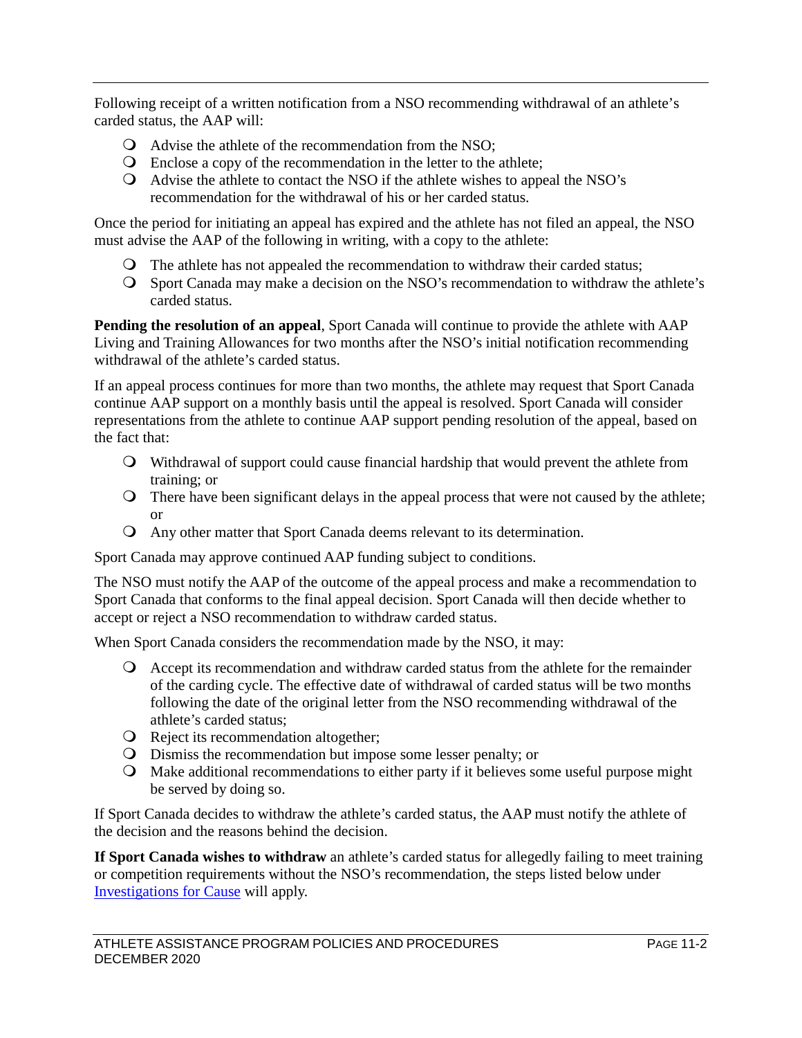Following receipt of a written notification from a NSO recommending withdrawal of an athlete's carded status, the AAP will:

- Advise the athlete of the recommendation from the NSO;
- Enclose a copy of the recommendation in the letter to the athlete;
- Advise the athlete to contact the NSO if the athlete wishes to appeal the NSO's recommendation for the withdrawal of his or her carded status.

Once the period for initiating an appeal has expired and the athlete has not filed an appeal, the NSO must advise the AAP of the following in writing, with a copy to the athlete:

- The athlete has not appealed the recommendation to withdraw their carded status;
- Sport Canada may make a decision on the NSO's recommendation to withdraw the athlete's carded status.

**Pending the resolution of an appeal**, Sport Canada will continue to provide the athlete with AAP Living and Training Allowances for two months after the NSO's initial notification recommending withdrawal of the athlete's carded status.

If an appeal process continues for more than two months, the athlete may request that Sport Canada continue AAP support on a monthly basis until the appeal is resolved. Sport Canada will consider representations from the athlete to continue AAP support pending resolution of the appeal, based on the fact that:

- Withdrawal of support could cause financial hardship that would prevent the athlete from training; or
- There have been significant delays in the appeal process that were not caused by the athlete; or
- Any other matter that Sport Canada deems relevant to its determination.

Sport Canada may approve continued AAP funding subject to conditions.

The NSO must notify the AAP of the outcome of the appeal process and make a recommendation to Sport Canada that conforms to the final appeal decision. Sport Canada will then decide whether to accept or reject a NSO recommendation to withdraw carded status.

When Sport Canada considers the recommendation made by the NSO, it may:

- Accept its recommendation and withdraw carded status from the athlete for the remainder of the carding cycle. The effective date of withdrawal of carded status will be two months following the date of the original letter from the NSO recommending withdrawal of the athlete's carded status;
- Reject its recommendation altogether;
- Dismiss the recommendation but impose some lesser penalty; or
- Make additional recommendations to either party if it believes some useful purpose might be served by doing so.

If Sport Canada decides to withdraw the athlete's carded status, the AAP must notify the athlete of the decision and the reasons behind the decision.

**If Sport Canada wishes to withdraw** an athlete's carded status for allegedly failing to meet training or competition requirements without the NSO's recommendation, the steps listed below under Investigations for Cause will apply.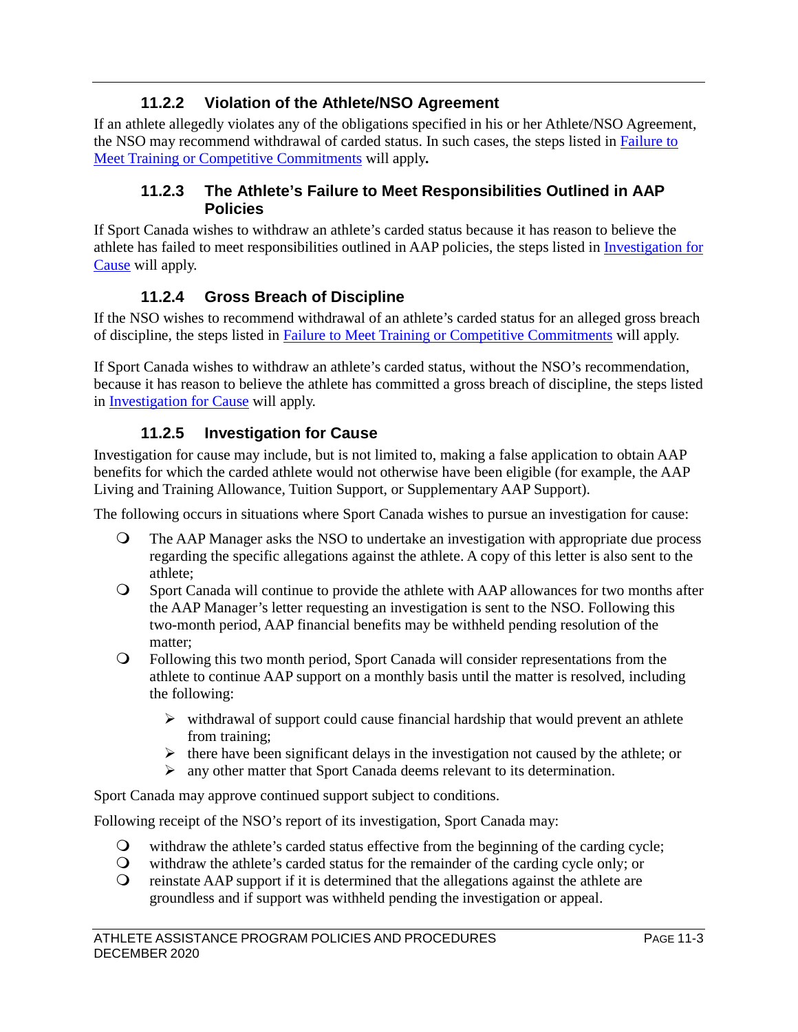### 11.2.2 Violation of the Athlete/NSO Agreement

If an athlete allegedly violates any of the obligations specified in his or her Athlete/NSO Agreement, the NSO may recommend withdrawal of carded status. In such cases, the steps listed in Failure to Meet Training or Competitive Commitments will apply**.**

### 11.2.3 The Athlete's Failure to Meet Responsibilities Outlined in AAP Policies

If Sport Canada wishes to withdraw an athlete's carded status because it has reason to believe the athlete has failed to meet responsibilities outlined in AAP policies, the steps listed in Investigation for Cause will apply.

### 11.2.4 Gross Breach of Discipline

If the NSO wishes to recommend withdrawal of an athlete's carded status for an alleged gross breach of discipline, the steps listed in Failure to Meet Training or Competitive Commitments will apply.

If Sport Canada wishes to withdraw an athlete's carded status, without the NSO's recommendation, because it has reason to believe the athlete has committed a gross breach of discipline, the steps listed in Investigation for Cause will apply.

### 11.2.5 Investigation for Cause

Investigation for cause may include, but is not limited to, making a false application to obtain AAP benefits for which the carded athlete would not otherwise have been eligible (for example, the AAP Living and Training Allowance, Tuition Support, or Supplementary AAP Support).

The following occurs in situations where Sport Canada wishes to pursue an investigation for cause:

- The AAP Manager asks the NSO to undertake an investigation with appropriate due process regarding the specific allegations against the athlete. A copy of this letter is also sent to the athlete;
- Sport Canada will continue to provide the athlete with AAP allowances for two months after the AAP Manager's letter requesting an investigation is sent to the NSO. Following this two-month period, AAP financial benefits may be withheld pending resolution of the matter;
- Following this two month period, Sport Canada will consider representations from the athlete to continue AAP support on a monthly basis until the matter is resolved, including the following:
  - withdrawal of support could cause financial hardship that would prevent an athlete from training;
  - there have been significant delays in the investigation not caused by the athlete; or
  - any other matter that Sport Canada deems relevant to its determination.

Sport Canada may approve continued support subject to conditions.

Following receipt of the NSO's report of its investigation, Sport Canada may:

- withdraw the athlete's carded status effective from the beginning of the carding cycle;
- withdraw the athlete's carded status for the remainder of the carding cycle only; or
- reinstate AAP support if it is determined that the allegations against the athlete are groundless and if support was withheld pending the investigation or appeal.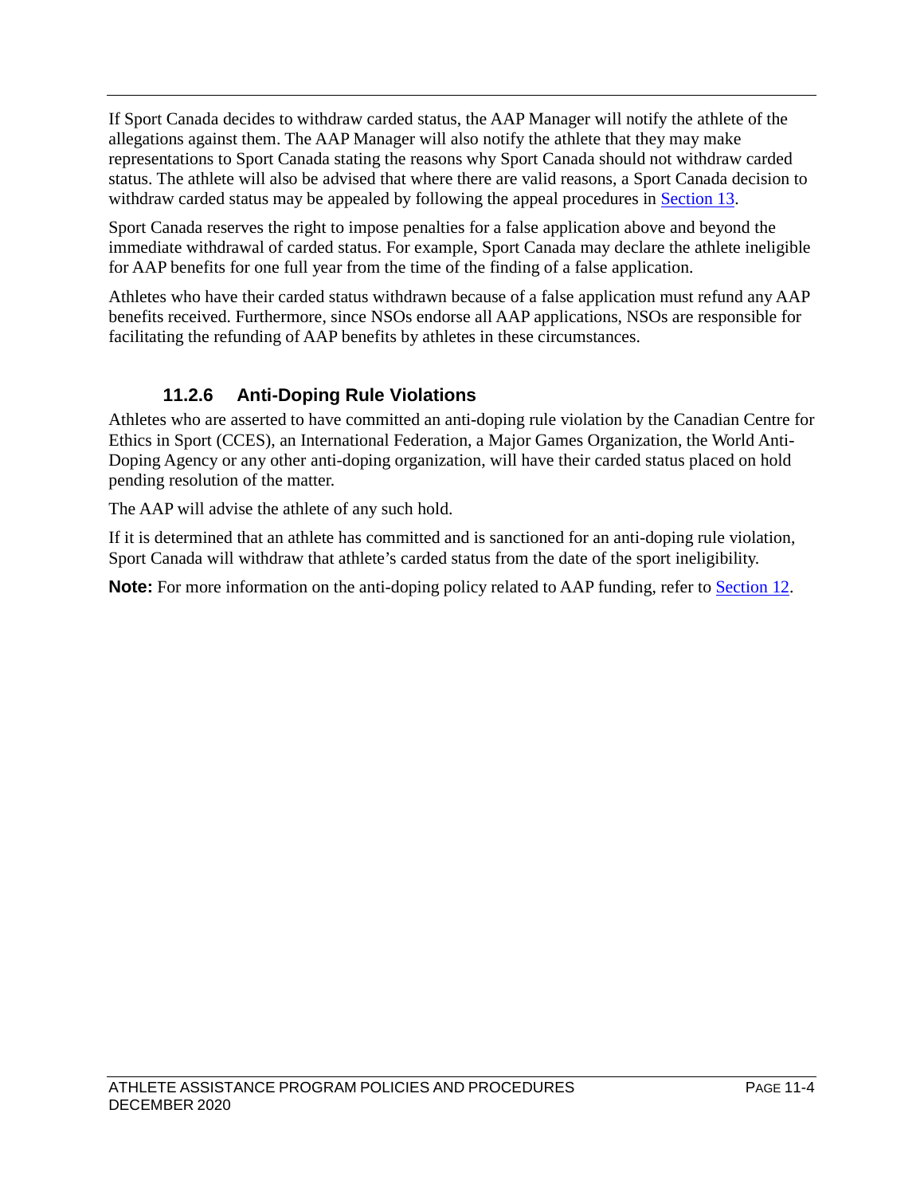If Sport Canada decides to withdraw carded status, the AAP Manager will notify the athlete of the allegations against them. The AAP Manager will also notify the athlete that they may make representations to Sport Canada stating the reasons why Sport Canada should not withdraw carded status. The athlete will also be advised that where there are valid reasons, a Sport Canada decision to withdraw carded status may be appealed by following the appeal procedures in Section 13.

Sport Canada reserves the right to impose penalties for a false application above and beyond the immediate withdrawal of carded status. For example, Sport Canada may declare the athlete ineligible for AAP benefits for one full year from the time of the finding of a false application.

Athletes who have their carded status withdrawn because of a false application must refund any AAP benefits received. Furthermore, since NSOs endorse all AAP applications, NSOs are responsible for facilitating the refunding of AAP benefits by athletes in these circumstances.

### 11.2.6 Anti-Doping Rule Violations

Athletes who are asserted to have committed an anti-doping rule violation by the Canadian Centre for Ethics in Sport (CCES), an International Federation, a Major Games Organization, the World Anti-Doping Agency or any other anti-doping organization, will have their carded status placed on hold pending resolution of the matter.

The AAP will advise the athlete of any such hold.

If it is determined that an athlete has committed and is sanctioned for an anti-doping rule violation, Sport Canada will withdraw that athlete's carded status from the date of the sport ineligibility.

**Note:** For more information on the anti-doping policy related to AAP funding, refer to Section 12.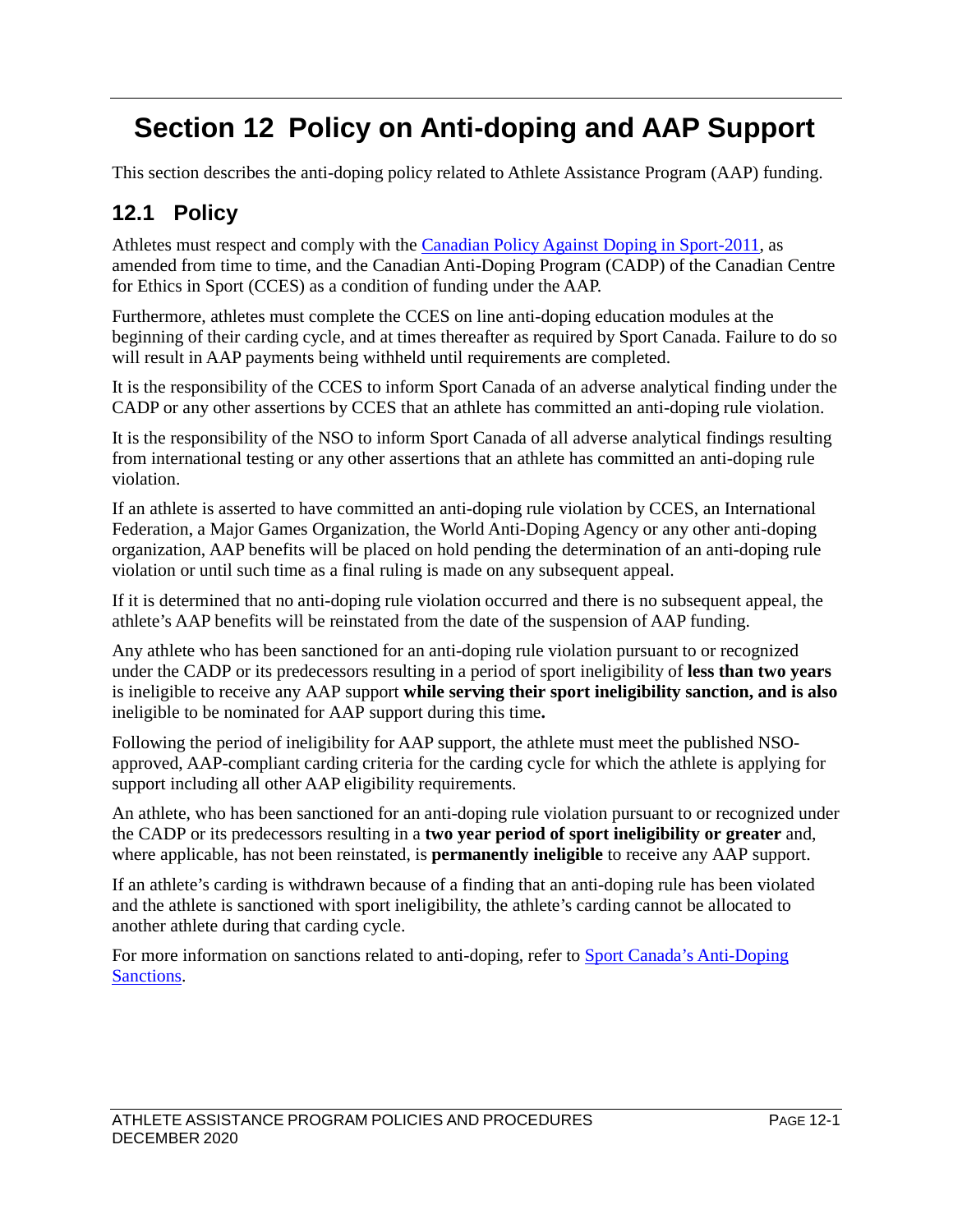# Section 12 Policy on Anti-doping and AAP Support

This section describes the anti-doping policy related to Athlete Assistance Program (AAP) funding.

## 12.1 Policy

Athletes must respect and comply with the [Canadian Policy Against Doping in Sport-2011](), as amended from time to time, and the Canadian Anti-Doping Program (CADP) of the Canadian Centre for Ethics in Sport (CCES) as a condition of funding under the AAP.

Furthermore, athletes must complete the CCES on line anti-doping education modules at the beginning of their carding cycle, and at times thereafter as required by Sport Canada. Failure to do so will result in AAP payments being withheld until requirements are completed.

It is the responsibility of the CCES to inform Sport Canada of an adverse analytical finding under the CADP or any other assertions by CCES that an athlete has committed an anti-doping rule violation.

It is the responsibility of the NSO to inform Sport Canada of all adverse analytical findings resulting from international testing or any other assertions that an athlete has committed an anti-doping rule violation.

If an athlete is asserted to have committed an anti-doping rule violation by CCES, an International Federation, a Major Games Organization, the World Anti-Doping Agency or any other anti-doping organization, AAP benefits will be placed on hold pending the determination of an anti-doping rule violation or until such time as a final ruling is made on any subsequent appeal.

If it is determined that no anti-doping rule violation occurred and there is no subsequent appeal, the athlete's AAP benefits will be reinstated from the date of the suspension of AAP funding.

Any athlete who has been sanctioned for an anti-doping rule violation pursuant to or recognized under the CADP or its predecessors resulting in a period of sport ineligibility of **less than two years** is ineligible to receive any AAP support **while serving their sport ineligibility sanction, and is also** ineligible to be nominated for AAP support during this time**.**

Following the period of ineligibility for AAP support, the athlete must meet the published NSO-approved, AAP-compliant carding criteria for the carding cycle for which the athlete is applying for support including all other AAP eligibility requirements.

An athlete, who has been sanctioned for an anti-doping rule violation pursuant to or recognized under the CADP or its predecessors resulting in a **two year period of sport ineligibility or greater** and, where applicable, has not been reinstated, is **permanently ineligible** to receive any AAP support.

If an athlete's carding is withdrawn because of a finding that an anti-doping rule has been violated and the athlete is sanctioned with sport ineligibility, the athlete's carding cannot be allocated to another athlete during that carding cycle.

For more information on sanctions related to anti-doping, refer to [Sport Canada's Anti-Doping Sanctions]().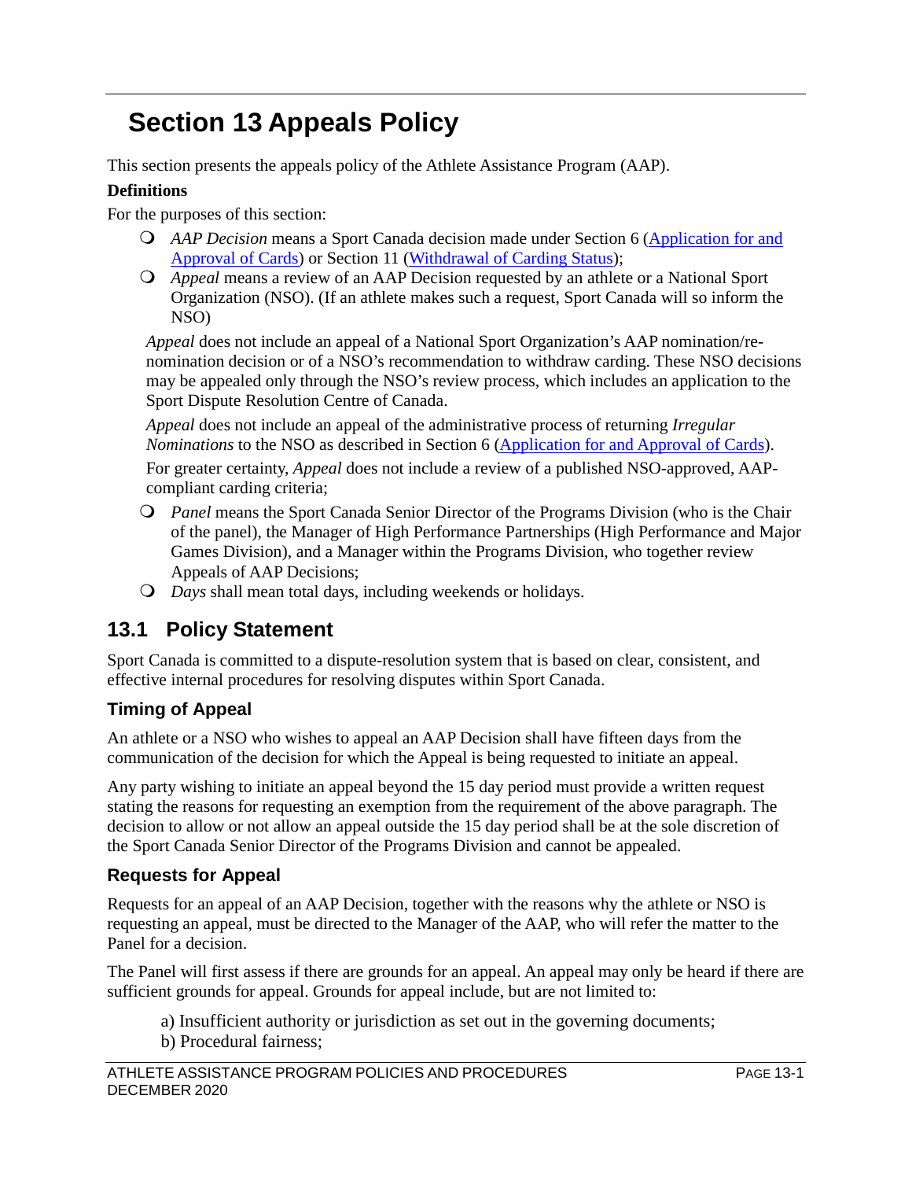# Section 13 Appeals Policy

This section presents the appeals policy of the Athlete Assistance Program (AAP).

**Definitions**

For the purposes of this section:

- *AAP Decision* means a Sport Canada decision made under Section 6 (Application for and Approval of Cards) or Section 11 (Withdrawal of Carding Status);
- *Appeal* means a review of an AAP Decision requested by an athlete or a National Sport Organization (NSO). (If an athlete makes such a request, Sport Canada will so inform the NSO)

  *Appeal* does not include an appeal of a National Sport Organization's AAP nomination/re-nomination decision or of a NSO's recommendation to withdraw carding. These NSO decisions may be appealed only through the NSO's review process, which includes an application to the Sport Dispute Resolution Centre of Canada.

  *Appeal* does not include an appeal of the administrative process of returning *Irregular Nominations* to the NSO as described in Section 6 (Application for and Approval of Cards).

  For greater certainty, *Appeal* does not include a review of a published NSO-approved, AAP-compliant carding criteria;
- *Panel* means the Sport Canada Senior Director of the Programs Division (who is the Chair of the panel), the Manager of High Performance Partnerships (High Performance and Major Games Division), and a Manager within the Programs Division, who together review Appeals of AAP Decisions;
- *Days* shall mean total days, including weekends or holidays.

## 13.1 Policy Statement

Sport Canada is committed to a dispute-resolution system that is based on clear, consistent, and effective internal procedures for resolving disputes within Sport Canada.

### Timing of Appeal

An athlete or a NSO who wishes to appeal an AAP Decision shall have fifteen days from the communication of the decision for which the Appeal is being requested to initiate an appeal.

Any party wishing to initiate an appeal beyond the 15 day period must provide a written request stating the reasons for requesting an exemption from the requirement of the above paragraph. The decision to allow or not allow an appeal outside the 15 day period shall be at the sole discretion of the Sport Canada Senior Director of the Programs Division and cannot be appealed.

### Requests for Appeal

Requests for an appeal of an AAP Decision, together with the reasons why the athlete or NSO is requesting an appeal, must be directed to the Manager of the AAP, who will refer the matter to the Panel for a decision.

The Panel will first assess if there are grounds for an appeal. An appeal may only be heard if there are sufficient grounds for appeal. Grounds for appeal include, but are not limited to:

a) Insufficient authority or jurisdiction as set out in the governing documents;
b) Procedural fairness;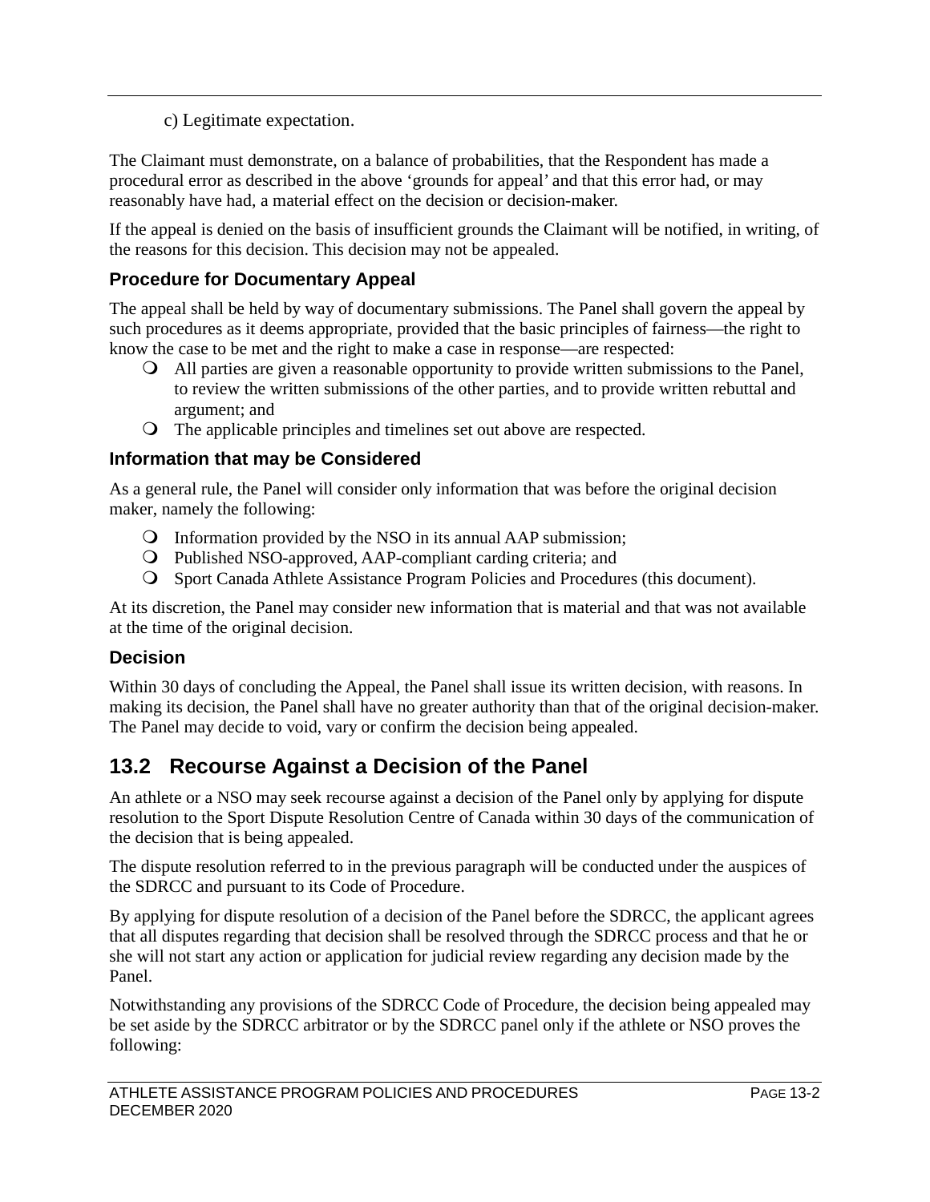c) Legitimate expectation.

The Claimant must demonstrate, on a balance of probabilities, that the Respondent has made a procedural error as described in the above 'grounds for appeal' and that this error had, or may reasonably have had, a material effect on the decision or decision-maker.

If the appeal is denied on the basis of insufficient grounds the Claimant will be notified, in writing, of the reasons for this decision. This decision may not be appealed.

### Procedure for Documentary Appeal

The appeal shall be held by way of documentary submissions. The Panel shall govern the appeal by such procedures as it deems appropriate, provided that the basic principles of fairness—the right to know the case to be met and the right to make a case in response—are respected:

- All parties are given a reasonable opportunity to provide written submissions to the Panel, to review the written submissions of the other parties, and to provide written rebuttal and argument; and
- The applicable principles and timelines set out above are respected.

### Information that may be Considered

As a general rule, the Panel will consider only information that was before the original decision maker, namely the following:

- Information provided by the NSO in its annual AAP submission;
- Published NSO-approved, AAP-compliant carding criteria; and
- Sport Canada Athlete Assistance Program Policies and Procedures (this document).

At its discretion, the Panel may consider new information that is material and that was not available at the time of the original decision.

### Decision

Within 30 days of concluding the Appeal, the Panel shall issue its written decision, with reasons. In making its decision, the Panel shall have no greater authority than that of the original decision-maker. The Panel may decide to void, vary or confirm the decision being appealed.

## 13.2 Recourse Against a Decision of the Panel

An athlete or a NSO may seek recourse against a decision of the Panel only by applying for dispute resolution to the Sport Dispute Resolution Centre of Canada within 30 days of the communication of the decision that is being appealed.

The dispute resolution referred to in the previous paragraph will be conducted under the auspices of the SDRCC and pursuant to its Code of Procedure.

By applying for dispute resolution of a decision of the Panel before the SDRCC, the applicant agrees that all disputes regarding that decision shall be resolved through the SDRCC process and that he or she will not start any action or application for judicial review regarding any decision made by the Panel.

Notwithstanding any provisions of the SDRCC Code of Procedure, the decision being appealed may be set aside by the SDRCC arbitrator or by the SDRCC panel only if the athlete or NSO proves the following: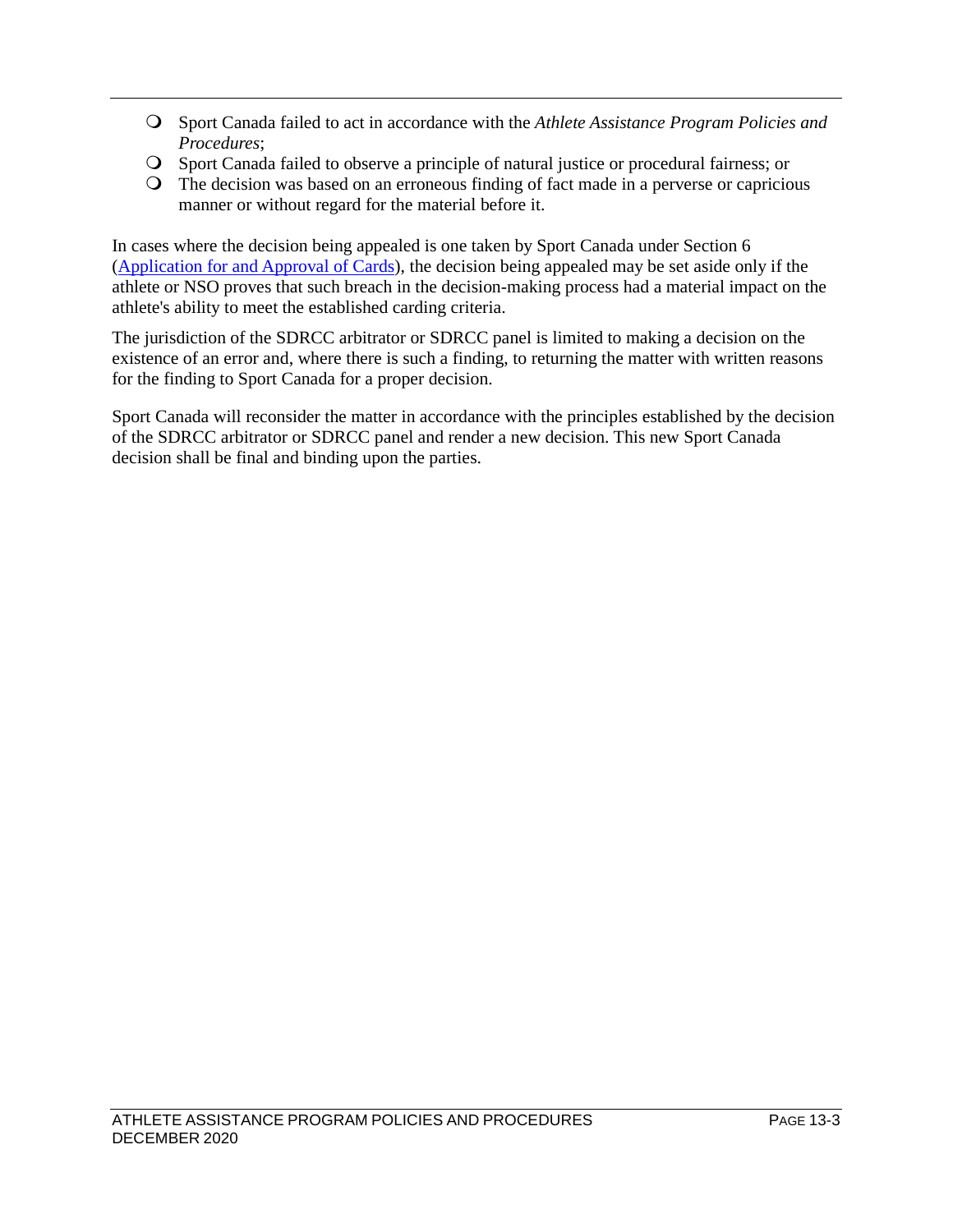- Sport Canada failed to act in accordance with the *Athlete Assistance Program Policies and Procedures*;
- Sport Canada failed to observe a principle of natural justice or procedural fairness; or
- The decision was based on an erroneous finding of fact made in a perverse or capricious manner or without regard for the material before it.

In cases where the decision being appealed is one taken by Sport Canada under Section 6 (Application for and Approval of Cards), the decision being appealed may be set aside only if the athlete or NSO proves that such breach in the decision-making process had a material impact on the athlete's ability to meet the established carding criteria.

The jurisdiction of the SDRCC arbitrator or SDRCC panel is limited to making a decision on the existence of an error and, where there is such a finding, to returning the matter with written reasons for the finding to Sport Canada for a proper decision.

Sport Canada will reconsider the matter in accordance with the principles established by the decision of the SDRCC arbitrator or SDRCC panel and render a new decision. This new Sport Canada decision shall be final and binding upon the parties.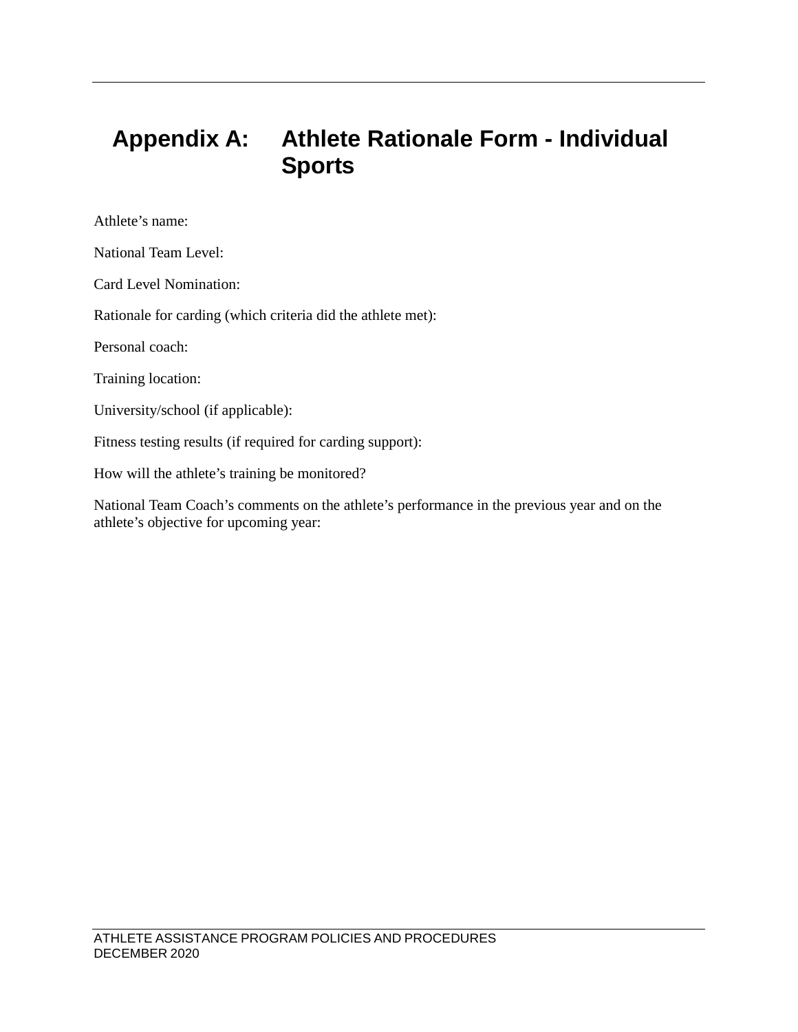# Appendix A: Athlete Rationale Form - Individual Sports

Athlete’s name:

National Team Level:

Card Level Nomination:

Rationale for carding (which criteria did the athlete met):

Personal coach:

Training location:

University/school (if applicable):

Fitness testing results (if required for carding support):

How will the athlete’s training be monitored?

National Team Coach’s comments on the athlete’s performance in the previous year and on the athlete’s objective for upcoming year: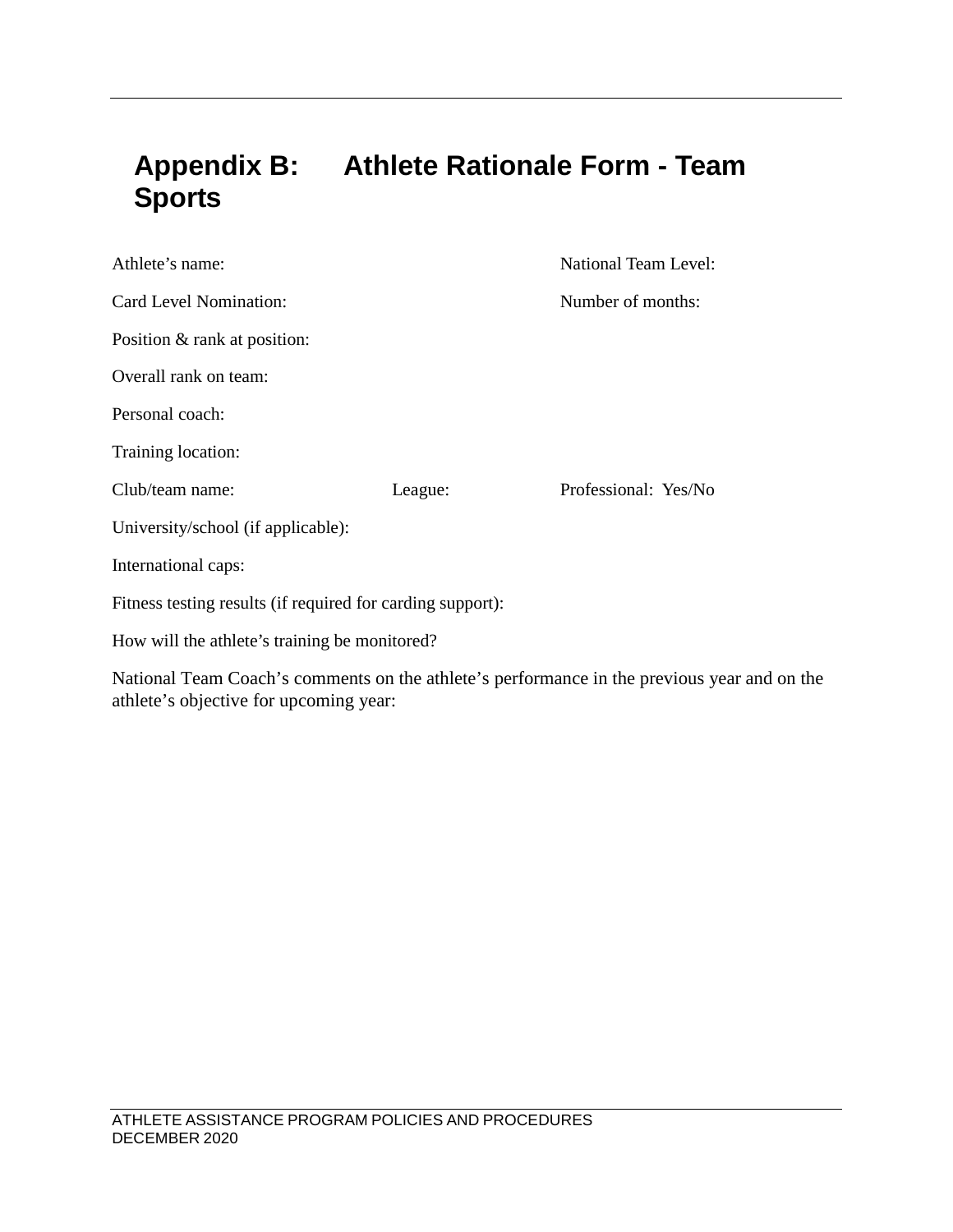# Appendix B: Athlete Rationale Form - Team Sports

Athlete's name: National Team Level:

Card Level Nomination: Number of months:

Position & rank at position:

Overall rank on team:

Personal coach:

Training location:

Club/team name: League: Professional: Yes/No

University/school (if applicable):

International caps:

Fitness testing results (if required for carding support):

How will the athlete's training be monitored?

National Team Coach's comments on the athlete's performance in the previous year and on the athlete's objective for upcoming year: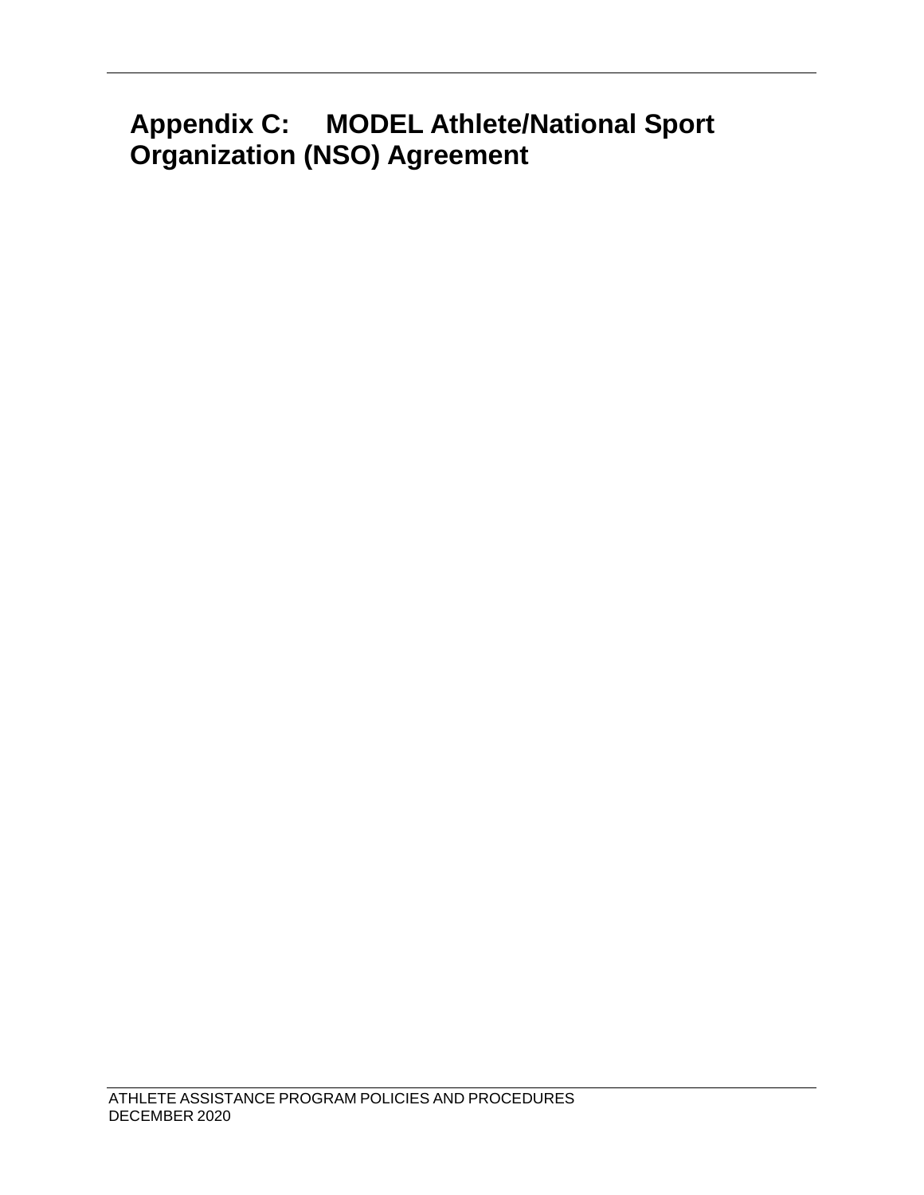# Appendix C: MODEL Athlete/National Sport Organization (NSO) Agreement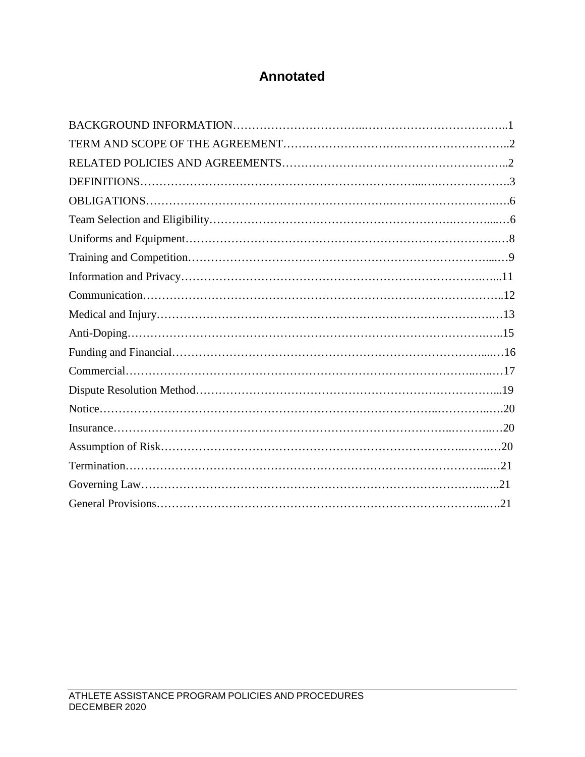# Annotated

BACKGROUND INFORMATION……………………………..……………………………….…..1
TERM AND SCOPE OF THE AGREEMENT……………………….………………………..2
RELATED POLICIES AND AGREEMENTS……………………………………………….……..2
DEFINITIONS………………………………………………………………...….……………….3
OBLIGATIONS……………………………………………………….………………………….….6
Team Selection and Eligibility……………………………………………………….……....…6
Uniforms and Equipment…………………………………………………………………….…8
Training and Competition………………………………………………………………….....…9
Information and Privacy…………………………………………………………………….…...11
Communication……………………………………………………………………………..12
Medical and Injury……………………………………………………………………….…13
Anti-Doping……………………………………………………………………………….…..15
Funding and Financial……………………………………………………………………....…16
Commercial……………………………………………………………………………..…..…17
Dispute Resolution Method…………………………….…………………………….……...19
Notice……………………………………………………………………..…………..….20
Insurance……………………………….……………………………………………..………..…20
Assumption of Risk……………………….…………………………………………..…….…20
Termination……………………………………………………………………………….....…21
Governing Law………………………………………………………………………….…..…..21
General Provisions………………………………………………………………………...….21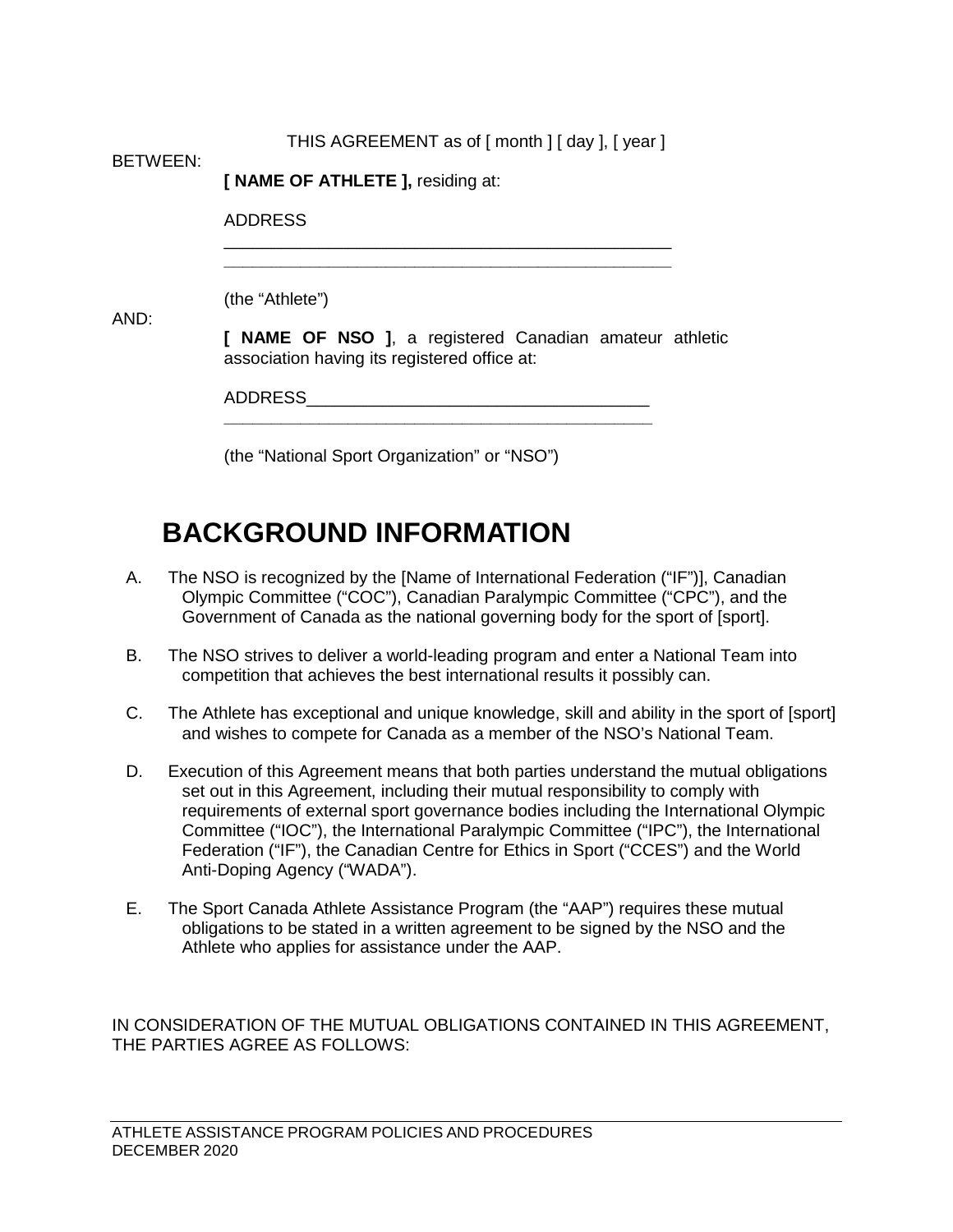THIS AGREEMENT as of [ month ] [ day ], [ year ]

BETWEEN:

**[ NAME OF ATHLETE ],** residing at:

ADDRESS

\_\_\_\_\_\_\_\_\_\_\_\_\_\_\_\_\_\_\_\_\_\_\_\_\_\_\_\_\_\_\_\_\_\_\_\_\_\_\_\_\_\_\_\_\_\_\_\_

\_\_\_\_\_\_\_\_\_\_\_\_\_\_\_\_\_\_\_\_\_\_\_\_\_\_\_\_\_\_\_\_\_\_\_\_\_\_\_\_\_\_\_\_\_\_\_\_

(the "Athlete")

AND:

**[ NAME OF NSO ]**, a registered Canadian amateur athletic association having its registered office at:

ADDRESS\_\_\_\_\_\_\_\_\_\_\_\_\_\_\_\_\_\_\_\_\_\_\_\_\_\_\_\_\_\_\_\_\_\_\_\_\_\_\_\_

\_\_\_\_\_\_\_\_\_\_\_\_\_\_\_\_\_\_\_\_\_\_\_\_\_\_\_\_\_\_\_\_\_\_\_\_\_\_\_\_\_\_\_\_\_\_\_\_

(the "National Sport Organization" or "NSO")

# BACKGROUND INFORMATION

A. The NSO is recognized by the [Name of International Federation ("IF")], Canadian Olympic Committee ("COC"), Canadian Paralympic Committee ("CPC"), and the Government of Canada as the national governing body for the sport of [sport].

B. The NSO strives to deliver a world-leading program and enter a National Team into competition that achieves the best international results it possibly can.

C. The Athlete has exceptional and unique knowledge, skill and ability in the sport of [sport] and wishes to compete for Canada as a member of the NSO's National Team.

D. Execution of this Agreement means that both parties understand the mutual obligations set out in this Agreement, including their mutual responsibility to comply with requirements of external sport governance bodies including the International Olympic Committee ("IOC"), the International Paralympic Committee ("IPC"), the International Federation ("IF"), the Canadian Centre for Ethics in Sport ("CCES") and the World Anti-Doping Agency ("WADA").

E. The Sport Canada Athlete Assistance Program (the "AAP") requires these mutual obligations to be stated in a written agreement to be signed by the NSO and the Athlete who applies for assistance under the AAP.

IN CONSIDERATION OF THE MUTUAL OBLIGATIONS CONTAINED IN THIS AGREEMENT, THE PARTIES AGREE AS FOLLOWS: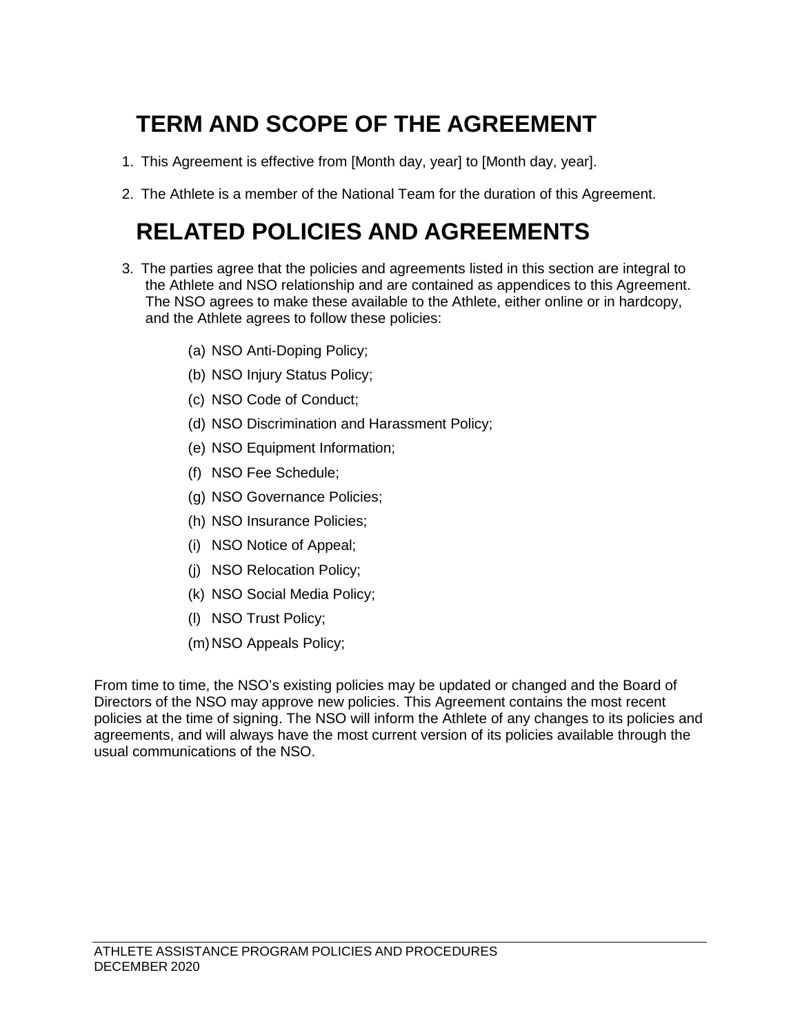## TERM AND SCOPE OF THE AGREEMENT

1. This Agreement is effective from [Month day, year] to [Month day, year].

2. The Athlete is a member of the National Team for the duration of this Agreement.

## RELATED POLICIES AND AGREEMENTS

3. The parties agree that the policies and agreements listed in this section are integral to the Athlete and NSO relationship and are contained as appendices to this Agreement. The NSO agrees to make these available to the Athlete, either online or in hardcopy, and the Athlete agrees to follow these policies:

   (a) NSO Anti-Doping Policy;

   (b) NSO Injury Status Policy;

   (c) NSO Code of Conduct;

   (d) NSO Discrimination and Harassment Policy;

   (e) NSO Equipment Information;

   (f) NSO Fee Schedule;

   (g) NSO Governance Policies;

   (h) NSO Insurance Policies;

   (i) NSO Notice of Appeal;

   (j) NSO Relocation Policy;

   (k) NSO Social Media Policy;

   (l) NSO Trust Policy;

   (m) NSO Appeals Policy;

From time to time, the NSO's existing policies may be updated or changed and the Board of Directors of the NSO may approve new policies. This Agreement contains the most recent policies at the time of signing. The NSO will inform the Athlete of any changes to its policies and agreements, and will always have the most current version of its policies available through the usual communications of the NSO.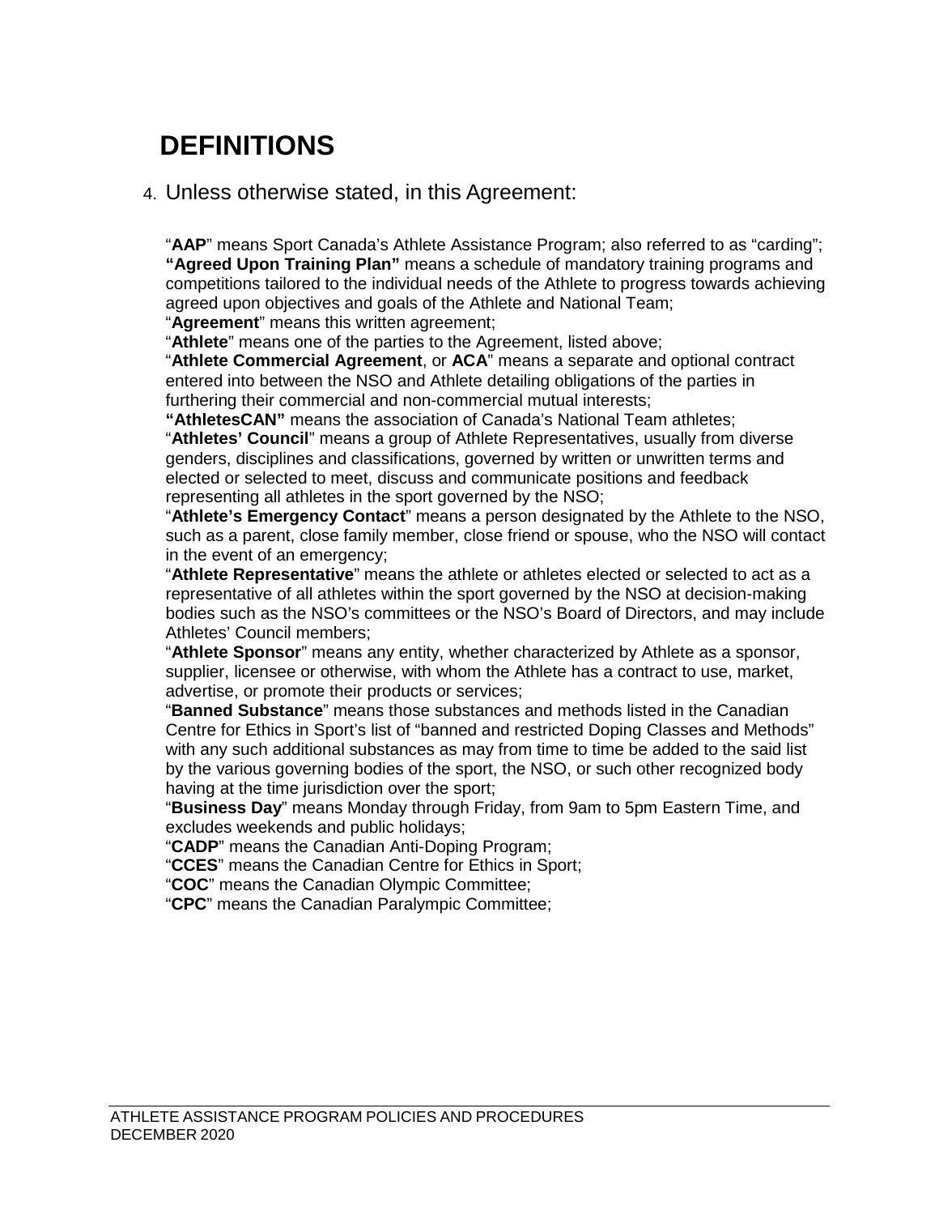# DEFINITIONS

4. Unless otherwise stated, in this Agreement:

"**AAP**" means Sport Canada's Athlete Assistance Program; also referred to as "carding";
**"Agreed Upon Training Plan"** means a schedule of mandatory training programs and competitions tailored to the individual needs of the Athlete to progress towards achieving agreed upon objectives and goals of the Athlete and National Team;
"**Agreement**" means this written agreement;
"**Athlete**" means one of the parties to the Agreement, listed above;
"**Athlete Commercial Agreement**, or **ACA**" means a separate and optional contract entered into between the NSO and Athlete detailing obligations of the parties in furthering their commercial and non-commercial mutual interests;
**"AthletesCAN"** means the association of Canada's National Team athletes;
"**Athletes' Council**" means a group of Athlete Representatives, usually from diverse genders, disciplines and classifications, governed by written or unwritten terms and elected or selected to meet, discuss and communicate positions and feedback representing all athletes in the sport governed by the NSO;
"**Athlete's Emergency Contact**" means a person designated by the Athlete to the NSO, such as a parent, close family member, close friend or spouse, who the NSO will contact in the event of an emergency;
"**Athlete Representative**" means the athlete or athletes elected or selected to act as a representative of all athletes within the sport governed by the NSO at decision-making bodies such as the NSO's committees or the NSO's Board of Directors, and may include Athletes' Council members;
"**Athlete Sponsor**" means any entity, whether characterized by Athlete as a sponsor, supplier, licensee or otherwise, with whom the Athlete has a contract to use, market, advertise, or promote their products or services;
"**Banned Substance**" means those substances and methods listed in the Canadian Centre for Ethics in Sport's list of "banned and restricted Doping Classes and Methods" with any such additional substances as may from time to time be added to the said list by the various governing bodies of the sport, the NSO, or such other recognized body having at the time jurisdiction over the sport;
"**Business Day**" means Monday through Friday, from 9am to 5pm Eastern Time, and excludes weekends and public holidays;
"**CADP**" means the Canadian Anti-Doping Program;
"**CCES**" means the Canadian Centre for Ethics in Sport;
"**COC**" means the Canadian Olympic Committee;
"**CPC**" means the Canadian Paralympic Committee;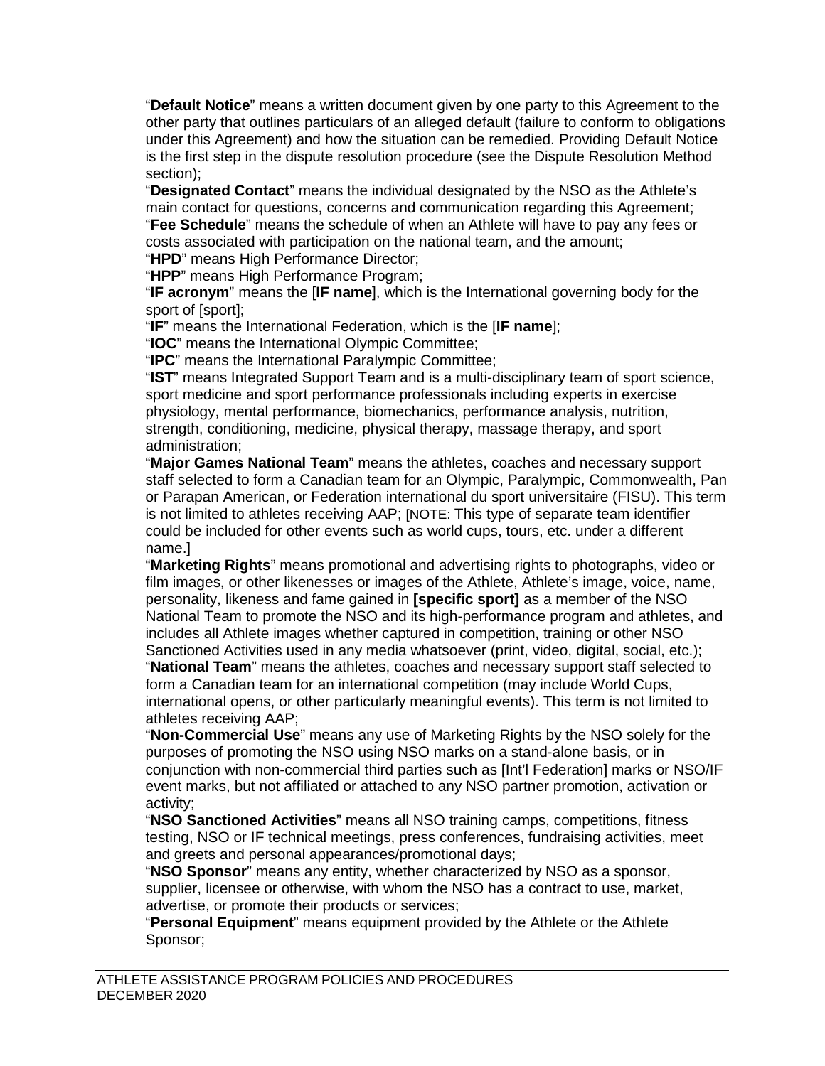"**Default Notice**" means a written document given by one party to this Agreement to the other party that outlines particulars of an alleged default (failure to conform to obligations under this Agreement) and how the situation can be remedied. Providing Default Notice is the first step in the dispute resolution procedure (see the Dispute Resolution Method section);

"**Designated Contact**" means the individual designated by the NSO as the Athlete's main contact for questions, concerns and communication regarding this Agreement;

"**Fee Schedule**" means the schedule of when an Athlete will have to pay any fees or costs associated with participation on the national team, and the amount;

"**HPD**" means High Performance Director;

"**HPP**" means High Performance Program;

"**IF acronym**" means the [**IF name**], which is the International governing body for the sport of [sport];

"**IF**" means the International Federation, which is the [**IF name**];

"**IOC**" means the International Olympic Committee;

"**IPC**" means the International Paralympic Committee;

"**IST**" means Integrated Support Team and is a multi-disciplinary team of sport science, sport medicine and sport performance professionals including experts in exercise physiology, mental performance, biomechanics, performance analysis, nutrition, strength, conditioning, medicine, physical therapy, massage therapy, and sport administration;

"**Major Games National Team**" means the athletes, coaches and necessary support staff selected to form a Canadian team for an Olympic, Paralympic, Commonwealth, Pan or Parapan American, or Federation international du sport universitaire (FISU). This term is not limited to athletes receiving AAP; [NOTE: This type of separate team identifier could be included for other events such as world cups, tours, etc. under a different name.]

"**Marketing Rights**" means promotional and advertising rights to photographs, video or film images, or other likenesses or images of the Athlete, Athlete's image, voice, name, personality, likeness and fame gained in **[specific sport]** as a member of the NSO National Team to promote the NSO and its high-performance program and athletes, and includes all Athlete images whether captured in competition, training or other NSO Sanctioned Activities used in any media whatsoever (print, video, digital, social, etc.);

"**National Team**" means the athletes, coaches and necessary support staff selected to form a Canadian team for an international competition (may include World Cups, international opens, or other particularly meaningful events). This term is not limited to athletes receiving AAP;

"**Non-Commercial Use**" means any use of Marketing Rights by the NSO solely for the purposes of promoting the NSO using NSO marks on a stand-alone basis, or in conjunction with non-commercial third parties such as [Int'l Federation] marks or NSO/IF event marks, but not affiliated or attached to any NSO partner promotion, activation or activity;

"**NSO Sanctioned Activities**" means all NSO training camps, competitions, fitness testing, NSO or IF technical meetings, press conferences, fundraising activities, meet and greets and personal appearances/promotional days;

"**NSO Sponsor**" means any entity, whether characterized by NSO as a sponsor, supplier, licensee or otherwise, with whom the NSO has a contract to use, market, advertise, or promote their products or services;

"**Personal Equipment**" means equipment provided by the Athlete or the Athlete Sponsor;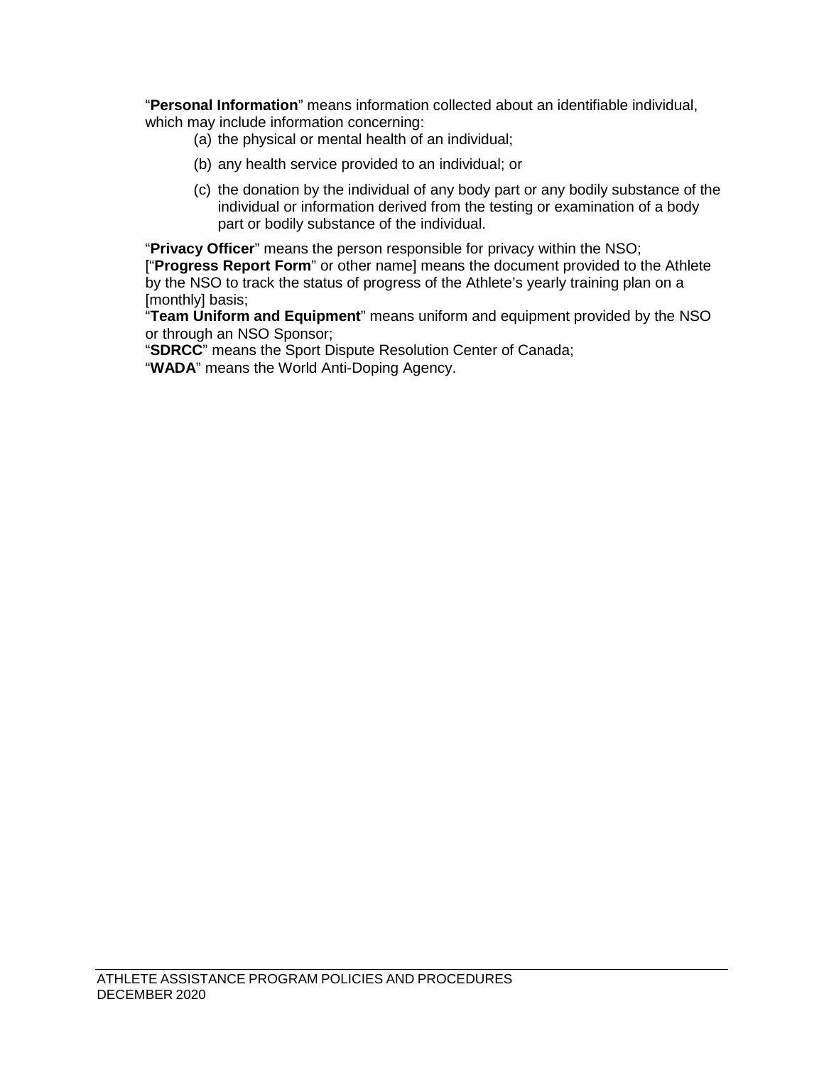"**Personal Information**" means information collected about an identifiable individual, which may include information concerning:

(a) the physical or mental health of an individual;

(b) any health service provided to an individual; or

(c) the donation by the individual of any body part or any bodily substance of the individual or information derived from the testing or examination of a body part or bodily substance of the individual.

"**Privacy Officer**" means the person responsible for privacy within the NSO;

["**Progress Report Form**" or other name] means the document provided to the Athlete by the NSO to track the status of progress of the Athlete's yearly training plan on a [monthly] basis;

"**Team Uniform and Equipment**" means uniform and equipment provided by the NSO or through an NSO Sponsor;

"**SDRCC**" means the Sport Dispute Resolution Center of Canada;

"**WADA**" means the World Anti-Doping Agency.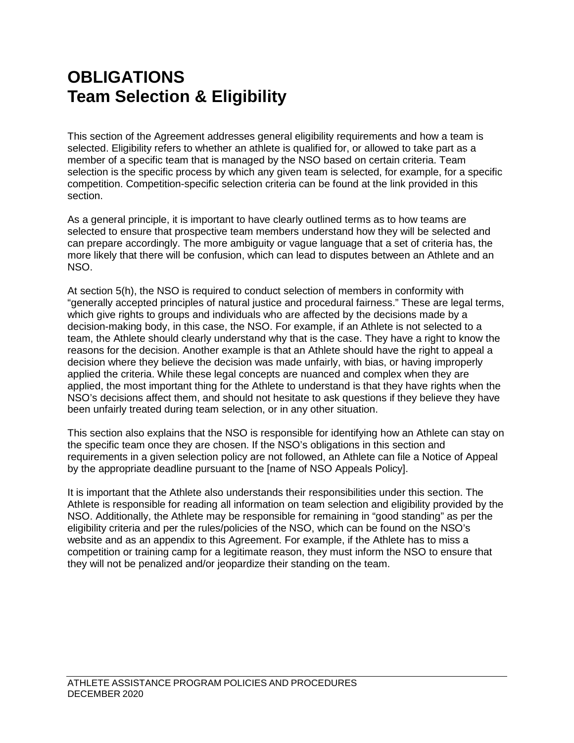# OBLIGATIONS
# Team Selection & Eligibility

This section of the Agreement addresses general eligibility requirements and how a team is selected. Eligibility refers to whether an athlete is qualified for, or allowed to take part as a member of a specific team that is managed by the NSO based on certain criteria. Team selection is the specific process by which any given team is selected, for example, for a specific competition. Competition-specific selection criteria can be found at the link provided in this section.

As a general principle, it is important to have clearly outlined terms as to how teams are selected to ensure that prospective team members understand how they will be selected and can prepare accordingly. The more ambiguity or vague language that a set of criteria has, the more likely that there will be confusion, which can lead to disputes between an Athlete and an NSO.

At section 5(h), the NSO is required to conduct selection of members in conformity with "generally accepted principles of natural justice and procedural fairness." These are legal terms, which give rights to groups and individuals who are affected by the decisions made by a decision-making body, in this case, the NSO. For example, if an Athlete is not selected to a team, the Athlete should clearly understand why that is the case. They have a right to know the reasons for the decision. Another example is that an Athlete should have the right to appeal a decision where they believe the decision was made unfairly, with bias, or having improperly applied the criteria. While these legal concepts are nuanced and complex when they are applied, the most important thing for the Athlete to understand is that they have rights when the NSO's decisions affect them, and should not hesitate to ask questions if they believe they have been unfairly treated during team selection, or in any other situation.

This section also explains that the NSO is responsible for identifying how an Athlete can stay on the specific team once they are chosen. If the NSO's obligations in this section and requirements in a given selection policy are not followed, an Athlete can file a Notice of Appeal by the appropriate deadline pursuant to the [name of NSO Appeals Policy].

It is important that the Athlete also understands their responsibilities under this section. The Athlete is responsible for reading all information on team selection and eligibility provided by the NSO. Additionally, the Athlete may be responsible for remaining in "good standing" as per the eligibility criteria and per the rules/policies of the NSO, which can be found on the NSO's website and as an appendix to this Agreement. For example, if the Athlete has to miss a competition or training camp for a legitimate reason, they must inform the NSO to ensure that they will not be penalized and/or jeopardize their standing on the team.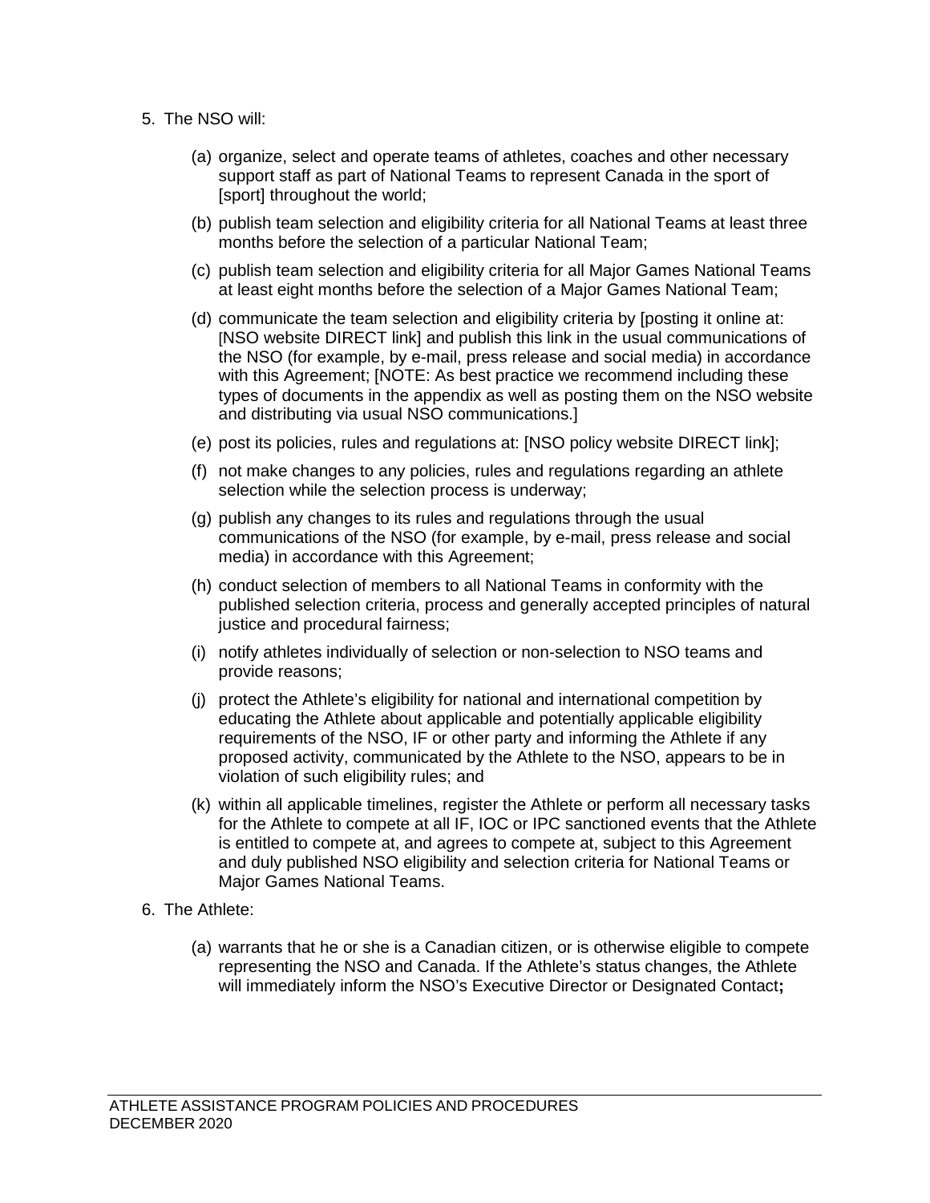5. The NSO will:

   (a) organize, select and operate teams of athletes, coaches and other necessary support staff as part of National Teams to represent Canada in the sport of [sport] throughout the world;

   (b) publish team selection and eligibility criteria for all National Teams at least three months before the selection of a particular National Team;

   (c) publish team selection and eligibility criteria for all Major Games National Teams at least eight months before the selection of a Major Games National Team;

   (d) communicate the team selection and eligibility criteria by [posting it online at: [NSO website DIRECT link] and publish this link in the usual communications of the NSO (for example, by e-mail, press release and social media) in accordance with this Agreement; [NOTE: As best practice we recommend including these types of documents in the appendix as well as posting them on the NSO website and distributing via usual NSO communications.]

   (e) post its policies, rules and regulations at: [NSO policy website DIRECT link];

   (f) not make changes to any policies, rules and regulations regarding an athlete selection while the selection process is underway;

   (g) publish any changes to its rules and regulations through the usual communications of the NSO (for example, by e-mail, press release and social media) in accordance with this Agreement;

   (h) conduct selection of members to all National Teams in conformity with the published selection criteria, process and generally accepted principles of natural justice and procedural fairness;

   (i) notify athletes individually of selection or non-selection to NSO teams and provide reasons;

   (j) protect the Athlete's eligibility for national and international competition by educating the Athlete about applicable and potentially applicable eligibility requirements of the NSO, IF or other party and informing the Athlete if any proposed activity, communicated by the Athlete to the NSO, appears to be in violation of such eligibility rules; and

   (k) within all applicable timelines, register the Athlete or perform all necessary tasks for the Athlete to compete at all IF, IOC or IPC sanctioned events that the Athlete is entitled to compete at, and agrees to compete at, subject to this Agreement and duly published NSO eligibility and selection criteria for National Teams or Major Games National Teams.

6. The Athlete:

   (a) warrants that he or she is a Canadian citizen, or is otherwise eligible to compete representing the NSO and Canada. If the Athlete's status changes, the Athlete will immediately inform the NSO's Executive Director or Designated Contact**;**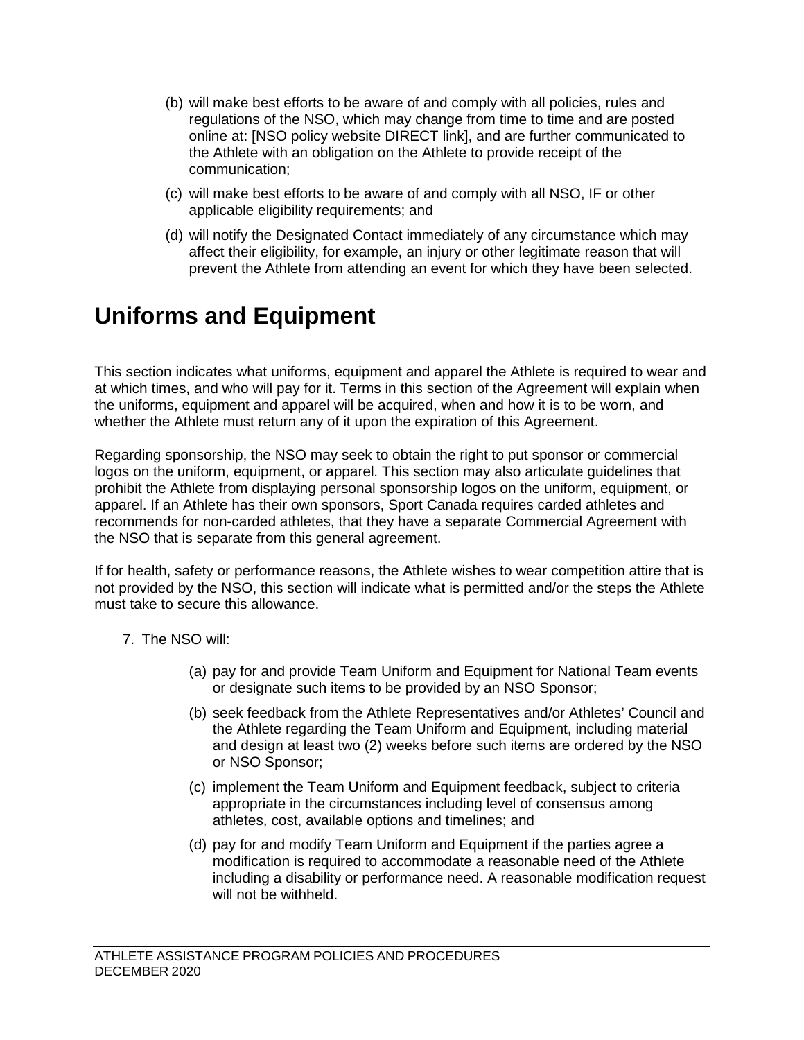(b) will make best efforts to be aware of and comply with all policies, rules and regulations of the NSO, which may change from time to time and are posted online at: [NSO policy website DIRECT link], and are further communicated to the Athlete with an obligation on the Athlete to provide receipt of the communication;

(c) will make best efforts to be aware of and comply with all NSO, IF or other applicable eligibility requirements; and

(d) will notify the Designated Contact immediately of any circumstance which may affect their eligibility, for example, an injury or other legitimate reason that will prevent the Athlete from attending an event for which they have been selected.

# Uniforms and Equipment

This section indicates what uniforms, equipment and apparel the Athlete is required to wear and at which times, and who will pay for it. Terms in this section of the Agreement will explain when the uniforms, equipment and apparel will be acquired, when and how it is to be worn, and whether the Athlete must return any of it upon the expiration of this Agreement.

Regarding sponsorship, the NSO may seek to obtain the right to put sponsor or commercial logos on the uniform, equipment, or apparel. This section may also articulate guidelines that prohibit the Athlete from displaying personal sponsorship logos on the uniform, equipment, or apparel. If an Athlete has their own sponsors, Sport Canada requires carded athletes and recommends for non-carded athletes, that they have a separate Commercial Agreement with the NSO that is separate from this general agreement.

If for health, safety or performance reasons, the Athlete wishes to wear competition attire that is not provided by the NSO, this section will indicate what is permitted and/or the steps the Athlete must take to secure this allowance.

7. The NSO will:

   (a) pay for and provide Team Uniform and Equipment for National Team events or designate such items to be provided by an NSO Sponsor;

   (b) seek feedback from the Athlete Representatives and/or Athletes' Council and the Athlete regarding the Team Uniform and Equipment, including material and design at least two (2) weeks before such items are ordered by the NSO or NSO Sponsor;

   (c) implement the Team Uniform and Equipment feedback, subject to criteria appropriate in the circumstances including level of consensus among athletes, cost, available options and timelines; and

   (d) pay for and modify Team Uniform and Equipment if the parties agree a modification is required to accommodate a reasonable need of the Athlete including a disability or performance need. A reasonable modification request will not be withheld.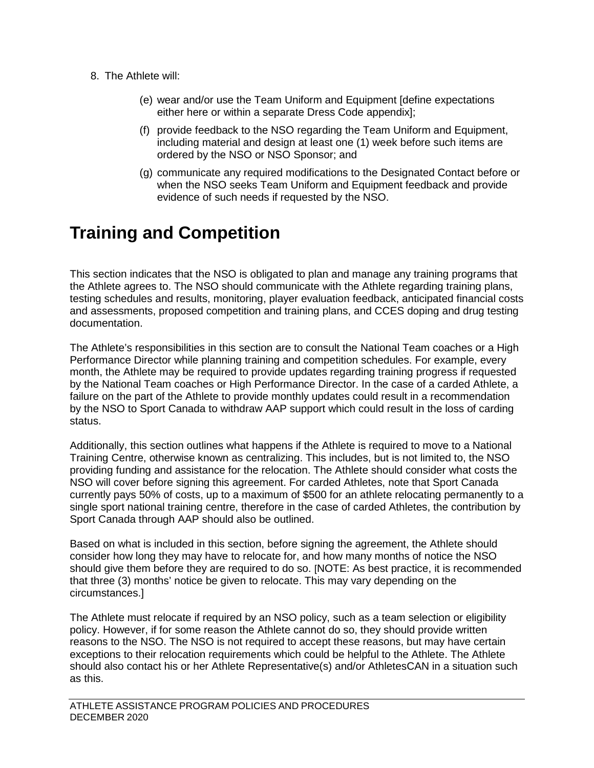8. The Athlete will:

   (e) wear and/or use the Team Uniform and Equipment [define expectations either here or within a separate Dress Code appendix];

   (f) provide feedback to the NSO regarding the Team Uniform and Equipment, including material and design at least one (1) week before such items are ordered by the NSO or NSO Sponsor; and

   (g) communicate any required modifications to the Designated Contact before or when the NSO seeks Team Uniform and Equipment feedback and provide evidence of such needs if requested by the NSO.

# Training and Competition

This section indicates that the NSO is obligated to plan and manage any training programs that the Athlete agrees to. The NSO should communicate with the Athlete regarding training plans, testing schedules and results, monitoring, player evaluation feedback, anticipated financial costs and assessments, proposed competition and training plans, and CCES doping and drug testing documentation.

The Athlete's responsibilities in this section are to consult the National Team coaches or a High Performance Director while planning training and competition schedules. For example, every month, the Athlete may be required to provide updates regarding training progress if requested by the National Team coaches or High Performance Director. In the case of a carded Athlete, a failure on the part of the Athlete to provide monthly updates could result in a recommendation by the NSO to Sport Canada to withdraw AAP support which could result in the loss of carding status.

Additionally, this section outlines what happens if the Athlete is required to move to a National Training Centre, otherwise known as centralizing. This includes, but is not limited to, the NSO providing funding and assistance for the relocation. The Athlete should consider what costs the NSO will cover before signing this agreement. For carded Athletes, note that Sport Canada currently pays 50% of costs, up to a maximum of $500 for an athlete relocating permanently to a single sport national training centre, therefore in the case of carded Athletes, the contribution by Sport Canada through AAP should also be outlined.

Based on what is included in this section, before signing the agreement, the Athlete should consider how long they may have to relocate for, and how many months of notice the NSO should give them before they are required to do so. [NOTE: As best practice, it is recommended that three (3) months' notice be given to relocate. This may vary depending on the circumstances.]

The Athlete must relocate if required by an NSO policy, such as a team selection or eligibility policy. However, if for some reason the Athlete cannot do so, they should provide written reasons to the NSO. The NSO is not required to accept these reasons, but may have certain exceptions to their relocation requirements which could be helpful to the Athlete. The Athlete should also contact his or her Athlete Representative(s) and/or AthletesCAN in a situation such as this.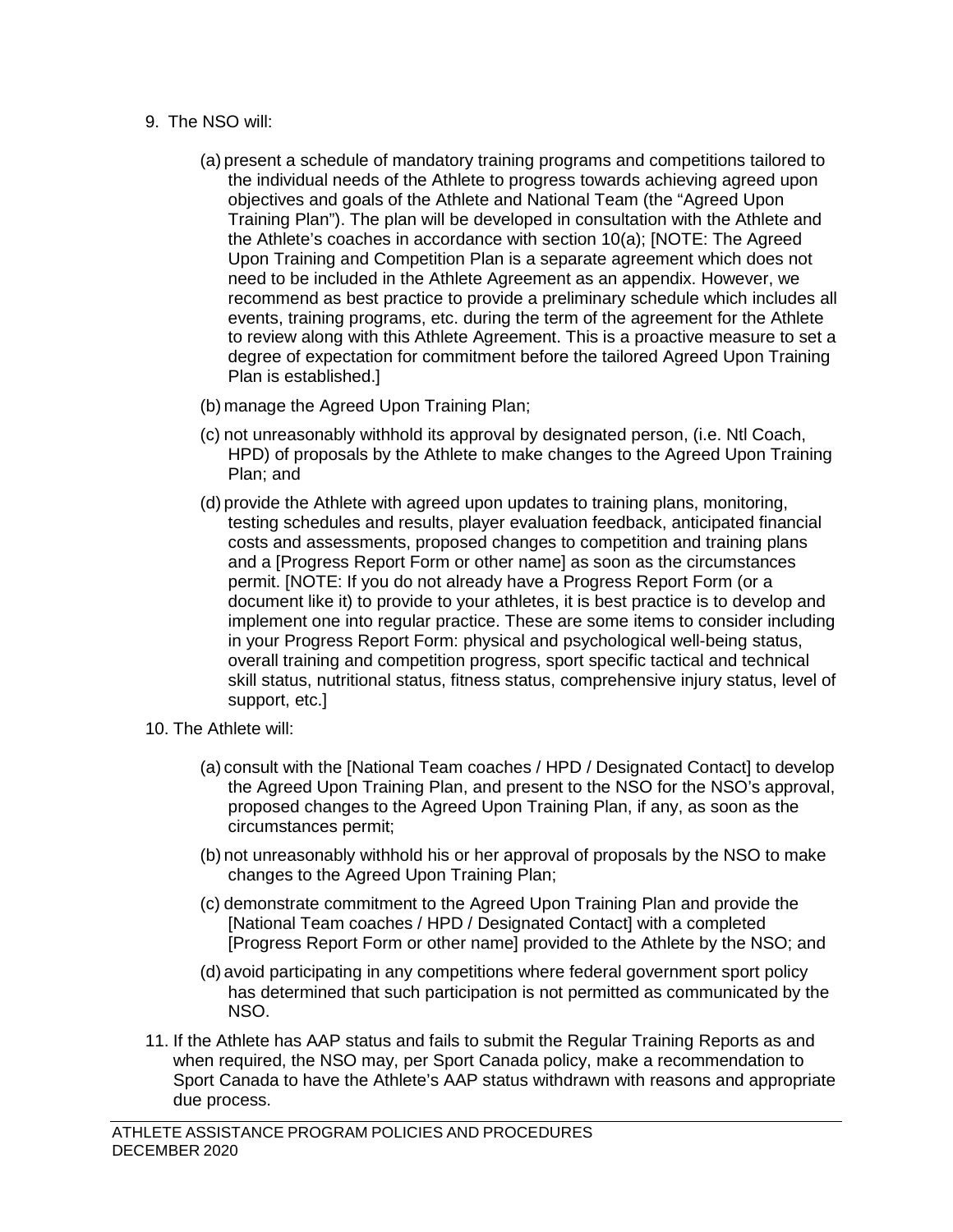9. The NSO will:

   (a) present a schedule of mandatory training programs and competitions tailored to the individual needs of the Athlete to progress towards achieving agreed upon objectives and goals of the Athlete and National Team (the "Agreed Upon Training Plan"). The plan will be developed in consultation with the Athlete and the Athlete's coaches in accordance with section 10(a); [NOTE: The Agreed Upon Training and Competition Plan is a separate agreement which does not need to be included in the Athlete Agreement as an appendix. However, we recommend as best practice to provide a preliminary schedule which includes all events, training programs, etc. during the term of the agreement for the Athlete to review along with this Athlete Agreement. This is a proactive measure to set a degree of expectation for commitment before the tailored Agreed Upon Training Plan is established.]

   (b) manage the Agreed Upon Training Plan;

   (c) not unreasonably withhold its approval by designated person, (i.e. Ntl Coach, HPD) of proposals by the Athlete to make changes to the Agreed Upon Training Plan; and

   (d) provide the Athlete with agreed upon updates to training plans, monitoring, testing schedules and results, player evaluation feedback, anticipated financial costs and assessments, proposed changes to competition and training plans and a [Progress Report Form or other name] as soon as the circumstances permit. [NOTE: If you do not already have a Progress Report Form (or a document like it) to provide to your athletes, it is best practice is to develop and implement one into regular practice. These are some items to consider including in your Progress Report Form: physical and psychological well-being status, overall training and competition progress, sport specific tactical and technical skill status, nutritional status, fitness status, comprehensive injury status, level of support, etc.]

10. The Athlete will:

    (a) consult with the [National Team coaches / HPD / Designated Contact] to develop the Agreed Upon Training Plan, and present to the NSO for the NSO's approval, proposed changes to the Agreed Upon Training Plan, if any, as soon as the circumstances permit;

    (b) not unreasonably withhold his or her approval of proposals by the NSO to make changes to the Agreed Upon Training Plan;

    (c) demonstrate commitment to the Agreed Upon Training Plan and provide the [National Team coaches / HPD / Designated Contact] with a completed [Progress Report Form or other name] provided to the Athlete by the NSO; and

    (d) avoid participating in any competitions where federal government sport policy has determined that such participation is not permitted as communicated by the NSO.

11. If the Athlete has AAP status and fails to submit the Regular Training Reports as and when required, the NSO may, per Sport Canada policy, make a recommendation to Sport Canada to have the Athlete's AAP status withdrawn with reasons and appropriate due process.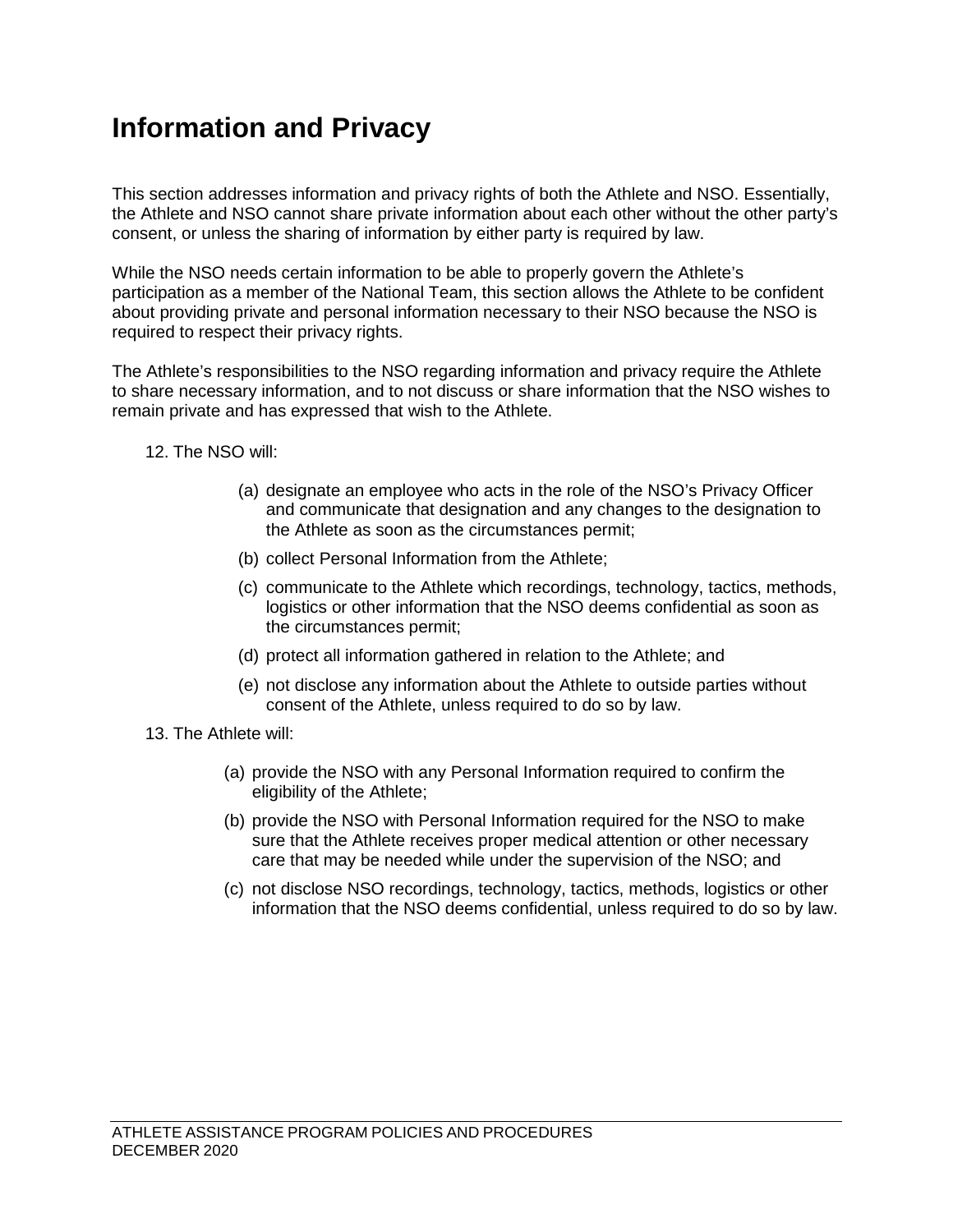# Information and Privacy

This section addresses information and privacy rights of both the Athlete and NSO. Essentially, the Athlete and NSO cannot share private information about each other without the other party's consent, or unless the sharing of information by either party is required by law.

While the NSO needs certain information to be able to properly govern the Athlete's participation as a member of the National Team, this section allows the Athlete to be confident about providing private and personal information necessary to their NSO because the NSO is required to respect their privacy rights.

The Athlete's responsibilities to the NSO regarding information and privacy require the Athlete to share necessary information, and to not discuss or share information that the NSO wishes to remain private and has expressed that wish to the Athlete.

12. The NSO will:

    (a) designate an employee who acts in the role of the NSO's Privacy Officer and communicate that designation and any changes to the designation to the Athlete as soon as the circumstances permit;

    (b) collect Personal Information from the Athlete;

    (c) communicate to the Athlete which recordings, technology, tactics, methods, logistics or other information that the NSO deems confidential as soon as the circumstances permit;

    (d) protect all information gathered in relation to the Athlete; and

    (e) not disclose any information about the Athlete to outside parties without consent of the Athlete, unless required to do so by law.

13. The Athlete will:

    (a) provide the NSO with any Personal Information required to confirm the eligibility of the Athlete;

    (b) provide the NSO with Personal Information required for the NSO to make sure that the Athlete receives proper medical attention or other necessary care that may be needed while under the supervision of the NSO; and

    (c) not disclose NSO recordings, technology, tactics, methods, logistics or other information that the NSO deems confidential, unless required to do so by law.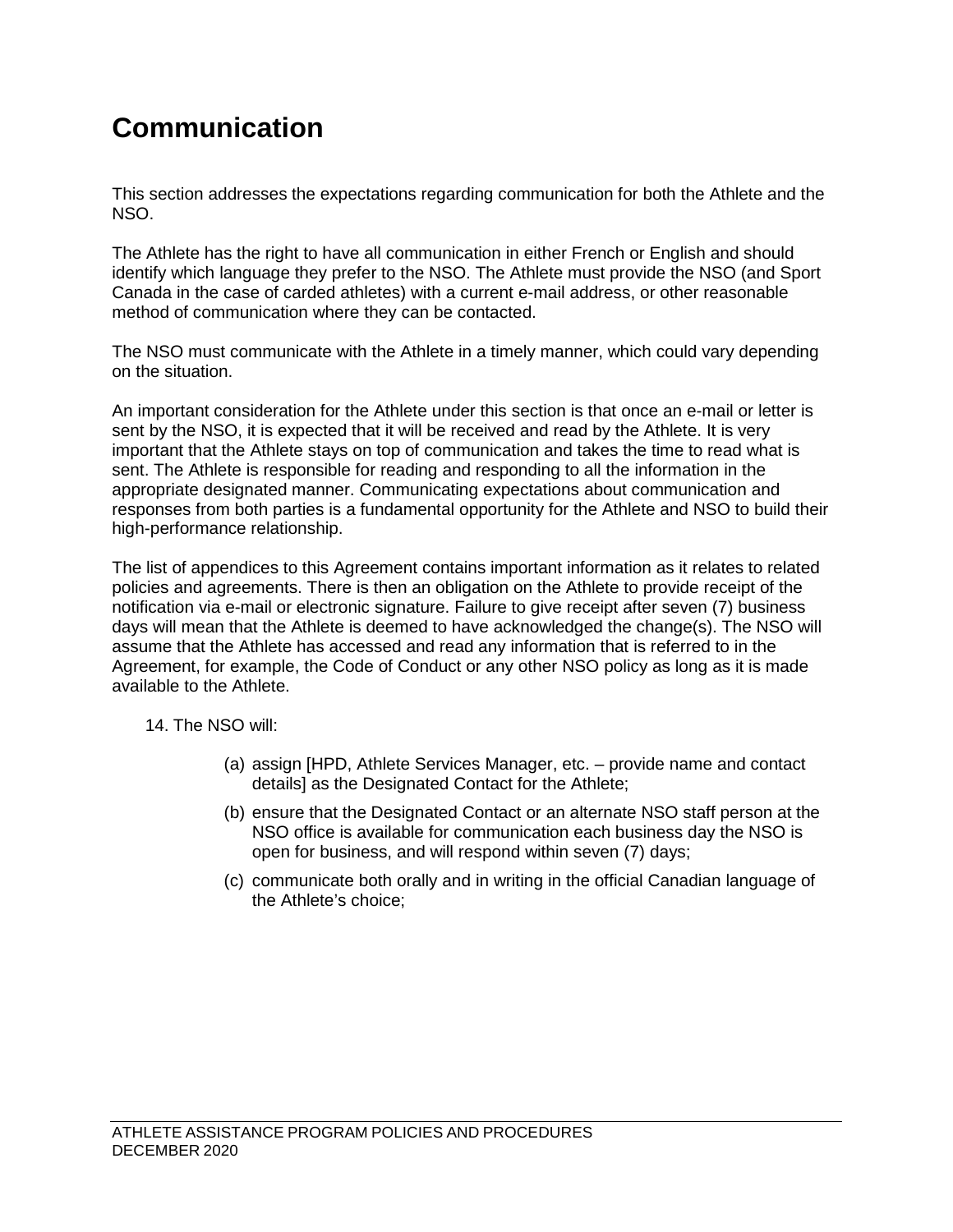# Communication

This section addresses the expectations regarding communication for both the Athlete and the NSO.

The Athlete has the right to have all communication in either French or English and should identify which language they prefer to the NSO. The Athlete must provide the NSO (and Sport Canada in the case of carded athletes) with a current e-mail address, or other reasonable method of communication where they can be contacted.

The NSO must communicate with the Athlete in a timely manner, which could vary depending on the situation.

An important consideration for the Athlete under this section is that once an e-mail or letter is sent by the NSO, it is expected that it will be received and read by the Athlete. It is very important that the Athlete stays on top of communication and takes the time to read what is sent. The Athlete is responsible for reading and responding to all the information in the appropriate designated manner. Communicating expectations about communication and responses from both parties is a fundamental opportunity for the Athlete and NSO to build their high-performance relationship.

The list of appendices to this Agreement contains important information as it relates to related policies and agreements. There is then an obligation on the Athlete to provide receipt of the notification via e-mail or electronic signature. Failure to give receipt after seven (7) business days will mean that the Athlete is deemed to have acknowledged the change(s). The NSO will assume that the Athlete has accessed and read any information that is referred to in the Agreement, for example, the Code of Conduct or any other NSO policy as long as it is made available to the Athlete.

14. The NSO will:

    (a) assign [HPD, Athlete Services Manager, etc. – provide name and contact details] as the Designated Contact for the Athlete;

    (b) ensure that the Designated Contact or an alternate NSO staff person at the NSO office is available for communication each business day the NSO is open for business, and will respond within seven (7) days;

    (c) communicate both orally and in writing in the official Canadian language of the Athlete's choice;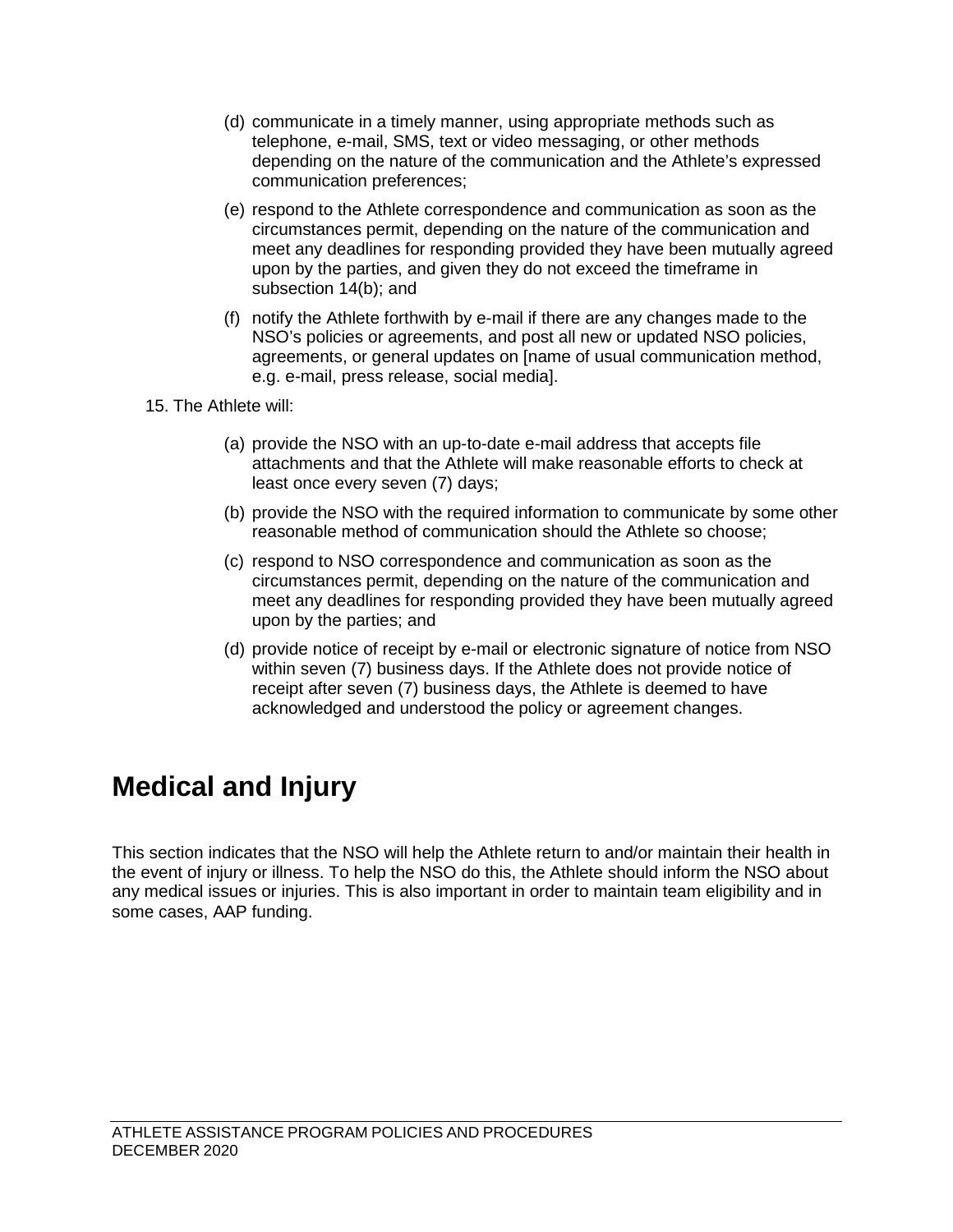(d) communicate in a timely manner, using appropriate methods such as telephone, e-mail, SMS, text or video messaging, or other methods depending on the nature of the communication and the Athlete's expressed communication preferences;

(e) respond to the Athlete correspondence and communication as soon as the circumstances permit, depending on the nature of the communication and meet any deadlines for responding provided they have been mutually agreed upon by the parties, and given they do not exceed the timeframe in subsection 14(b); and

(f) notify the Athlete forthwith by e-mail if there are any changes made to the NSO's policies or agreements, and post all new or updated NSO policies, agreements, or general updates on [name of usual communication method, e.g. e-mail, press release, social media].

15. The Athlete will:

(a) provide the NSO with an up-to-date e-mail address that accepts file attachments and that the Athlete will make reasonable efforts to check at least once every seven (7) days;

(b) provide the NSO with the required information to communicate by some other reasonable method of communication should the Athlete so choose;

(c) respond to NSO correspondence and communication as soon as the circumstances permit, depending on the nature of the communication and meet any deadlines for responding provided they have been mutually agreed upon by the parties; and

(d) provide notice of receipt by e-mail or electronic signature of notice from NSO within seven (7) business days. If the Athlete does not provide notice of receipt after seven (7) business days, the Athlete is deemed to have acknowledged and understood the policy or agreement changes.

# Medical and Injury

This section indicates that the NSO will help the Athlete return to and/or maintain their health in the event of injury or illness. To help the NSO do this, the Athlete should inform the NSO about any medical issues or injuries. This is also important in order to maintain team eligibility and in some cases, AAP funding.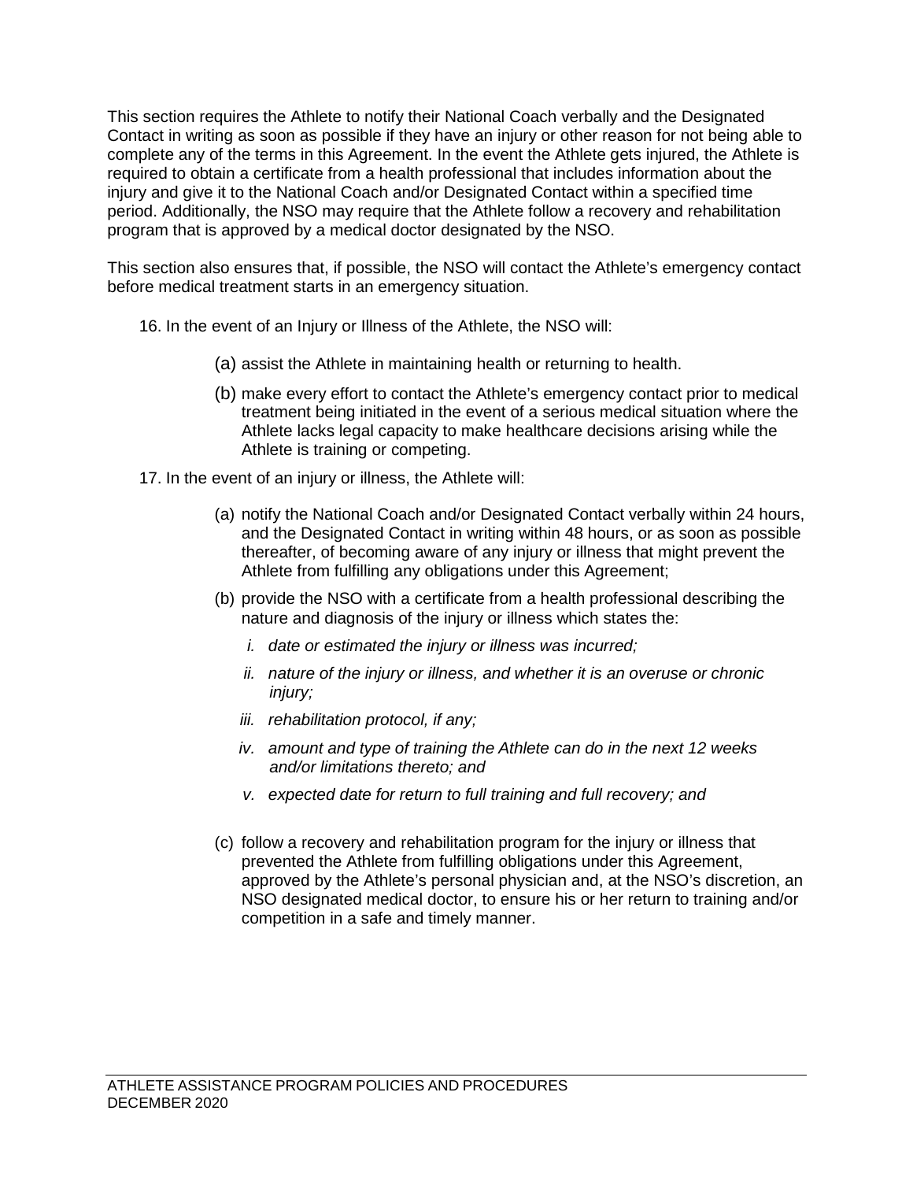This section requires the Athlete to notify their National Coach verbally and the Designated Contact in writing as soon as possible if they have an injury or other reason for not being able to complete any of the terms in this Agreement. In the event the Athlete gets injured, the Athlete is required to obtain a certificate from a health professional that includes information about the injury and give it to the National Coach and/or Designated Contact within a specified time period. Additionally, the NSO may require that the Athlete follow a recovery and rehabilitation program that is approved by a medical doctor designated by the NSO.

This section also ensures that, if possible, the NSO will contact the Athlete's emergency contact before medical treatment starts in an emergency situation.

16. In the event of an Injury or Illness of the Athlete, the NSO will:

    (a) assist the Athlete in maintaining health or returning to health.

    (b) make every effort to contact the Athlete's emergency contact prior to medical treatment being initiated in the event of a serious medical situation where the Athlete lacks legal capacity to make healthcare decisions arising while the Athlete is training or competing.

17. In the event of an injury or illness, the Athlete will:

    (a) notify the National Coach and/or Designated Contact verbally within 24 hours, and the Designated Contact in writing within 48 hours, or as soon as possible thereafter, of becoming aware of any injury or illness that might prevent the Athlete from fulfilling any obligations under this Agreement;

    (b) provide the NSO with a certificate from a health professional describing the nature and diagnosis of the injury or illness which states the:

        i. *date or estimated the injury or illness was incurred;*

        ii. *nature of the injury or illness, and whether it is an overuse or chronic injury;*

        iii. *rehabilitation protocol, if any;*

        iv. *amount and type of training the Athlete can do in the next 12 weeks and/or limitations thereto; and*

        v. *expected date for return to full training and full recovery; and*

    (c) follow a recovery and rehabilitation program for the injury or illness that prevented the Athlete from fulfilling obligations under this Agreement, approved by the Athlete's personal physician and, at the NSO's discretion, an NSO designated medical doctor, to ensure his or her return to training and/or competition in a safe and timely manner.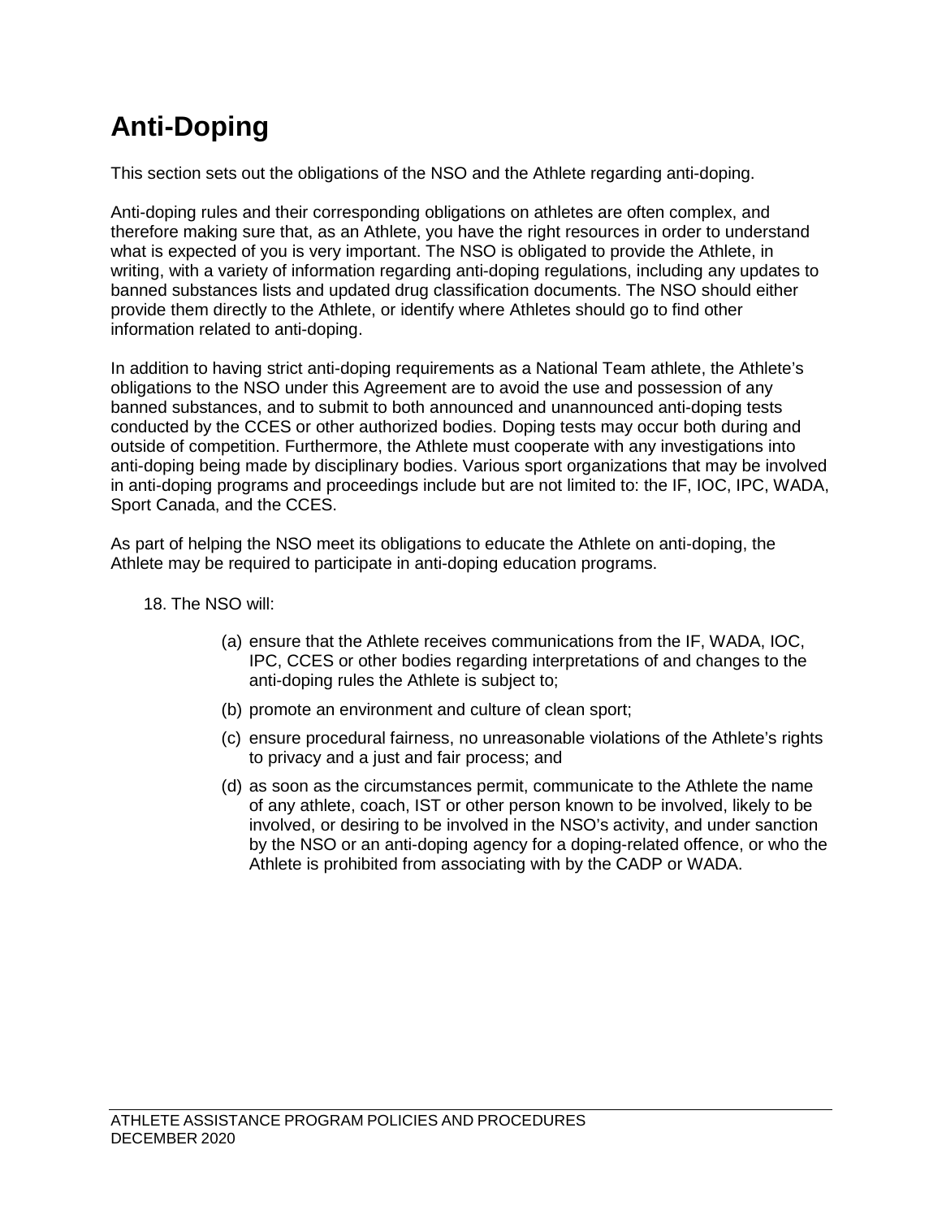# Anti-Doping

This section sets out the obligations of the NSO and the Athlete regarding anti-doping.

Anti-doping rules and their corresponding obligations on athletes are often complex, and therefore making sure that, as an Athlete, you have the right resources in order to understand what is expected of you is very important. The NSO is obligated to provide the Athlete, in writing, with a variety of information regarding anti-doping regulations, including any updates to banned substances lists and updated drug classification documents. The NSO should either provide them directly to the Athlete, or identify where Athletes should go to find other information related to anti-doping.

In addition to having strict anti-doping requirements as a National Team athlete, the Athlete's obligations to the NSO under this Agreement are to avoid the use and possession of any banned substances, and to submit to both announced and unannounced anti-doping tests conducted by the CCES or other authorized bodies. Doping tests may occur both during and outside of competition. Furthermore, the Athlete must cooperate with any investigations into anti-doping being made by disciplinary bodies. Various sport organizations that may be involved in anti-doping programs and proceedings include but are not limited to: the IF, IOC, IPC, WADA, Sport Canada, and the CCES.

As part of helping the NSO meet its obligations to educate the Athlete on anti-doping, the Athlete may be required to participate in anti-doping education programs.

18. The NSO will:

   (a) ensure that the Athlete receives communications from the IF, WADA, IOC, IPC, CCES or other bodies regarding interpretations of and changes to the anti-doping rules the Athlete is subject to;

   (b) promote an environment and culture of clean sport;

   (c) ensure procedural fairness, no unreasonable violations of the Athlete's rights to privacy and a just and fair process; and

   (d) as soon as the circumstances permit, communicate to the Athlete the name of any athlete, coach, IST or other person known to be involved, likely to be involved, or desiring to be involved in the NSO's activity, and under sanction by the NSO or an anti-doping agency for a doping-related offence, or who the Athlete is prohibited from associating with by the CADP or WADA.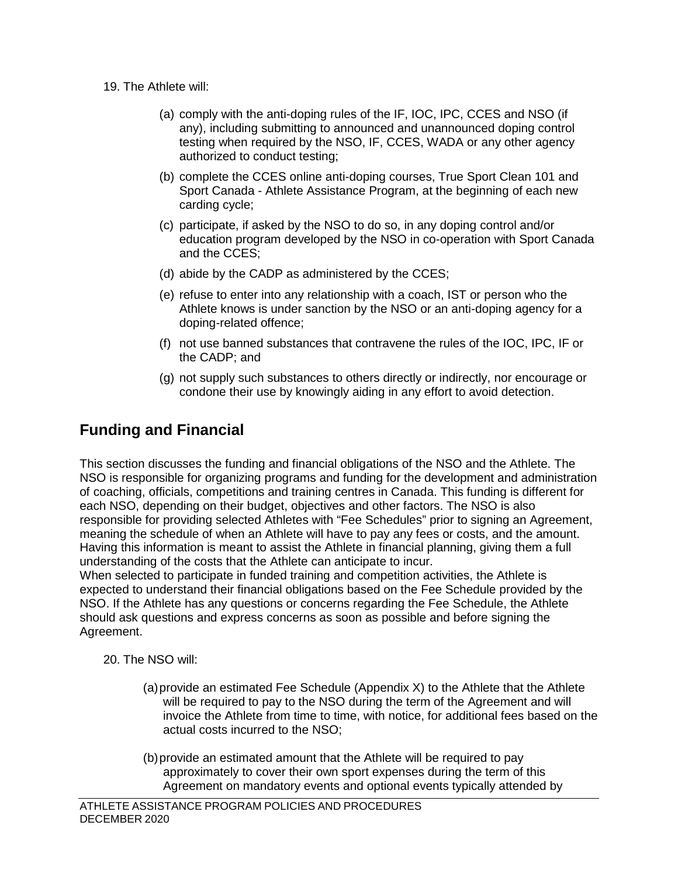19. The Athlete will:

    (a) comply with the anti-doping rules of the IF, IOC, IPC, CCES and NSO (if any), including submitting to announced and unannounced doping control testing when required by the NSO, IF, CCES, WADA or any other agency authorized to conduct testing;

    (b) complete the CCES online anti-doping courses, True Sport Clean 101 and Sport Canada - Athlete Assistance Program, at the beginning of each new carding cycle;

    (c) participate, if asked by the NSO to do so, in any doping control and/or education program developed by the NSO in co-operation with Sport Canada and the CCES;

    (d) abide by the CADP as administered by the CCES;

    (e) refuse to enter into any relationship with a coach, IST or person who the Athlete knows is under sanction by the NSO or an anti-doping agency for a doping-related offence;

    (f) not use banned substances that contravene the rules of the IOC, IPC, IF or the CADP; and

    (g) not supply such substances to others directly or indirectly, nor encourage or condone their use by knowingly aiding in any effort to avoid detection.

## Funding and Financial

This section discusses the funding and financial obligations of the NSO and the Athlete. The NSO is responsible for organizing programs and funding for the development and administration of coaching, officials, competitions and training centres in Canada. This funding is different for each NSO, depending on their budget, objectives and other factors. The NSO is also responsible for providing selected Athletes with "Fee Schedules" prior to signing an Agreement, meaning the schedule of when an Athlete will have to pay any fees or costs, and the amount. Having this information is meant to assist the Athlete in financial planning, giving them a full understanding of the costs that the Athlete can anticipate to incur.
When selected to participate in funded training and competition activities, the Athlete is expected to understand their financial obligations based on the Fee Schedule provided by the NSO. If the Athlete has any questions or concerns regarding the Fee Schedule, the Athlete should ask questions and express concerns as soon as possible and before signing the Agreement.

20. The NSO will:

    (a) provide an estimated Fee Schedule (Appendix X) to the Athlete that the Athlete will be required to pay to the NSO during the term of the Agreement and will invoice the Athlete from time to time, with notice, for additional fees based on the actual costs incurred to the NSO;

    (b) provide an estimated amount that the Athlete will be required to pay approximately to cover their own sport expenses during the term of this Agreement on mandatory events and optional events typically attended by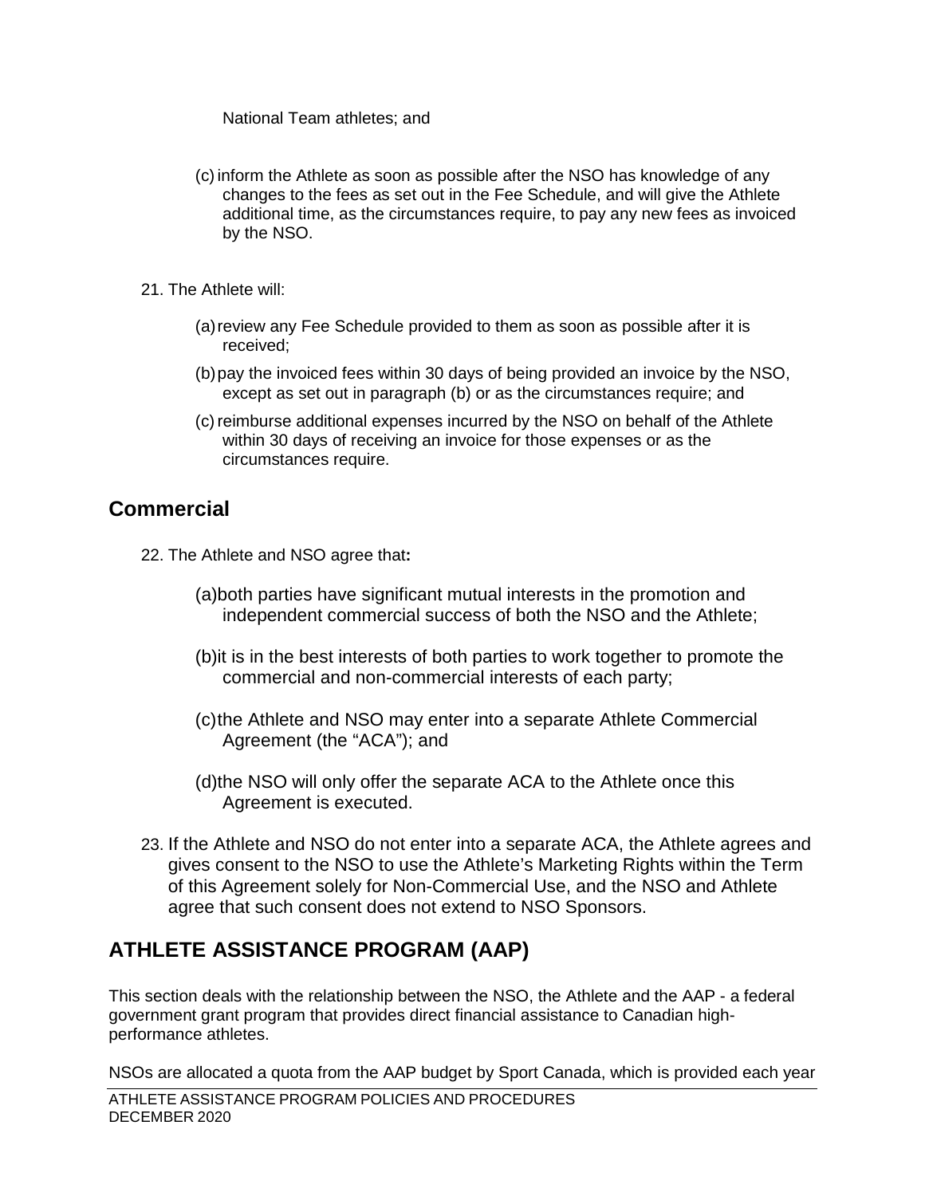National Team athletes; and

(c) inform the Athlete as soon as possible after the NSO has knowledge of any changes to the fees as set out in the Fee Schedule, and will give the Athlete additional time, as the circumstances require, to pay any new fees as invoiced by the NSO.

21. The Athlete will:

(a) review any Fee Schedule provided to them as soon as possible after it is received;

(b) pay the invoiced fees within 30 days of being provided an invoice by the NSO, except as set out in paragraph (b) or as the circumstances require; and

(c) reimburse additional expenses incurred by the NSO on behalf of the Athlete within 30 days of receiving an invoice for those expenses or as the circumstances require.

## Commercial

22. The Athlete and NSO agree that**:**

(a) both parties have significant mutual interests in the promotion and independent commercial success of both the NSO and the Athlete;

(b) it is in the best interests of both parties to work together to promote the commercial and non-commercial interests of each party;

(c) the Athlete and NSO may enter into a separate Athlete Commercial Agreement (the "ACA"); and

(d) the NSO will only offer the separate ACA to the Athlete once this Agreement is executed.

23. If the Athlete and NSO do not enter into a separate ACA, the Athlete agrees and gives consent to the NSO to use the Athlete's Marketing Rights within the Term of this Agreement solely for Non-Commercial Use, and the NSO and Athlete agree that such consent does not extend to NSO Sponsors.

## ATHLETE ASSISTANCE PROGRAM (AAP)

This section deals with the relationship between the NSO, the Athlete and the AAP - a federal government grant program that provides direct financial assistance to Canadian high-performance athletes.

NSOs are allocated a quota from the AAP budget by Sport Canada, which is provided each year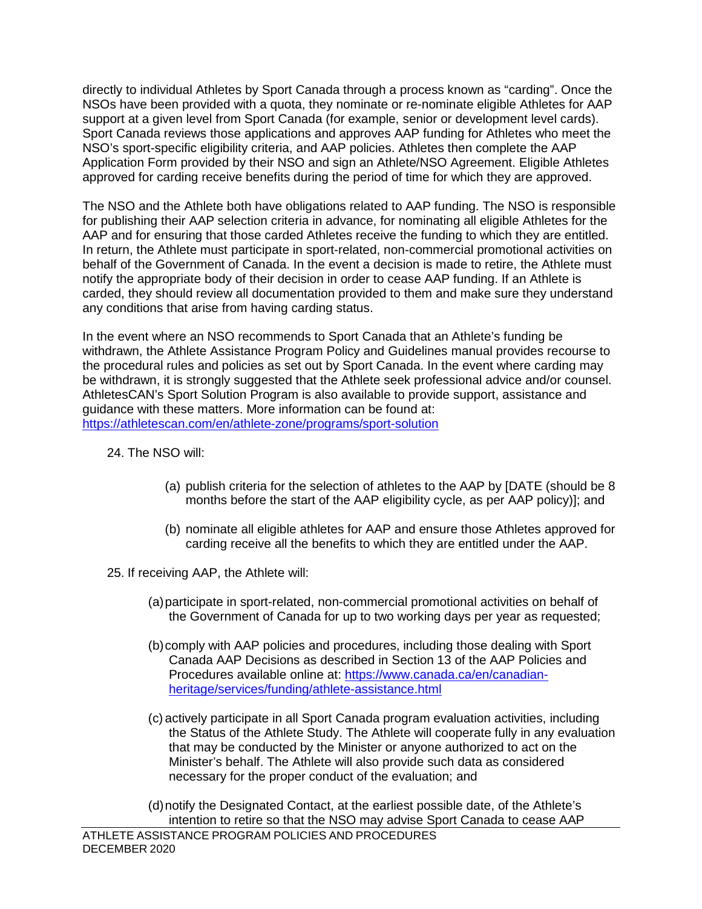directly to individual Athletes by Sport Canada through a process known as "carding". Once the NSOs have been provided with a quota, they nominate or re-nominate eligible Athletes for AAP support at a given level from Sport Canada (for example, senior or development level cards). Sport Canada reviews those applications and approves AAP funding for Athletes who meet the NSO's sport-specific eligibility criteria, and AAP policies. Athletes then complete the AAP Application Form provided by their NSO and sign an Athlete/NSO Agreement. Eligible Athletes approved for carding receive benefits during the period of time for which they are approved.

The NSO and the Athlete both have obligations related to AAP funding. The NSO is responsible for publishing their AAP selection criteria in advance, for nominating all eligible Athletes for the AAP and for ensuring that those carded Athletes receive the funding to which they are entitled. In return, the Athlete must participate in sport-related, non-commercial promotional activities on behalf of the Government of Canada. In the event a decision is made to retire, the Athlete must notify the appropriate body of their decision in order to cease AAP funding. If an Athlete is carded, they should review all documentation provided to them and make sure they understand any conditions that arise from having carding status.

In the event where an NSO recommends to Sport Canada that an Athlete's funding be withdrawn, the Athlete Assistance Program Policy and Guidelines manual provides recourse to the procedural rules and policies as set out by Sport Canada. In the event where carding may be withdrawn, it is strongly suggested that the Athlete seek professional advice and/or counsel. AthletesCAN's Sport Solution Program is also available to provide support, assistance and guidance with these matters. More information can be found at: https://athletescan.com/en/athlete-zone/programs/sport-solution

24. The NSO will:

   (a) publish criteria for the selection of athletes to the AAP by [DATE (should be 8 months before the start of the AAP eligibility cycle, as per AAP policy)]; and

   (b) nominate all eligible athletes for AAP and ensure those Athletes approved for carding receive all the benefits to which they are entitled under the AAP.

25. If receiving AAP, the Athlete will:

   (a) participate in sport-related, non-commercial promotional activities on behalf of the Government of Canada for up to two working days per year as requested;

   (b) comply with AAP policies and procedures, including those dealing with Sport Canada AAP Decisions as described in Section 13 of the AAP Policies and Procedures available online at: https://www.canada.ca/en/canadian-heritage/services/funding/athlete-assistance.html

   (c) actively participate in all Sport Canada program evaluation activities, including the Status of the Athlete Study. The Athlete will cooperate fully in any evaluation that may be conducted by the Minister or anyone authorized to act on the Minister's behalf. The Athlete will also provide such data as considered necessary for the proper conduct of the evaluation; and

   (d) notify the Designated Contact, at the earliest possible date, of the Athlete's intention to retire so that the NSO may advise Sport Canada to cease AAP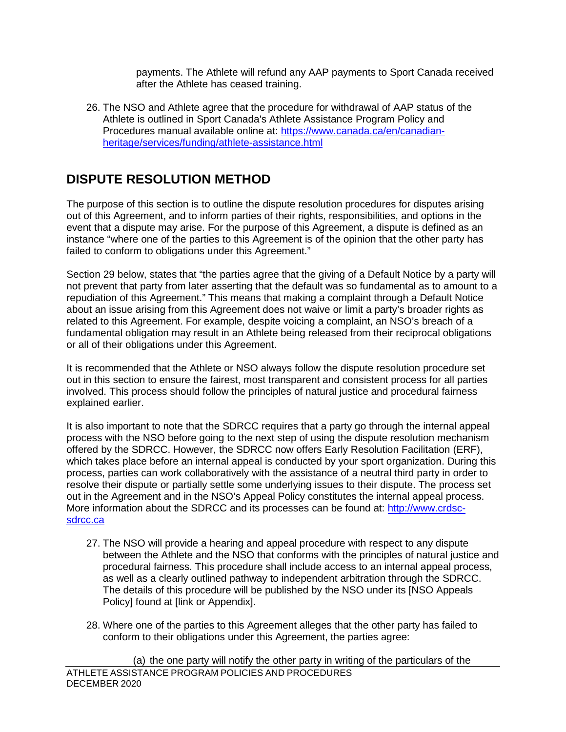payments. The Athlete will refund any AAP payments to Sport Canada received after the Athlete has ceased training.

26. The NSO and Athlete agree that the procedure for withdrawal of AAP status of the Athlete is outlined in Sport Canada's Athlete Assistance Program Policy and Procedures manual available online at: https://www.canada.ca/en/canadian-heritage/services/funding/athlete-assistance.html

## DISPUTE RESOLUTION METHOD

The purpose of this section is to outline the dispute resolution procedures for disputes arising out of this Agreement, and to inform parties of their rights, responsibilities, and options in the event that a dispute may arise. For the purpose of this Agreement, a dispute is defined as an instance "where one of the parties to this Agreement is of the opinion that the other party has failed to conform to obligations under this Agreement."

Section 29 below, states that "the parties agree that the giving of a Default Notice by a party will not prevent that party from later asserting that the default was so fundamental as to amount to a repudiation of this Agreement." This means that making a complaint through a Default Notice about an issue arising from this Agreement does not waive or limit a party's broader rights as related to this Agreement. For example, despite voicing a complaint, an NSO's breach of a fundamental obligation may result in an Athlete being released from their reciprocal obligations or all of their obligations under this Agreement.

It is recommended that the Athlete or NSO always follow the dispute resolution procedure set out in this section to ensure the fairest, most transparent and consistent process for all parties involved. This process should follow the principles of natural justice and procedural fairness explained earlier.

It is also important to note that the SDRCC requires that a party go through the internal appeal process with the NSO before going to the next step of using the dispute resolution mechanism offered by the SDRCC. However, the SDRCC now offers Early Resolution Facilitation (ERF), which takes place before an internal appeal is conducted by your sport organization. During this process, parties can work collaboratively with the assistance of a neutral third party in order to resolve their dispute or partially settle some underlying issues to their dispute. The process set out in the Agreement and in the NSO's Appeal Policy constitutes the internal appeal process. More information about the SDRCC and its processes can be found at: http://www.crdsc-sdrcc.ca

27. The NSO will provide a hearing and appeal procedure with respect to any dispute between the Athlete and the NSO that conforms with the principles of natural justice and procedural fairness. This procedure shall include access to an internal appeal process, as well as a clearly outlined pathway to independent arbitration through the SDRCC. The details of this procedure will be published by the NSO under its [NSO Appeals Policy] found at [link or Appendix].

28. Where one of the parties to this Agreement alleges that the other party has failed to conform to their obligations under this Agreement, the parties agree:

    (a) the one party will notify the other party in writing of the particulars of the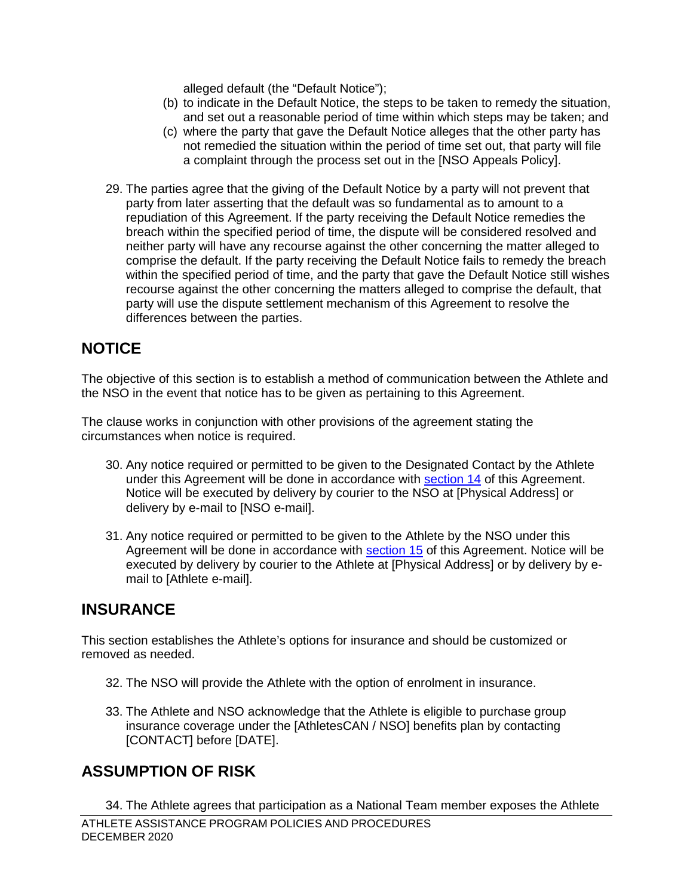alleged default (the “Default Notice”);

(b) to indicate in the Default Notice, the steps to be taken to remedy the situation, and set out a reasonable period of time within which steps may be taken; and

(c) where the party that gave the Default Notice alleges that the other party has not remedied the situation within the period of time set out, that party will file a complaint through the process set out in the [NSO Appeals Policy].

29. The parties agree that the giving of the Default Notice by a party will not prevent that party from later asserting that the default was so fundamental as to amount to a repudiation of this Agreement. If the party receiving the Default Notice remedies the breach within the specified period of time, the dispute will be considered resolved and neither party will have any recourse against the other concerning the matter alleged to comprise the default. If the party receiving the Default Notice fails to remedy the breach within the specified period of time, and the party that gave the Default Notice still wishes recourse against the other concerning the matters alleged to comprise the default, that party will use the dispute settlement mechanism of this Agreement to resolve the differences between the parties.

## NOTICE

The objective of this section is to establish a method of communication between the Athlete and the NSO in the event that notice has to be given as pertaining to this Agreement.

The clause works in conjunction with other provisions of the agreement stating the circumstances when notice is required.

30. Any notice required or permitted to be given to the Designated Contact by the Athlete under this Agreement will be done in accordance with section 14 of this Agreement. Notice will be executed by delivery by courier to the NSO at [Physical Address] or delivery by e-mail to [NSO e-mail].

31. Any notice required or permitted to be given to the Athlete by the NSO under this Agreement will be done in accordance with section 15 of this Agreement. Notice will be executed by delivery by courier to the Athlete at [Physical Address] or by delivery by e-mail to [Athlete e-mail].

## INSURANCE

This section establishes the Athlete’s options for insurance and should be customized or removed as needed.

32. The NSO will provide the Athlete with the option of enrolment in insurance.

33. The Athlete and NSO acknowledge that the Athlete is eligible to purchase group insurance coverage under the [AthletesCAN / NSO] benefits plan by contacting [CONTACT] before [DATE].

## ASSUMPTION OF RISK

34. The Athlete agrees that participation as a National Team member exposes the Athlete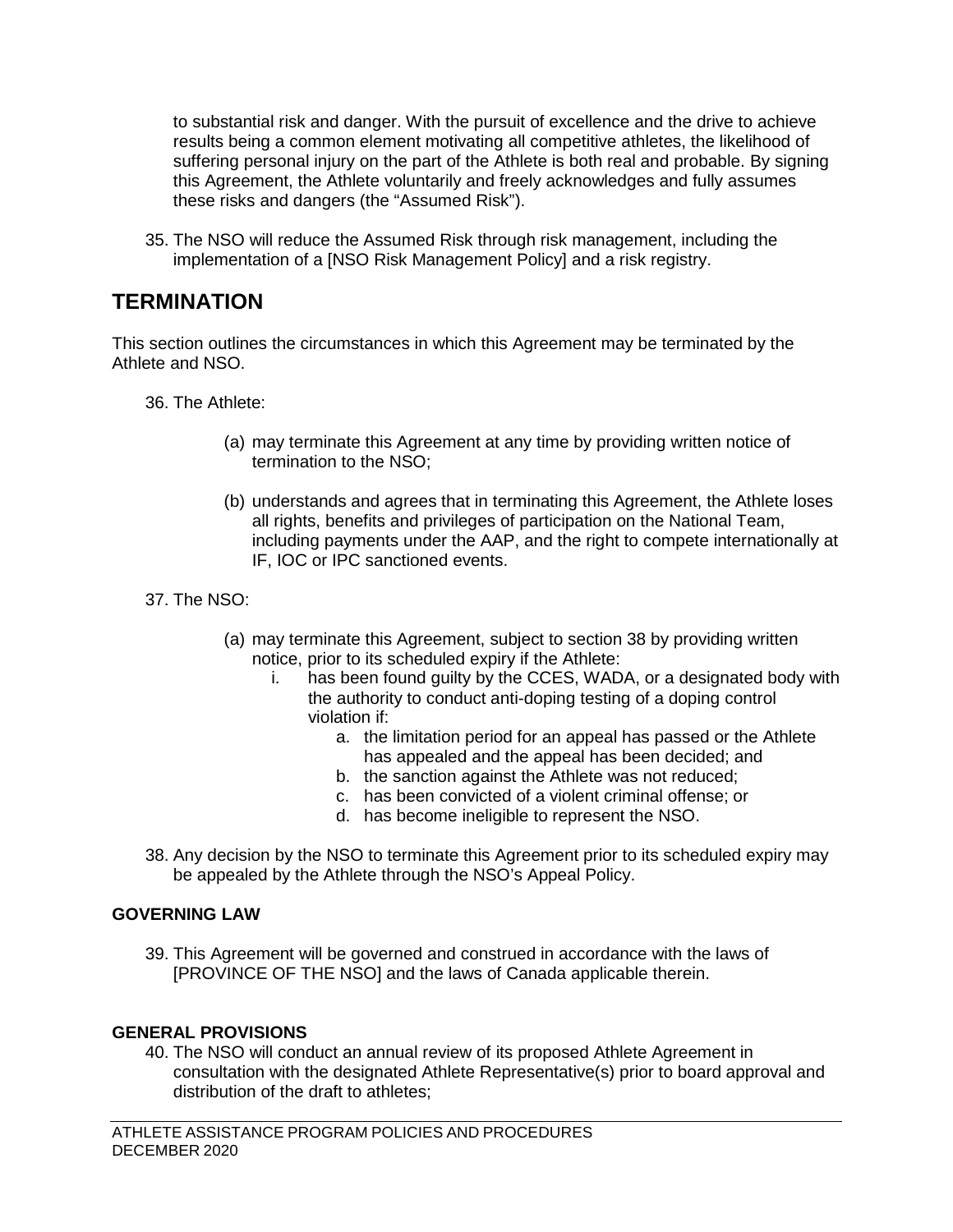to substantial risk and danger. With the pursuit of excellence and the drive to achieve results being a common element motivating all competitive athletes, the likelihood of suffering personal injury on the part of the Athlete is both real and probable. By signing this Agreement, the Athlete voluntarily and freely acknowledges and fully assumes these risks and dangers (the "Assumed Risk").

35. The NSO will reduce the Assumed Risk through risk management, including the implementation of a [NSO Risk Management Policy] and a risk registry.

## TERMINATION

This section outlines the circumstances in which this Agreement may be terminated by the Athlete and NSO.

36. The Athlete:

    (a) may terminate this Agreement at any time by providing written notice of termination to the NSO;

    (b) understands and agrees that in terminating this Agreement, the Athlete loses all rights, benefits and privileges of participation on the National Team, including payments under the AAP, and the right to compete internationally at IF, IOC or IPC sanctioned events.

37. The NSO:

    (a) may terminate this Agreement, subject to section 38 by providing written notice, prior to its scheduled expiry if the Athlete:
        i. has been found guilty by the CCES, WADA, or a designated body with the authority to conduct anti-doping testing of a doping control violation if:
            a. the limitation period for an appeal has passed or the Athlete has appealed and the appeal has been decided; and
            b. the sanction against the Athlete was not reduced;
            c. has been convicted of a violent criminal offense; or
            d. has become ineligible to represent the NSO.

38. Any decision by the NSO to terminate this Agreement prior to its scheduled expiry may be appealed by the Athlete through the NSO's Appeal Policy.

### GOVERNING LAW

39. This Agreement will be governed and construed in accordance with the laws of [PROVINCE OF THE NSO] and the laws of Canada applicable therein.

### GENERAL PROVISIONS

40. The NSO will conduct an annual review of its proposed Athlete Agreement in consultation with the designated Athlete Representative(s) prior to board approval and distribution of the draft to athletes;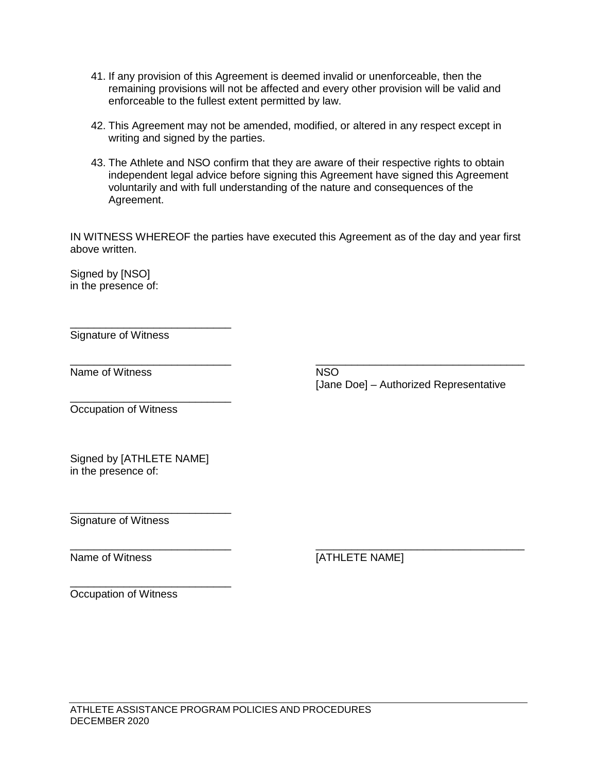41. If any provision of this Agreement is deemed invalid or unenforceable, then the remaining provisions will not be affected and every other provision will be valid and enforceable to the fullest extent permitted by law.

42. This Agreement may not be amended, modified, or altered in any respect except in writing and signed by the parties.

43. The Athlete and NSO confirm that they are aware of their respective rights to obtain independent legal advice before signing this Agreement have signed this Agreement voluntarily and with full understanding of the nature and consequences of the Agreement.

IN WITNESS WHEREOF the parties have executed this Agreement as of the day and year first above written.

Signed by [NSO]
in the presence of:

___________________________
Signature of Witness

___________________________
Name of Witness

___________________________
Occupation of Witness

___________________________________
NSO
[Jane Doe] – Authorized Representative

Signed by [ATHLETE NAME]
in the presence of:

___________________________
Signature of Witness

___________________________
Name of Witness

___________________________
Occupation of Witness

___________________________________
[ATHLETE NAME]